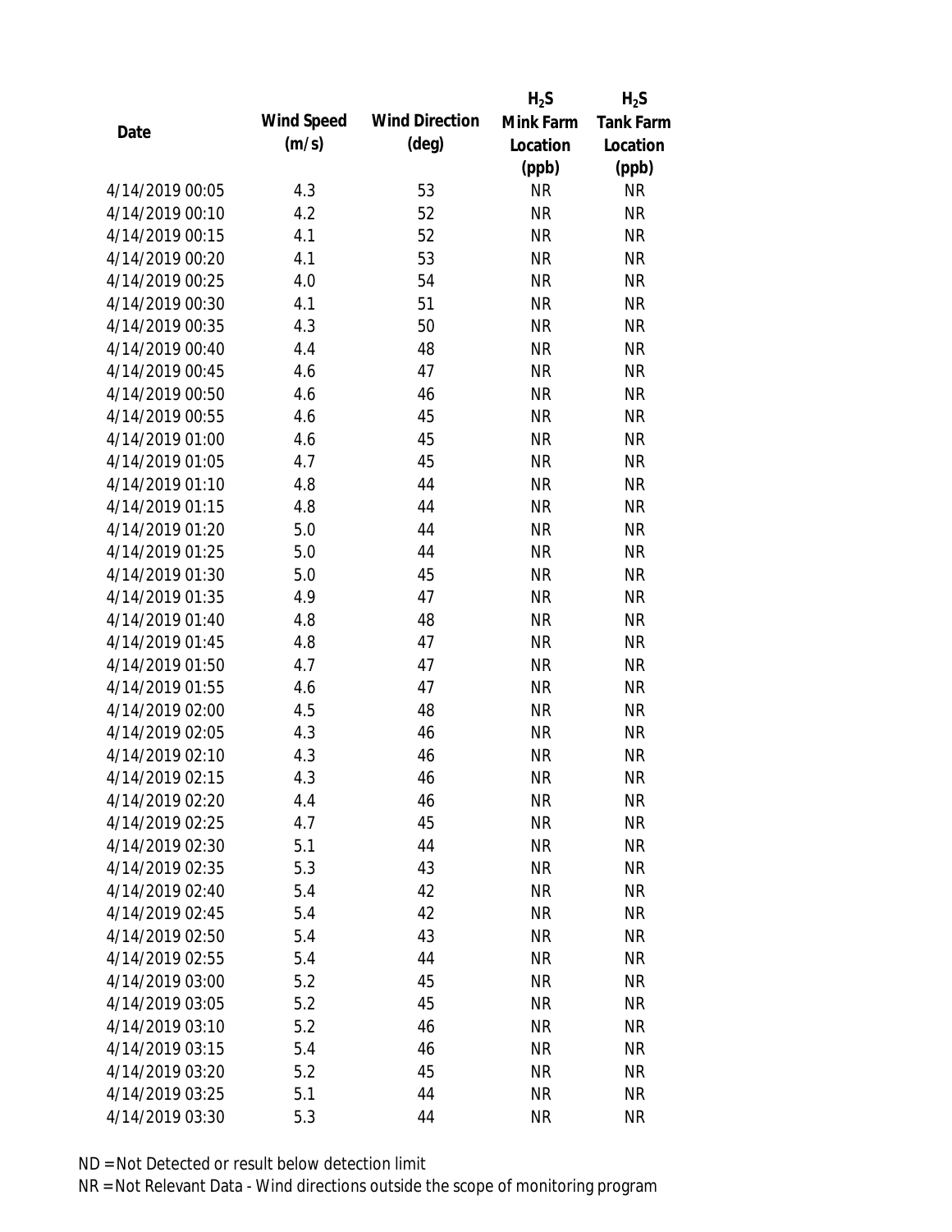| Date | Wind Speed (m/s) | Wind Direction (deg) | $H_2S$ Mink Farm Location (ppb) | $H_2S$ Tank Farm Location (ppb) |
|---|---|---|---|---|
| 4/14/2019 00:05 | 4.3 | 53 | NR | NR |
| 4/14/2019 00:10 | 4.2 | 52 | NR | NR |
| 4/14/2019 00:15 | 4.1 | 52 | NR | NR |
| 4/14/2019 00:20 | 4.1 | 53 | NR | NR |
| 4/14/2019 00:25 | 4.0 | 54 | NR | NR |
| 4/14/2019 00:30 | 4.1 | 51 | NR | NR |
| 4/14/2019 00:35 | 4.3 | 50 | NR | NR |
| 4/14/2019 00:40 | 4.4 | 48 | NR | NR |
| 4/14/2019 00:45 | 4.6 | 47 | NR | NR |
| 4/14/2019 00:50 | 4.6 | 46 | NR | NR |
| 4/14/2019 00:55 | 4.6 | 45 | NR | NR |
| 4/14/2019 01:00 | 4.6 | 45 | NR | NR |
| 4/14/2019 01:05 | 4.7 | 45 | NR | NR |
| 4/14/2019 01:10 | 4.8 | 44 | NR | NR |
| 4/14/2019 01:15 | 4.8 | 44 | NR | NR |
| 4/14/2019 01:20 | 5.0 | 44 | NR | NR |
| 4/14/2019 01:25 | 5.0 | 44 | NR | NR |
| 4/14/2019 01:30 | 5.0 | 45 | NR | NR |
| 4/14/2019 01:35 | 4.9 | 47 | NR | NR |
| 4/14/2019 01:40 | 4.8 | 48 | NR | NR |
| 4/14/2019 01:45 | 4.8 | 47 | NR | NR |
| 4/14/2019 01:50 | 4.7 | 47 | NR | NR |
| 4/14/2019 01:55 | 4.6 | 47 | NR | NR |
| 4/14/2019 02:00 | 4.5 | 48 | NR | NR |
| 4/14/2019 02:05 | 4.3 | 46 | NR | NR |
| 4/14/2019 02:10 | 4.3 | 46 | NR | NR |
| 4/14/2019 02:15 | 4.3 | 46 | NR | NR |
| 4/14/2019 02:20 | 4.4 | 46 | NR | NR |
| 4/14/2019 02:25 | 4.7 | 45 | NR | NR |
| 4/14/2019 02:30 | 5.1 | 44 | NR | NR |
| 4/14/2019 02:35 | 5.3 | 43 | NR | NR |
| 4/14/2019 02:40 | 5.4 | 42 | NR | NR |
| 4/14/2019 02:45 | 5.4 | 42 | NR | NR |
| 4/14/2019 02:50 | 5.4 | 43 | NR | NR |
| 4/14/2019 02:55 | 5.4 | 44 | NR | NR |
| 4/14/2019 03:00 | 5.2 | 45 | NR | NR |
| 4/14/2019 03:05 | 5.2 | 45 | NR | NR |
| 4/14/2019 03:10 | 5.2 | 46 | NR | NR |
| 4/14/2019 03:15 | 5.4 | 46 | NR | NR |
| 4/14/2019 03:20 | 5.2 | 45 | NR | NR |
| 4/14/2019 03:25 | 5.1 | 44 | NR | NR |
| 4/14/2019 03:30 | 5.3 | 44 | NR | NR |

ND = Not Detected or result below detection limit

NR = Not Relevant Data - Wind directions outside the scope of monitoring program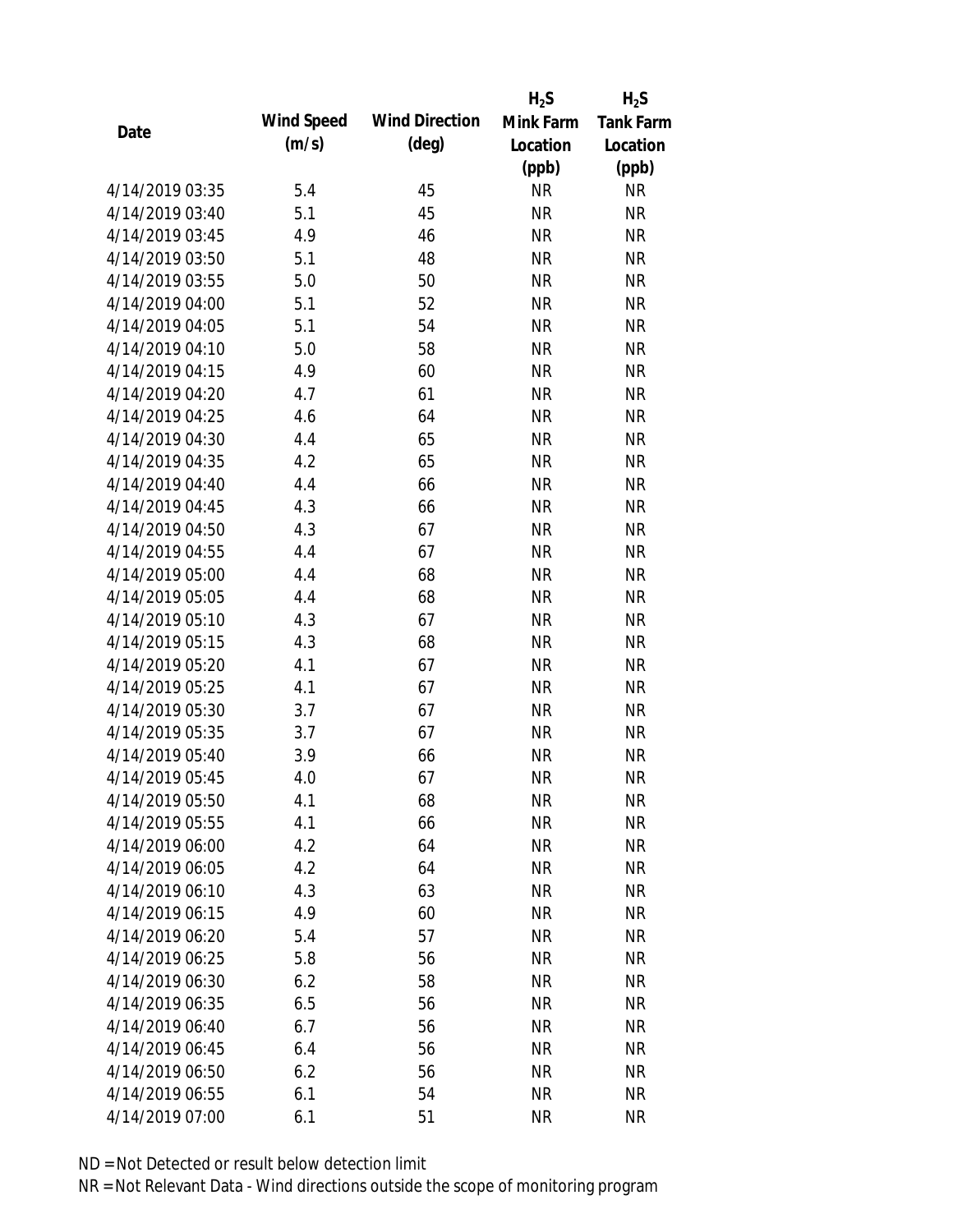| Date | Wind Speed (m/s) | Wind Direction (deg) | $H_2S$ Mink Farm Location (ppb) | $H_2S$ Tank Farm Location (ppb) |
| --- | --- | --- | --- | --- |
| 4/14/2019 03:35 | 5.4 | 45 | NR | NR |
| 4/14/2019 03:40 | 5.1 | 45 | NR | NR |
| 4/14/2019 03:45 | 4.9 | 46 | NR | NR |
| 4/14/2019 03:50 | 5.1 | 48 | NR | NR |
| 4/14/2019 03:55 | 5.0 | 50 | NR | NR |
| 4/14/2019 04:00 | 5.1 | 52 | NR | NR |
| 4/14/2019 04:05 | 5.1 | 54 | NR | NR |
| 4/14/2019 04:10 | 5.0 | 58 | NR | NR |
| 4/14/2019 04:15 | 4.9 | 60 | NR | NR |
| 4/14/2019 04:20 | 4.7 | 61 | NR | NR |
| 4/14/2019 04:25 | 4.6 | 64 | NR | NR |
| 4/14/2019 04:30 | 4.4 | 65 | NR | NR |
| 4/14/2019 04:35 | 4.2 | 65 | NR | NR |
| 4/14/2019 04:40 | 4.4 | 66 | NR | NR |
| 4/14/2019 04:45 | 4.3 | 66 | NR | NR |
| 4/14/2019 04:50 | 4.3 | 67 | NR | NR |
| 4/14/2019 04:55 | 4.4 | 67 | NR | NR |
| 4/14/2019 05:00 | 4.4 | 68 | NR | NR |
| 4/14/2019 05:05 | 4.4 | 68 | NR | NR |
| 4/14/2019 05:10 | 4.3 | 67 | NR | NR |
| 4/14/2019 05:15 | 4.3 | 68 | NR | NR |
| 4/14/2019 05:20 | 4.1 | 67 | NR | NR |
| 4/14/2019 05:25 | 4.1 | 67 | NR | NR |
| 4/14/2019 05:30 | 3.7 | 67 | NR | NR |
| 4/14/2019 05:35 | 3.7 | 67 | NR | NR |
| 4/14/2019 05:40 | 3.9 | 66 | NR | NR |
| 4/14/2019 05:45 | 4.0 | 67 | NR | NR |
| 4/14/2019 05:50 | 4.1 | 68 | NR | NR |
| 4/14/2019 05:55 | 4.1 | 66 | NR | NR |
| 4/14/2019 06:00 | 4.2 | 64 | NR | NR |
| 4/14/2019 06:05 | 4.2 | 64 | NR | NR |
| 4/14/2019 06:10 | 4.3 | 63 | NR | NR |
| 4/14/2019 06:15 | 4.9 | 60 | NR | NR |
| 4/14/2019 06:20 | 5.4 | 57 | NR | NR |
| 4/14/2019 06:25 | 5.8 | 56 | NR | NR |
| 4/14/2019 06:30 | 6.2 | 58 | NR | NR |
| 4/14/2019 06:35 | 6.5 | 56 | NR | NR |
| 4/14/2019 06:40 | 6.7 | 56 | NR | NR |
| 4/14/2019 06:45 | 6.4 | 56 | NR | NR |
| 4/14/2019 06:50 | 6.2 | 56 | NR | NR |
| 4/14/2019 06:55 | 6.1 | 54 | NR | NR |
| 4/14/2019 07:00 | 6.1 | 51 | NR | NR |

ND = Not Detected or result below detection limit

NR = Not Relevant Data - Wind directions outside the scope of monitoring program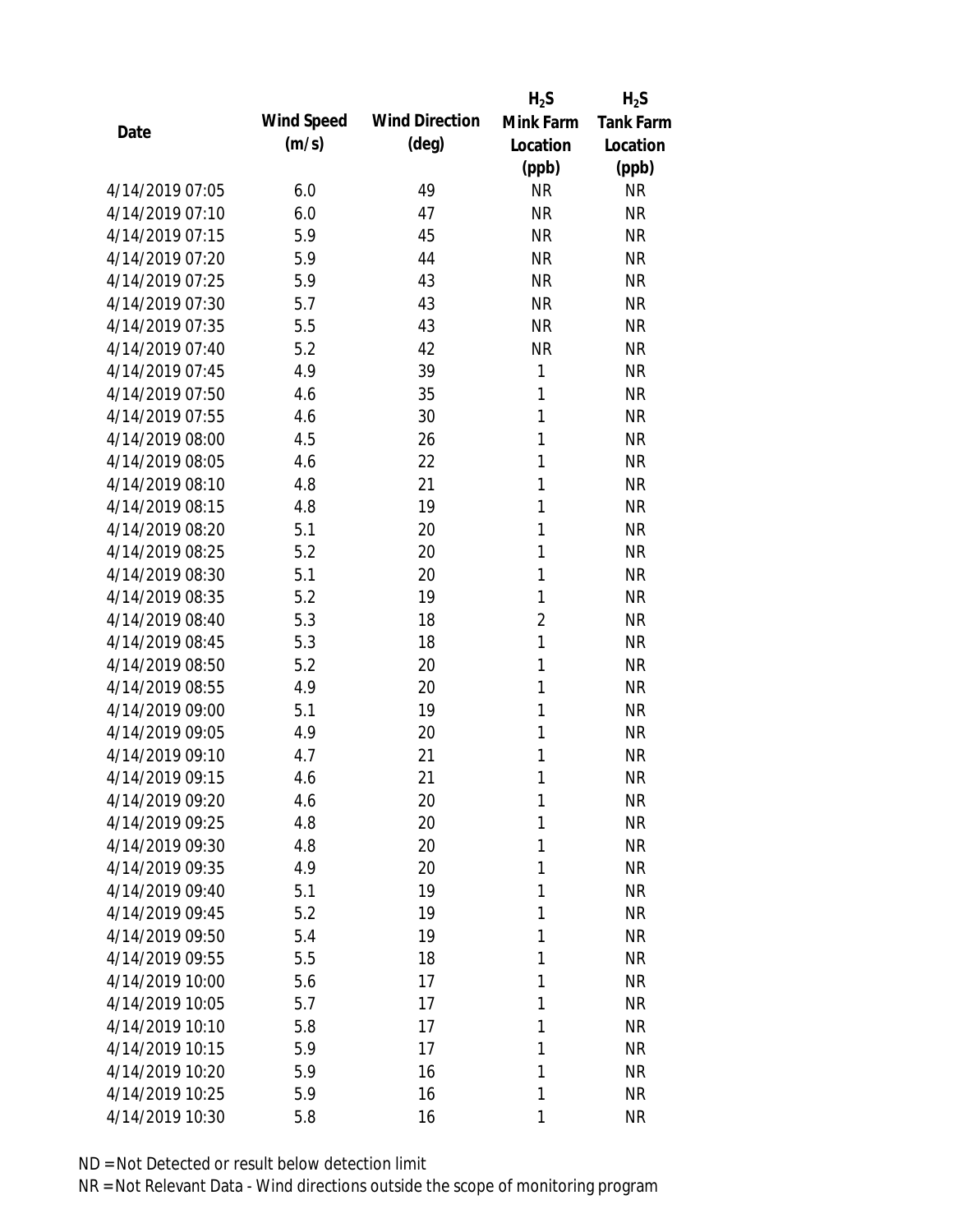| Date | Wind Speed (m/s) | Wind Direction (deg) | $H_2S$ Mink Farm Location (ppb) | $H_2S$ Tank Farm Location (ppb) |
|---|---|---|---|---|
| 4/14/2019 07:05 | 6.0 | 49 | NR | NR |
| 4/14/2019 07:10 | 6.0 | 47 | NR | NR |
| 4/14/2019 07:15 | 5.9 | 45 | NR | NR |
| 4/14/2019 07:20 | 5.9 | 44 | NR | NR |
| 4/14/2019 07:25 | 5.9 | 43 | NR | NR |
| 4/14/2019 07:30 | 5.7 | 43 | NR | NR |
| 4/14/2019 07:35 | 5.5 | 43 | NR | NR |
| 4/14/2019 07:40 | 5.2 | 42 | NR | NR |
| 4/14/2019 07:45 | 4.9 | 39 | 1 | NR |
| 4/14/2019 07:50 | 4.6 | 35 | 1 | NR |
| 4/14/2019 07:55 | 4.6 | 30 | 1 | NR |
| 4/14/2019 08:00 | 4.5 | 26 | 1 | NR |
| 4/14/2019 08:05 | 4.6 | 22 | 1 | NR |
| 4/14/2019 08:10 | 4.8 | 21 | 1 | NR |
| 4/14/2019 08:15 | 4.8 | 19 | 1 | NR |
| 4/14/2019 08:20 | 5.1 | 20 | 1 | NR |
| 4/14/2019 08:25 | 5.2 | 20 | 1 | NR |
| 4/14/2019 08:30 | 5.1 | 20 | 1 | NR |
| 4/14/2019 08:35 | 5.2 | 19 | 1 | NR |
| 4/14/2019 08:40 | 5.3 | 18 | 2 | NR |
| 4/14/2019 08:45 | 5.3 | 18 | 1 | NR |
| 4/14/2019 08:50 | 5.2 | 20 | 1 | NR |
| 4/14/2019 08:55 | 4.9 | 20 | 1 | NR |
| 4/14/2019 09:00 | 5.1 | 19 | 1 | NR |
| 4/14/2019 09:05 | 4.9 | 20 | 1 | NR |
| 4/14/2019 09:10 | 4.7 | 21 | 1 | NR |
| 4/14/2019 09:15 | 4.6 | 21 | 1 | NR |
| 4/14/2019 09:20 | 4.6 | 20 | 1 | NR |
| 4/14/2019 09:25 | 4.8 | 20 | 1 | NR |
| 4/14/2019 09:30 | 4.8 | 20 | 1 | NR |
| 4/14/2019 09:35 | 4.9 | 20 | 1 | NR |
| 4/14/2019 09:40 | 5.1 | 19 | 1 | NR |
| 4/14/2019 09:45 | 5.2 | 19 | 1 | NR |
| 4/14/2019 09:50 | 5.4 | 19 | 1 | NR |
| 4/14/2019 09:55 | 5.5 | 18 | 1 | NR |
| 4/14/2019 10:00 | 5.6 | 17 | 1 | NR |
| 4/14/2019 10:05 | 5.7 | 17 | 1 | NR |
| 4/14/2019 10:10 | 5.8 | 17 | 1 | NR |
| 4/14/2019 10:15 | 5.9 | 17 | 1 | NR |
| 4/14/2019 10:20 | 5.9 | 16 | 1 | NR |
| 4/14/2019 10:25 | 5.9 | 16 | 1 | NR |
| 4/14/2019 10:30 | 5.8 | 16 | 1 | NR |

ND = Not Detected or result below detection limit

NR = Not Relevant Data - Wind directions outside the scope of monitoring program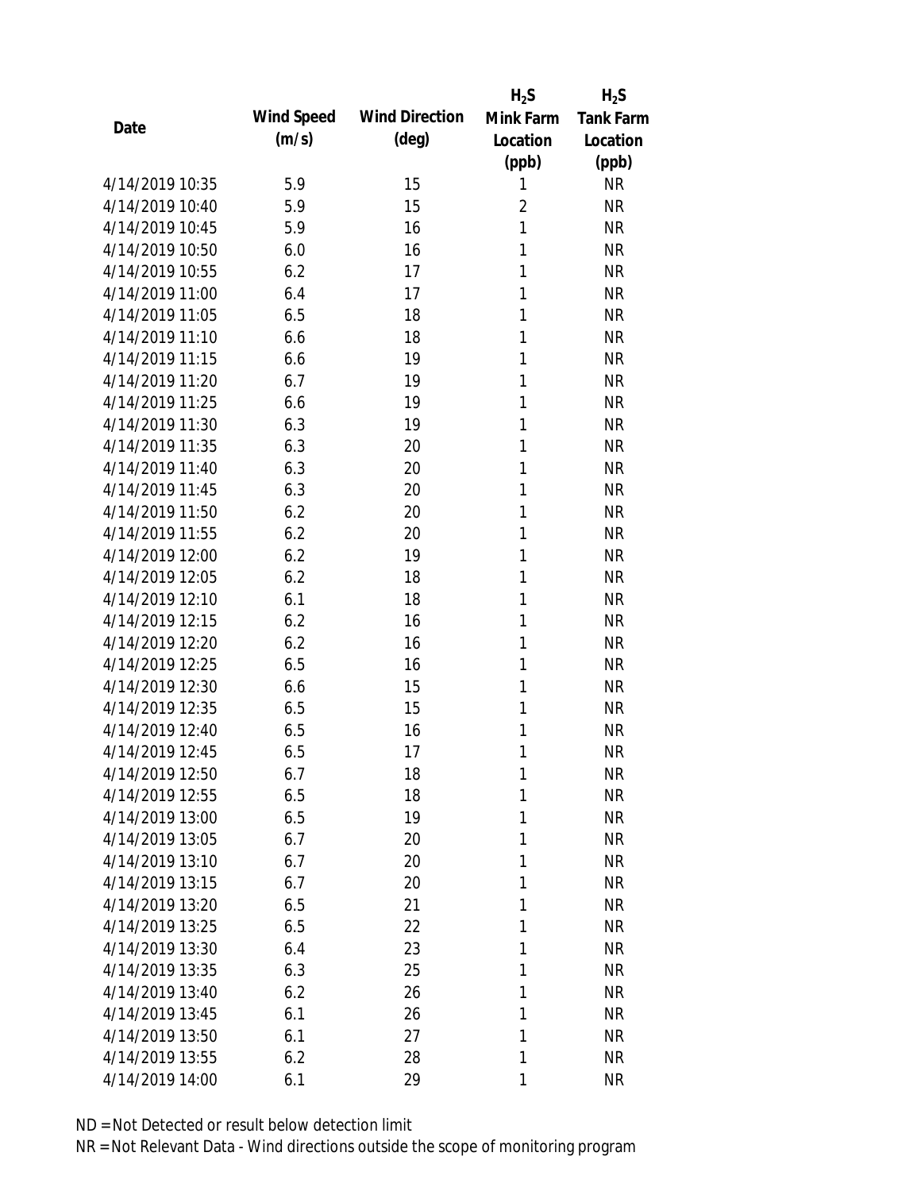| Date | Wind Speed (m/s) | Wind Direction (deg) | $H_2S$ Mink Farm Location (ppb) | $H_2S$ Tank Farm Location (ppb) |
|---|---|---|---|---|
| 4/14/2019 10:35 | 5.9 | 15 | 1 | NR |
| 4/14/2019 10:40 | 5.9 | 15 | 2 | NR |
| 4/14/2019 10:45 | 5.9 | 16 | 1 | NR |
| 4/14/2019 10:50 | 6.0 | 16 | 1 | NR |
| 4/14/2019 10:55 | 6.2 | 17 | 1 | NR |
| 4/14/2019 11:00 | 6.4 | 17 | 1 | NR |
| 4/14/2019 11:05 | 6.5 | 18 | 1 | NR |
| 4/14/2019 11:10 | 6.6 | 18 | 1 | NR |
| 4/14/2019 11:15 | 6.6 | 19 | 1 | NR |
| 4/14/2019 11:20 | 6.7 | 19 | 1 | NR |
| 4/14/2019 11:25 | 6.6 | 19 | 1 | NR |
| 4/14/2019 11:30 | 6.3 | 19 | 1 | NR |
| 4/14/2019 11:35 | 6.3 | 20 | 1 | NR |
| 4/14/2019 11:40 | 6.3 | 20 | 1 | NR |
| 4/14/2019 11:45 | 6.3 | 20 | 1 | NR |
| 4/14/2019 11:50 | 6.2 | 20 | 1 | NR |
| 4/14/2019 11:55 | 6.2 | 20 | 1 | NR |
| 4/14/2019 12:00 | 6.2 | 19 | 1 | NR |
| 4/14/2019 12:05 | 6.2 | 18 | 1 | NR |
| 4/14/2019 12:10 | 6.1 | 18 | 1 | NR |
| 4/14/2019 12:15 | 6.2 | 16 | 1 | NR |
| 4/14/2019 12:20 | 6.2 | 16 | 1 | NR |
| 4/14/2019 12:25 | 6.5 | 16 | 1 | NR |
| 4/14/2019 12:30 | 6.6 | 15 | 1 | NR |
| 4/14/2019 12:35 | 6.5 | 15 | 1 | NR |
| 4/14/2019 12:40 | 6.5 | 16 | 1 | NR |
| 4/14/2019 12:45 | 6.5 | 17 | 1 | NR |
| 4/14/2019 12:50 | 6.7 | 18 | 1 | NR |
| 4/14/2019 12:55 | 6.5 | 18 | 1 | NR |
| 4/14/2019 13:00 | 6.5 | 19 | 1 | NR |
| 4/14/2019 13:05 | 6.7 | 20 | 1 | NR |
| 4/14/2019 13:10 | 6.7 | 20 | 1 | NR |
| 4/14/2019 13:15 | 6.7 | 20 | 1 | NR |
| 4/14/2019 13:20 | 6.5 | 21 | 1 | NR |
| 4/14/2019 13:25 | 6.5 | 22 | 1 | NR |
| 4/14/2019 13:30 | 6.4 | 23 | 1 | NR |
| 4/14/2019 13:35 | 6.3 | 25 | 1 | NR |
| 4/14/2019 13:40 | 6.2 | 26 | 1 | NR |
| 4/14/2019 13:45 | 6.1 | 26 | 1 | NR |
| 4/14/2019 13:50 | 6.1 | 27 | 1 | NR |
| 4/14/2019 13:55 | 6.2 | 28 | 1 | NR |
| 4/14/2019 14:00 | 6.1 | 29 | 1 | NR |

ND = Not Detected or result below detection limit

NR = Not Relevant Data - Wind directions outside the scope of monitoring program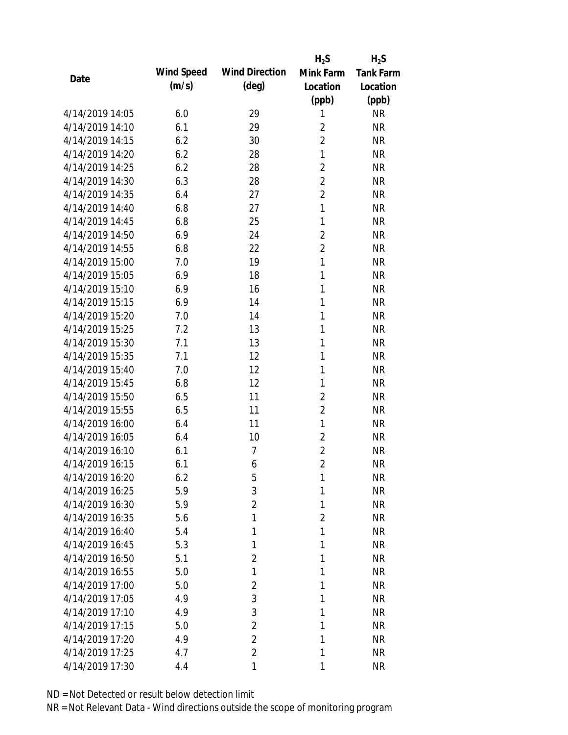| Date | Wind Speed (m/s) | Wind Direction (deg) | $H_2S$ Mink Farm Location (ppb) | $H_2S$ Tank Farm Location (ppb) |
|---|---|---|---|---|
| 4/14/2019 14:05 | 6.0 | 29 | 1 | NR |
| 4/14/2019 14:10 | 6.1 | 29 | 2 | NR |
| 4/14/2019 14:15 | 6.2 | 30 | 2 | NR |
| 4/14/2019 14:20 | 6.2 | 28 | 1 | NR |
| 4/14/2019 14:25 | 6.2 | 28 | 2 | NR |
| 4/14/2019 14:30 | 6.3 | 28 | 2 | NR |
| 4/14/2019 14:35 | 6.4 | 27 | 2 | NR |
| 4/14/2019 14:40 | 6.8 | 27 | 1 | NR |
| 4/14/2019 14:45 | 6.8 | 25 | 1 | NR |
| 4/14/2019 14:50 | 6.9 | 24 | 2 | NR |
| 4/14/2019 14:55 | 6.8 | 22 | 2 | NR |
| 4/14/2019 15:00 | 7.0 | 19 | 1 | NR |
| 4/14/2019 15:05 | 6.9 | 18 | 1 | NR |
| 4/14/2019 15:10 | 6.9 | 16 | 1 | NR |
| 4/14/2019 15:15 | 6.9 | 14 | 1 | NR |
| 4/14/2019 15:20 | 7.0 | 14 | 1 | NR |
| 4/14/2019 15:25 | 7.2 | 13 | 1 | NR |
| 4/14/2019 15:30 | 7.1 | 13 | 1 | NR |
| 4/14/2019 15:35 | 7.1 | 12 | 1 | NR |
| 4/14/2019 15:40 | 7.0 | 12 | 1 | NR |
| 4/14/2019 15:45 | 6.8 | 12 | 1 | NR |
| 4/14/2019 15:50 | 6.5 | 11 | 2 | NR |
| 4/14/2019 15:55 | 6.5 | 11 | 2 | NR |
| 4/14/2019 16:00 | 6.4 | 11 | 1 | NR |
| 4/14/2019 16:05 | 6.4 | 10 | 2 | NR |
| 4/14/2019 16:10 | 6.1 | 7 | 2 | NR |
| 4/14/2019 16:15 | 6.1 | 6 | 2 | NR |
| 4/14/2019 16:20 | 6.2 | 5 | 1 | NR |
| 4/14/2019 16:25 | 5.9 | 3 | 1 | NR |
| 4/14/2019 16:30 | 5.9 | 2 | 1 | NR |
| 4/14/2019 16:35 | 5.6 | 1 | 2 | NR |
| 4/14/2019 16:40 | 5.4 | 1 | 1 | NR |
| 4/14/2019 16:45 | 5.3 | 1 | 1 | NR |
| 4/14/2019 16:50 | 5.1 | 2 | 1 | NR |
| 4/14/2019 16:55 | 5.0 | 1 | 1 | NR |
| 4/14/2019 17:00 | 5.0 | 2 | 1 | NR |
| 4/14/2019 17:05 | 4.9 | 3 | 1 | NR |
| 4/14/2019 17:10 | 4.9 | 3 | 1 | NR |
| 4/14/2019 17:15 | 5.0 | 2 | 1 | NR |
| 4/14/2019 17:20 | 4.9 | 2 | 1 | NR |
| 4/14/2019 17:25 | 4.7 | 2 | 1 | NR |
| 4/14/2019 17:30 | 4.4 | 1 | 1 | NR |

ND = Not Detected or result below detection limit

NR = Not Relevant Data - Wind directions outside the scope of monitoring program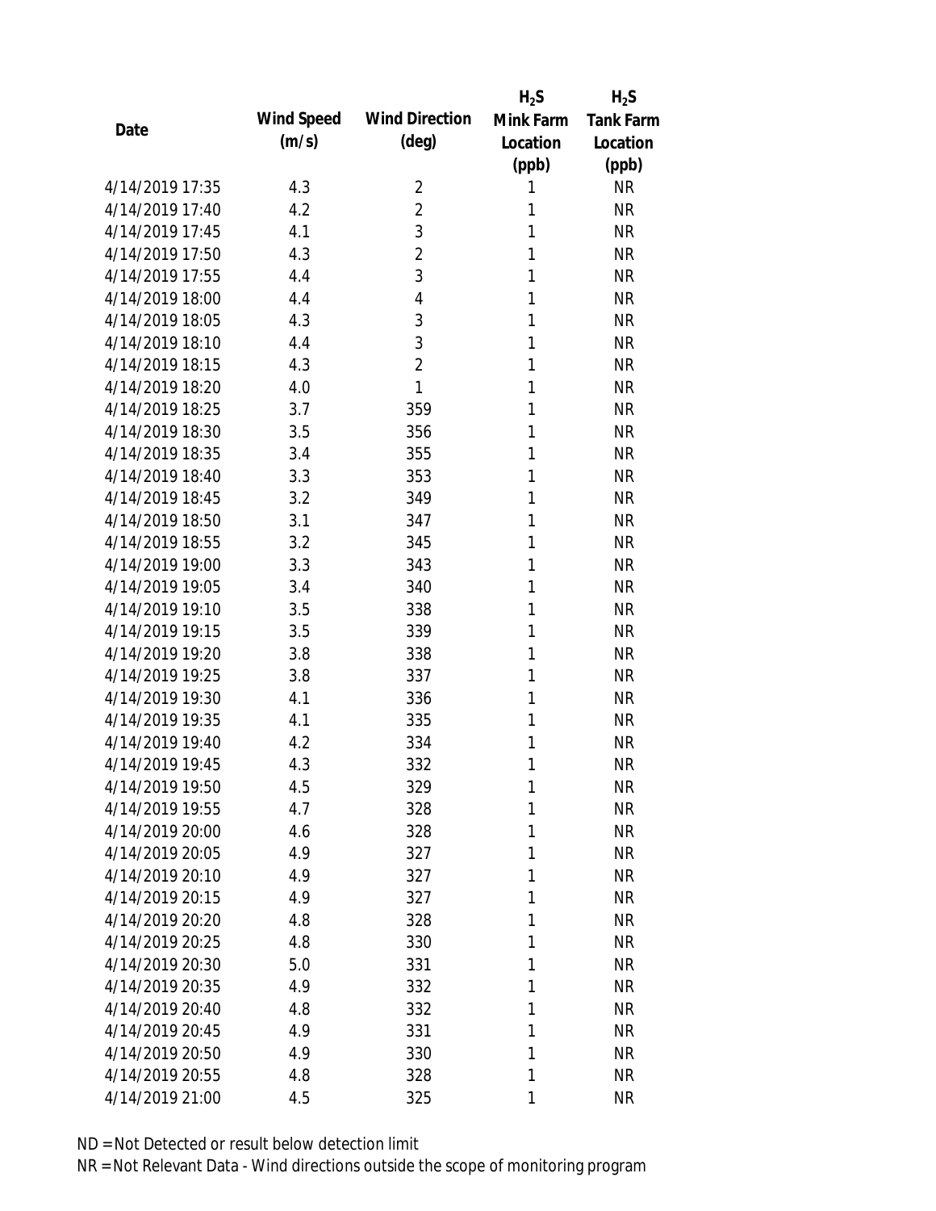| Date | Wind Speed (m/s) | Wind Direction (deg) | $H_2S$ Mink Farm Location (ppb) | $H_2S$ Tank Farm Location (ppb) |
|---|---|---|---|---|
| 4/14/2019 17:35 | 4.3 | 2 | 1 | NR |
| 4/14/2019 17:40 | 4.2 | 2 | 1 | NR |
| 4/14/2019 17:45 | 4.1 | 3 | 1 | NR |
| 4/14/2019 17:50 | 4.3 | 2 | 1 | NR |
| 4/14/2019 17:55 | 4.4 | 3 | 1 | NR |
| 4/14/2019 18:00 | 4.4 | 4 | 1 | NR |
| 4/14/2019 18:05 | 4.3 | 3 | 1 | NR |
| 4/14/2019 18:10 | 4.4 | 3 | 1 | NR |
| 4/14/2019 18:15 | 4.3 | 2 | 1 | NR |
| 4/14/2019 18:20 | 4.0 | 1 | 1 | NR |
| 4/14/2019 18:25 | 3.7 | 359 | 1 | NR |
| 4/14/2019 18:30 | 3.5 | 356 | 1 | NR |
| 4/14/2019 18:35 | 3.4 | 355 | 1 | NR |
| 4/14/2019 18:40 | 3.3 | 353 | 1 | NR |
| 4/14/2019 18:45 | 3.2 | 349 | 1 | NR |
| 4/14/2019 18:50 | 3.1 | 347 | 1 | NR |
| 4/14/2019 18:55 | 3.2 | 345 | 1 | NR |
| 4/14/2019 19:00 | 3.3 | 343 | 1 | NR |
| 4/14/2019 19:05 | 3.4 | 340 | 1 | NR |
| 4/14/2019 19:10 | 3.5 | 338 | 1 | NR |
| 4/14/2019 19:15 | 3.5 | 339 | 1 | NR |
| 4/14/2019 19:20 | 3.8 | 338 | 1 | NR |
| 4/14/2019 19:25 | 3.8 | 337 | 1 | NR |
| 4/14/2019 19:30 | 4.1 | 336 | 1 | NR |
| 4/14/2019 19:35 | 4.1 | 335 | 1 | NR |
| 4/14/2019 19:40 | 4.2 | 334 | 1 | NR |
| 4/14/2019 19:45 | 4.3 | 332 | 1 | NR |
| 4/14/2019 19:50 | 4.5 | 329 | 1 | NR |
| 4/14/2019 19:55 | 4.7 | 328 | 1 | NR |
| 4/14/2019 20:00 | 4.6 | 328 | 1 | NR |
| 4/14/2019 20:05 | 4.9 | 327 | 1 | NR |
| 4/14/2019 20:10 | 4.9 | 327 | 1 | NR |
| 4/14/2019 20:15 | 4.9 | 327 | 1 | NR |
| 4/14/2019 20:20 | 4.8 | 328 | 1 | NR |
| 4/14/2019 20:25 | 4.8 | 330 | 1 | NR |
| 4/14/2019 20:30 | 5.0 | 331 | 1 | NR |
| 4/14/2019 20:35 | 4.9 | 332 | 1 | NR |
| 4/14/2019 20:40 | 4.8 | 332 | 1 | NR |
| 4/14/2019 20:45 | 4.9 | 331 | 1 | NR |
| 4/14/2019 20:50 | 4.9 | 330 | 1 | NR |
| 4/14/2019 20:55 | 4.8 | 328 | 1 | NR |
| 4/14/2019 21:00 | 4.5 | 325 | 1 | NR |

ND = Not Detected or result below detection limit

NR = Not Relevant Data - Wind directions outside the scope of monitoring program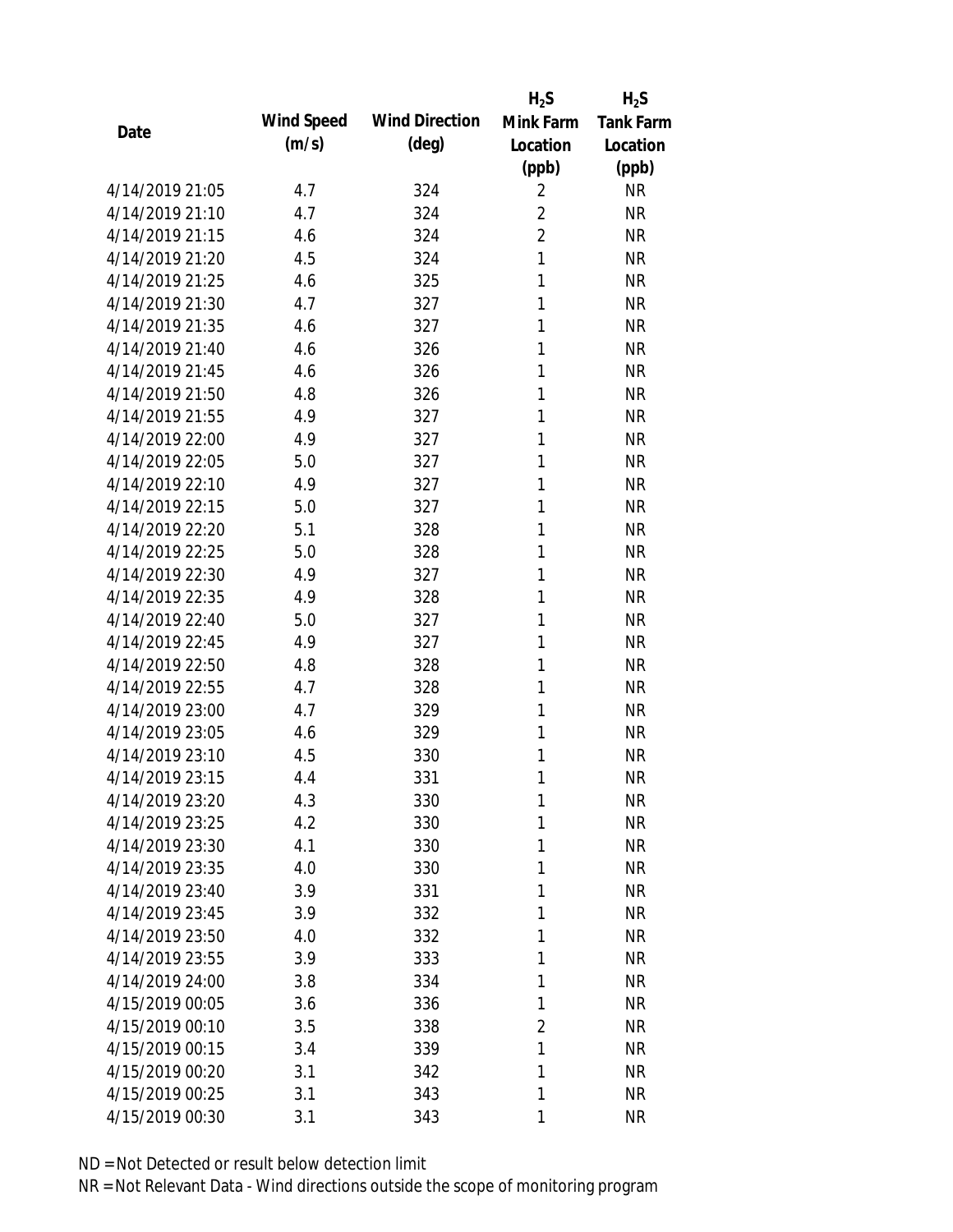| Date | Wind Speed (m/s) | Wind Direction (deg) | $H_2S$ Mink Farm Location (ppb) | $H_2S$ Tank Farm Location (ppb) |
|---|---|---|---|---|
| 4/14/2019 21:05 | 4.7 | 324 | 2 | NR |
| 4/14/2019 21:10 | 4.7 | 324 | 2 | NR |
| 4/14/2019 21:15 | 4.6 | 324 | 2 | NR |
| 4/14/2019 21:20 | 4.5 | 324 | 1 | NR |
| 4/14/2019 21:25 | 4.6 | 325 | 1 | NR |
| 4/14/2019 21:30 | 4.7 | 327 | 1 | NR |
| 4/14/2019 21:35 | 4.6 | 327 | 1 | NR |
| 4/14/2019 21:40 | 4.6 | 326 | 1 | NR |
| 4/14/2019 21:45 | 4.6 | 326 | 1 | NR |
| 4/14/2019 21:50 | 4.8 | 326 | 1 | NR |
| 4/14/2019 21:55 | 4.9 | 327 | 1 | NR |
| 4/14/2019 22:00 | 4.9 | 327 | 1 | NR |
| 4/14/2019 22:05 | 5.0 | 327 | 1 | NR |
| 4/14/2019 22:10 | 4.9 | 327 | 1 | NR |
| 4/14/2019 22:15 | 5.0 | 327 | 1 | NR |
| 4/14/2019 22:20 | 5.1 | 328 | 1 | NR |
| 4/14/2019 22:25 | 5.0 | 328 | 1 | NR |
| 4/14/2019 22:30 | 4.9 | 327 | 1 | NR |
| 4/14/2019 22:35 | 4.9 | 328 | 1 | NR |
| 4/14/2019 22:40 | 5.0 | 327 | 1 | NR |
| 4/14/2019 22:45 | 4.9 | 327 | 1 | NR |
| 4/14/2019 22:50 | 4.8 | 328 | 1 | NR |
| 4/14/2019 22:55 | 4.7 | 328 | 1 | NR |
| 4/14/2019 23:00 | 4.7 | 329 | 1 | NR |
| 4/14/2019 23:05 | 4.6 | 329 | 1 | NR |
| 4/14/2019 23:10 | 4.5 | 330 | 1 | NR |
| 4/14/2019 23:15 | 4.4 | 331 | 1 | NR |
| 4/14/2019 23:20 | 4.3 | 330 | 1 | NR |
| 4/14/2019 23:25 | 4.2 | 330 | 1 | NR |
| 4/14/2019 23:30 | 4.1 | 330 | 1 | NR |
| 4/14/2019 23:35 | 4.0 | 330 | 1 | NR |
| 4/14/2019 23:40 | 3.9 | 331 | 1 | NR |
| 4/14/2019 23:45 | 3.9 | 332 | 1 | NR |
| 4/14/2019 23:50 | 4.0 | 332 | 1 | NR |
| 4/14/2019 23:55 | 3.9 | 333 | 1 | NR |
| 4/14/2019 24:00 | 3.8 | 334 | 1 | NR |
| 4/15/2019 00:05 | 3.6 | 336 | 1 | NR |
| 4/15/2019 00:10 | 3.5 | 338 | 2 | NR |
| 4/15/2019 00:15 | 3.4 | 339 | 1 | NR |
| 4/15/2019 00:20 | 3.1 | 342 | 1 | NR |
| 4/15/2019 00:25 | 3.1 | 343 | 1 | NR |
| 4/15/2019 00:30 | 3.1 | 343 | 1 | NR |

ND = Not Detected or result below detection limit

NR = Not Relevant Data - Wind directions outside the scope of monitoring program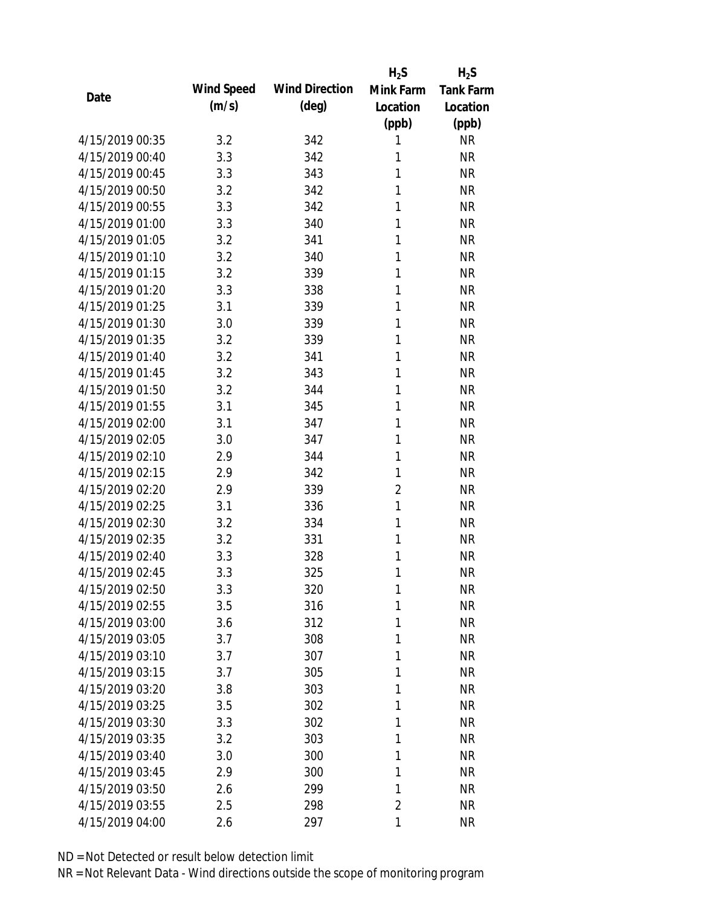| Date | Wind Speed (m/s) | Wind Direction (deg) | $H_2S$ Mink Farm Location (ppb) | $H_2S$ Tank Farm Location (ppb) |
|---|---|---|---|---|
| 4/15/2019 00:35 | 3.2 | 342 | 1 | NR |
| 4/15/2019 00:40 | 3.3 | 342 | 1 | NR |
| 4/15/2019 00:45 | 3.3 | 343 | 1 | NR |
| 4/15/2019 00:50 | 3.2 | 342 | 1 | NR |
| 4/15/2019 00:55 | 3.3 | 342 | 1 | NR |
| 4/15/2019 01:00 | 3.3 | 340 | 1 | NR |
| 4/15/2019 01:05 | 3.2 | 341 | 1 | NR |
| 4/15/2019 01:10 | 3.2 | 340 | 1 | NR |
| 4/15/2019 01:15 | 3.2 | 339 | 1 | NR |
| 4/15/2019 01:20 | 3.3 | 338 | 1 | NR |
| 4/15/2019 01:25 | 3.1 | 339 | 1 | NR |
| 4/15/2019 01:30 | 3.0 | 339 | 1 | NR |
| 4/15/2019 01:35 | 3.2 | 339 | 1 | NR |
| 4/15/2019 01:40 | 3.2 | 341 | 1 | NR |
| 4/15/2019 01:45 | 3.2 | 343 | 1 | NR |
| 4/15/2019 01:50 | 3.2 | 344 | 1 | NR |
| 4/15/2019 01:55 | 3.1 | 345 | 1 | NR |
| 4/15/2019 02:00 | 3.1 | 347 | 1 | NR |
| 4/15/2019 02:05 | 3.0 | 347 | 1 | NR |
| 4/15/2019 02:10 | 2.9 | 344 | 1 | NR |
| 4/15/2019 02:15 | 2.9 | 342 | 1 | NR |
| 4/15/2019 02:20 | 2.9 | 339 | 2 | NR |
| 4/15/2019 02:25 | 3.1 | 336 | 1 | NR |
| 4/15/2019 02:30 | 3.2 | 334 | 1 | NR |
| 4/15/2019 02:35 | 3.2 | 331 | 1 | NR |
| 4/15/2019 02:40 | 3.3 | 328 | 1 | NR |
| 4/15/2019 02:45 | 3.3 | 325 | 1 | NR |
| 4/15/2019 02:50 | 3.3 | 320 | 1 | NR |
| 4/15/2019 02:55 | 3.5 | 316 | 1 | NR |
| 4/15/2019 03:00 | 3.6 | 312 | 1 | NR |
| 4/15/2019 03:05 | 3.7 | 308 | 1 | NR |
| 4/15/2019 03:10 | 3.7 | 307 | 1 | NR |
| 4/15/2019 03:15 | 3.7 | 305 | 1 | NR |
| 4/15/2019 03:20 | 3.8 | 303 | 1 | NR |
| 4/15/2019 03:25 | 3.5 | 302 | 1 | NR |
| 4/15/2019 03:30 | 3.3 | 302 | 1 | NR |
| 4/15/2019 03:35 | 3.2 | 303 | 1 | NR |
| 4/15/2019 03:40 | 3.0 | 300 | 1 | NR |
| 4/15/2019 03:45 | 2.9 | 300 | 1 | NR |
| 4/15/2019 03:50 | 2.6 | 299 | 1 | NR |
| 4/15/2019 03:55 | 2.5 | 298 | 2 | NR |
| 4/15/2019 04:00 | 2.6 | 297 | 1 | NR |

ND = Not Detected or result below detection limit

NR = Not Relevant Data - Wind directions outside the scope of monitoring program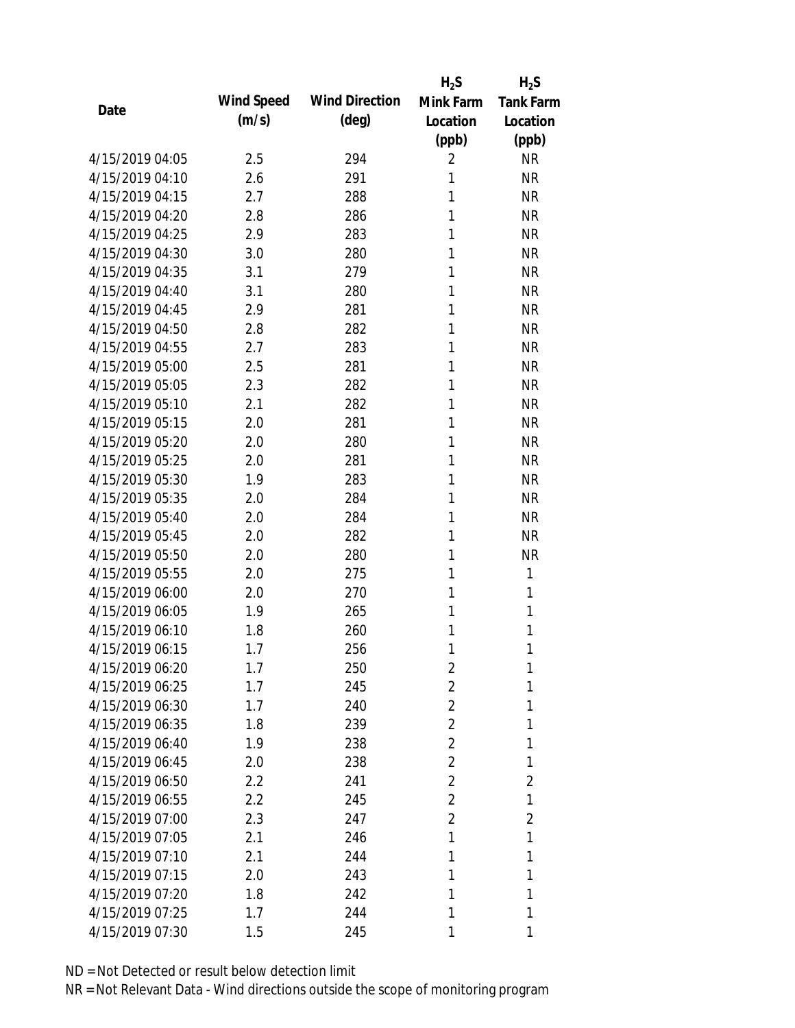| Date | Wind Speed (m/s) | Wind Direction (deg) | $H_2S$ Mink Farm Location (ppb) | $H_2S$ Tank Farm Location (ppb) |
|---|---|---|---|---|
| 4/15/2019 04:05 | 2.5 | 294 | 2 | NR |
| 4/15/2019 04:10 | 2.6 | 291 | 1 | NR |
| 4/15/2019 04:15 | 2.7 | 288 | 1 | NR |
| 4/15/2019 04:20 | 2.8 | 286 | 1 | NR |
| 4/15/2019 04:25 | 2.9 | 283 | 1 | NR |
| 4/15/2019 04:30 | 3.0 | 280 | 1 | NR |
| 4/15/2019 04:35 | 3.1 | 279 | 1 | NR |
| 4/15/2019 04:40 | 3.1 | 280 | 1 | NR |
| 4/15/2019 04:45 | 2.9 | 281 | 1 | NR |
| 4/15/2019 04:50 | 2.8 | 282 | 1 | NR |
| 4/15/2019 04:55 | 2.7 | 283 | 1 | NR |
| 4/15/2019 05:00 | 2.5 | 281 | 1 | NR |
| 4/15/2019 05:05 | 2.3 | 282 | 1 | NR |
| 4/15/2019 05:10 | 2.1 | 282 | 1 | NR |
| 4/15/2019 05:15 | 2.0 | 281 | 1 | NR |
| 4/15/2019 05:20 | 2.0 | 280 | 1 | NR |
| 4/15/2019 05:25 | 2.0 | 281 | 1 | NR |
| 4/15/2019 05:30 | 1.9 | 283 | 1 | NR |
| 4/15/2019 05:35 | 2.0 | 284 | 1 | NR |
| 4/15/2019 05:40 | 2.0 | 284 | 1 | NR |
| 4/15/2019 05:45 | 2.0 | 282 | 1 | NR |
| 4/15/2019 05:50 | 2.0 | 280 | 1 | NR |
| 4/15/2019 05:55 | 2.0 | 275 | 1 | 1 |
| 4/15/2019 06:00 | 2.0 | 270 | 1 | 1 |
| 4/15/2019 06:05 | 1.9 | 265 | 1 | 1 |
| 4/15/2019 06:10 | 1.8 | 260 | 1 | 1 |
| 4/15/2019 06:15 | 1.7 | 256 | 1 | 1 |
| 4/15/2019 06:20 | 1.7 | 250 | 2 | 1 |
| 4/15/2019 06:25 | 1.7 | 245 | 2 | 1 |
| 4/15/2019 06:30 | 1.7 | 240 | 2 | 1 |
| 4/15/2019 06:35 | 1.8 | 239 | 2 | 1 |
| 4/15/2019 06:40 | 1.9 | 238 | 2 | 1 |
| 4/15/2019 06:45 | 2.0 | 238 | 2 | 1 |
| 4/15/2019 06:50 | 2.2 | 241 | 2 | 2 |
| 4/15/2019 06:55 | 2.2 | 245 | 2 | 1 |
| 4/15/2019 07:00 | 2.3 | 247 | 2 | 2 |
| 4/15/2019 07:05 | 2.1 | 246 | 1 | 1 |
| 4/15/2019 07:10 | 2.1 | 244 | 1 | 1 |
| 4/15/2019 07:15 | 2.0 | 243 | 1 | 1 |
| 4/15/2019 07:20 | 1.8 | 242 | 1 | 1 |
| 4/15/2019 07:25 | 1.7 | 244 | 1 | 1 |
| 4/15/2019 07:30 | 1.5 | 245 | 1 | 1 |

ND = Not Detected or result below detection limit

NR = Not Relevant Data - Wind directions outside the scope of monitoring program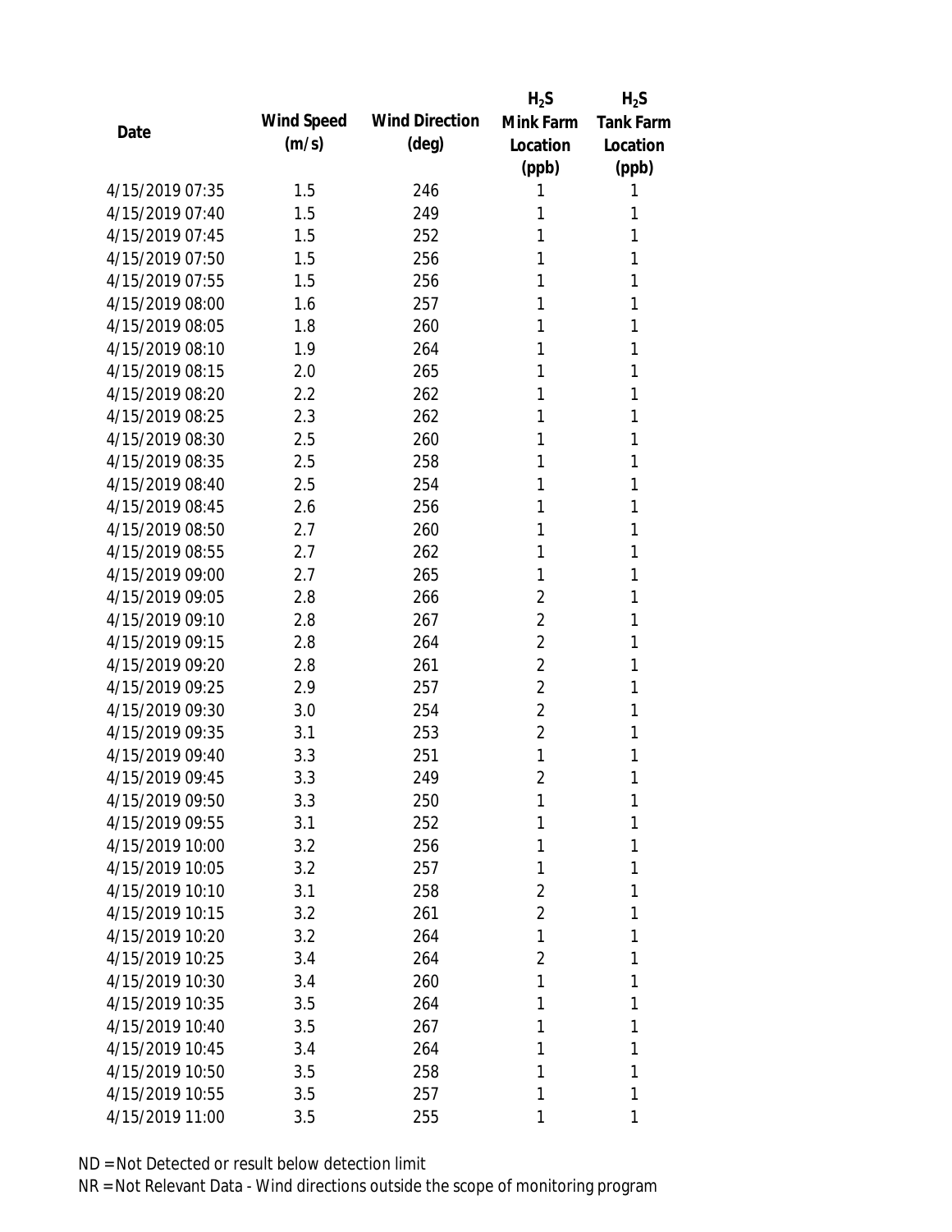| Date | Wind Speed (m/s) | Wind Direction (deg) | $H_2S$ Mink Farm Location (ppb) | $H_2S$ Tank Farm Location (ppb) |
|---|---|---|---|---|
| 4/15/2019 07:35 | 1.5 | 246 | 1 | 1 |
| 4/15/2019 07:40 | 1.5 | 249 | 1 | 1 |
| 4/15/2019 07:45 | 1.5 | 252 | 1 | 1 |
| 4/15/2019 07:50 | 1.5 | 256 | 1 | 1 |
| 4/15/2019 07:55 | 1.5 | 256 | 1 | 1 |
| 4/15/2019 08:00 | 1.6 | 257 | 1 | 1 |
| 4/15/2019 08:05 | 1.8 | 260 | 1 | 1 |
| 4/15/2019 08:10 | 1.9 | 264 | 1 | 1 |
| 4/15/2019 08:15 | 2.0 | 265 | 1 | 1 |
| 4/15/2019 08:20 | 2.2 | 262 | 1 | 1 |
| 4/15/2019 08:25 | 2.3 | 262 | 1 | 1 |
| 4/15/2019 08:30 | 2.5 | 260 | 1 | 1 |
| 4/15/2019 08:35 | 2.5 | 258 | 1 | 1 |
| 4/15/2019 08:40 | 2.5 | 254 | 1 | 1 |
| 4/15/2019 08:45 | 2.6 | 256 | 1 | 1 |
| 4/15/2019 08:50 | 2.7 | 260 | 1 | 1 |
| 4/15/2019 08:55 | 2.7 | 262 | 1 | 1 |
| 4/15/2019 09:00 | 2.7 | 265 | 1 | 1 |
| 4/15/2019 09:05 | 2.8 | 266 | 2 | 1 |
| 4/15/2019 09:10 | 2.8 | 267 | 2 | 1 |
| 4/15/2019 09:15 | 2.8 | 264 | 2 | 1 |
| 4/15/2019 09:20 | 2.8 | 261 | 2 | 1 |
| 4/15/2019 09:25 | 2.9 | 257 | 2 | 1 |
| 4/15/2019 09:30 | 3.0 | 254 | 2 | 1 |
| 4/15/2019 09:35 | 3.1 | 253 | 2 | 1 |
| 4/15/2019 09:40 | 3.3 | 251 | 1 | 1 |
| 4/15/2019 09:45 | 3.3 | 249 | 2 | 1 |
| 4/15/2019 09:50 | 3.3 | 250 | 1 | 1 |
| 4/15/2019 09:55 | 3.1 | 252 | 1 | 1 |
| 4/15/2019 10:00 | 3.2 | 256 | 1 | 1 |
| 4/15/2019 10:05 | 3.2 | 257 | 1 | 1 |
| 4/15/2019 10:10 | 3.1 | 258 | 2 | 1 |
| 4/15/2019 10:15 | 3.2 | 261 | 2 | 1 |
| 4/15/2019 10:20 | 3.2 | 264 | 1 | 1 |
| 4/15/2019 10:25 | 3.4 | 264 | 2 | 1 |
| 4/15/2019 10:30 | 3.4 | 260 | 1 | 1 |
| 4/15/2019 10:35 | 3.5 | 264 | 1 | 1 |
| 4/15/2019 10:40 | 3.5 | 267 | 1 | 1 |
| 4/15/2019 10:45 | 3.4 | 264 | 1 | 1 |
| 4/15/2019 10:50 | 3.5 | 258 | 1 | 1 |
| 4/15/2019 10:55 | 3.5 | 257 | 1 | 1 |
| 4/15/2019 11:00 | 3.5 | 255 | 1 | 1 |

ND = Not Detected or result below detection limit

NR = Not Relevant Data - Wind directions outside the scope of monitoring program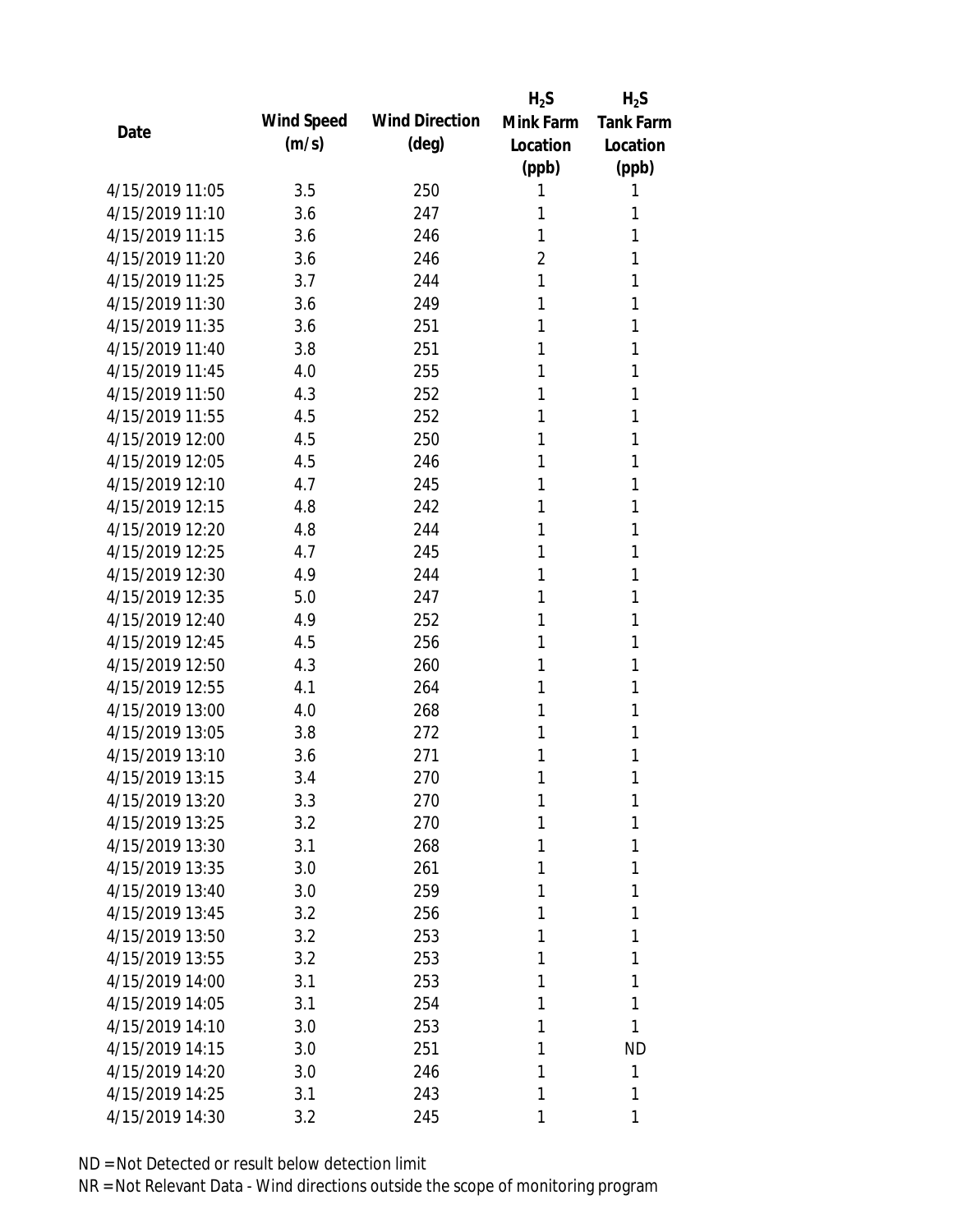| Date | Wind Speed (m/s) | Wind Direction (deg) | $H_2S$ Mink Farm Location (ppb) | $H_2S$ Tank Farm Location (ppb) |
|---|---|---|---|---|
| 4/15/2019 11:05 | 3.5 | 250 | 1 | 1 |
| 4/15/2019 11:10 | 3.6 | 247 | 1 | 1 |
| 4/15/2019 11:15 | 3.6 | 246 | 1 | 1 |
| 4/15/2019 11:20 | 3.6 | 246 | 2 | 1 |
| 4/15/2019 11:25 | 3.7 | 244 | 1 | 1 |
| 4/15/2019 11:30 | 3.6 | 249 | 1 | 1 |
| 4/15/2019 11:35 | 3.6 | 251 | 1 | 1 |
| 4/15/2019 11:40 | 3.8 | 251 | 1 | 1 |
| 4/15/2019 11:45 | 4.0 | 255 | 1 | 1 |
| 4/15/2019 11:50 | 4.3 | 252 | 1 | 1 |
| 4/15/2019 11:55 | 4.5 | 252 | 1 | 1 |
| 4/15/2019 12:00 | 4.5 | 250 | 1 | 1 |
| 4/15/2019 12:05 | 4.5 | 246 | 1 | 1 |
| 4/15/2019 12:10 | 4.7 | 245 | 1 | 1 |
| 4/15/2019 12:15 | 4.8 | 242 | 1 | 1 |
| 4/15/2019 12:20 | 4.8 | 244 | 1 | 1 |
| 4/15/2019 12:25 | 4.7 | 245 | 1 | 1 |
| 4/15/2019 12:30 | 4.9 | 244 | 1 | 1 |
| 4/15/2019 12:35 | 5.0 | 247 | 1 | 1 |
| 4/15/2019 12:40 | 4.9 | 252 | 1 | 1 |
| 4/15/2019 12:45 | 4.5 | 256 | 1 | 1 |
| 4/15/2019 12:50 | 4.3 | 260 | 1 | 1 |
| 4/15/2019 12:55 | 4.1 | 264 | 1 | 1 |
| 4/15/2019 13:00 | 4.0 | 268 | 1 | 1 |
| 4/15/2019 13:05 | 3.8 | 272 | 1 | 1 |
| 4/15/2019 13:10 | 3.6 | 271 | 1 | 1 |
| 4/15/2019 13:15 | 3.4 | 270 | 1 | 1 |
| 4/15/2019 13:20 | 3.3 | 270 | 1 | 1 |
| 4/15/2019 13:25 | 3.2 | 270 | 1 | 1 |
| 4/15/2019 13:30 | 3.1 | 268 | 1 | 1 |
| 4/15/2019 13:35 | 3.0 | 261 | 1 | 1 |
| 4/15/2019 13:40 | 3.0 | 259 | 1 | 1 |
| 4/15/2019 13:45 | 3.2 | 256 | 1 | 1 |
| 4/15/2019 13:50 | 3.2 | 253 | 1 | 1 |
| 4/15/2019 13:55 | 3.2 | 253 | 1 | 1 |
| 4/15/2019 14:00 | 3.1 | 253 | 1 | 1 |
| 4/15/2019 14:05 | 3.1 | 254 | 1 | 1 |
| 4/15/2019 14:10 | 3.0 | 253 | 1 | 1 |
| 4/15/2019 14:15 | 3.0 | 251 | 1 | ND |
| 4/15/2019 14:20 | 3.0 | 246 | 1 | 1 |
| 4/15/2019 14:25 | 3.1 | 243 | 1 | 1 |
| 4/15/2019 14:30 | 3.2 | 245 | 1 | 1 |

ND = Not Detected or result below detection limit
NR = Not Relevant Data - Wind directions outside the scope of monitoring program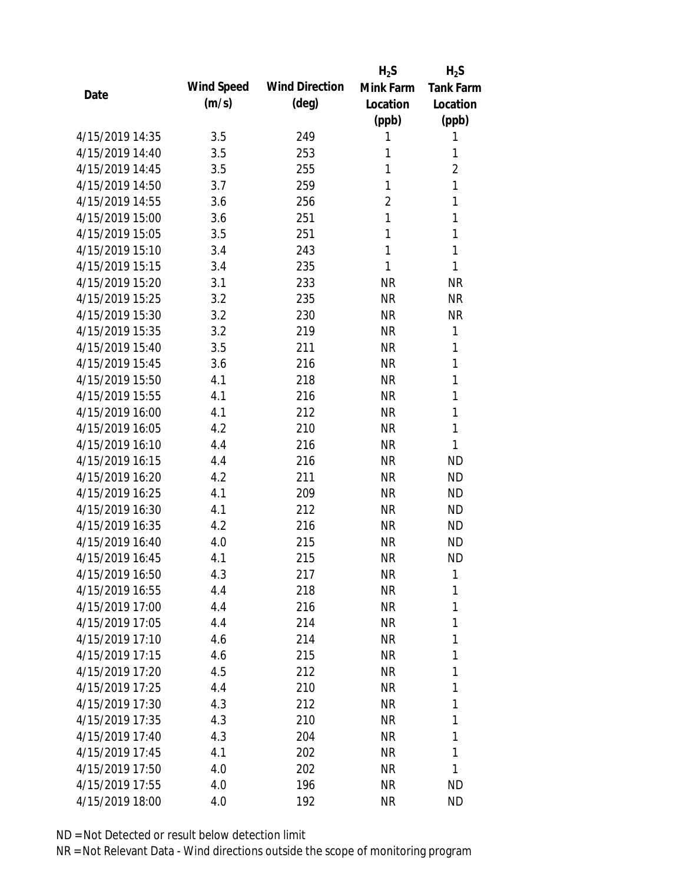| Date | Wind Speed (m/s) | Wind Direction (deg) | $H_2S$ Mink Farm Location (ppb) | $H_2S$ Tank Farm Location (ppb) |
| --- | --- | --- | --- | --- |
| 4/15/2019 14:35 | 3.5 | 249 | 1 | 1 |
| 4/15/2019 14:40 | 3.5 | 253 | 1 | 1 |
| 4/15/2019 14:45 | 3.5 | 255 | 1 | 2 |
| 4/15/2019 14:50 | 3.7 | 259 | 1 | 1 |
| 4/15/2019 14:55 | 3.6 | 256 | 2 | 1 |
| 4/15/2019 15:00 | 3.6 | 251 | 1 | 1 |
| 4/15/2019 15:05 | 3.5 | 251 | 1 | 1 |
| 4/15/2019 15:10 | 3.4 | 243 | 1 | 1 |
| 4/15/2019 15:15 | 3.4 | 235 | 1 | 1 |
| 4/15/2019 15:20 | 3.1 | 233 | NR | NR |
| 4/15/2019 15:25 | 3.2 | 235 | NR | NR |
| 4/15/2019 15:30 | 3.2 | 230 | NR | NR |
| 4/15/2019 15:35 | 3.2 | 219 | NR | 1 |
| 4/15/2019 15:40 | 3.5 | 211 | NR | 1 |
| 4/15/2019 15:45 | 3.6 | 216 | NR | 1 |
| 4/15/2019 15:50 | 4.1 | 218 | NR | 1 |
| 4/15/2019 15:55 | 4.1 | 216 | NR | 1 |
| 4/15/2019 16:00 | 4.1 | 212 | NR | 1 |
| 4/15/2019 16:05 | 4.2 | 210 | NR | 1 |
| 4/15/2019 16:10 | 4.4 | 216 | NR | 1 |
| 4/15/2019 16:15 | 4.4 | 216 | NR | ND |
| 4/15/2019 16:20 | 4.2 | 211 | NR | ND |
| 4/15/2019 16:25 | 4.1 | 209 | NR | ND |
| 4/15/2019 16:30 | 4.1 | 212 | NR | ND |
| 4/15/2019 16:35 | 4.2 | 216 | NR | ND |
| 4/15/2019 16:40 | 4.0 | 215 | NR | ND |
| 4/15/2019 16:45 | 4.1 | 215 | NR | ND |
| 4/15/2019 16:50 | 4.3 | 217 | NR | 1 |
| 4/15/2019 16:55 | 4.4 | 218 | NR | 1 |
| 4/15/2019 17:00 | 4.4 | 216 | NR | 1 |
| 4/15/2019 17:05 | 4.4 | 214 | NR | 1 |
| 4/15/2019 17:10 | 4.6 | 214 | NR | 1 |
| 4/15/2019 17:15 | 4.6 | 215 | NR | 1 |
| 4/15/2019 17:20 | 4.5 | 212 | NR | 1 |
| 4/15/2019 17:25 | 4.4 | 210 | NR | 1 |
| 4/15/2019 17:30 | 4.3 | 212 | NR | 1 |
| 4/15/2019 17:35 | 4.3 | 210 | NR | 1 |
| 4/15/2019 17:40 | 4.3 | 204 | NR | 1 |
| 4/15/2019 17:45 | 4.1 | 202 | NR | 1 |
| 4/15/2019 17:50 | 4.0 | 202 | NR | 1 |
| 4/15/2019 17:55 | 4.0 | 196 | NR | ND |
| 4/15/2019 18:00 | 4.0 | 192 | NR | ND |

ND = Not Detected or result below detection limit

NR = Not Relevant Data - Wind directions outside the scope of monitoring program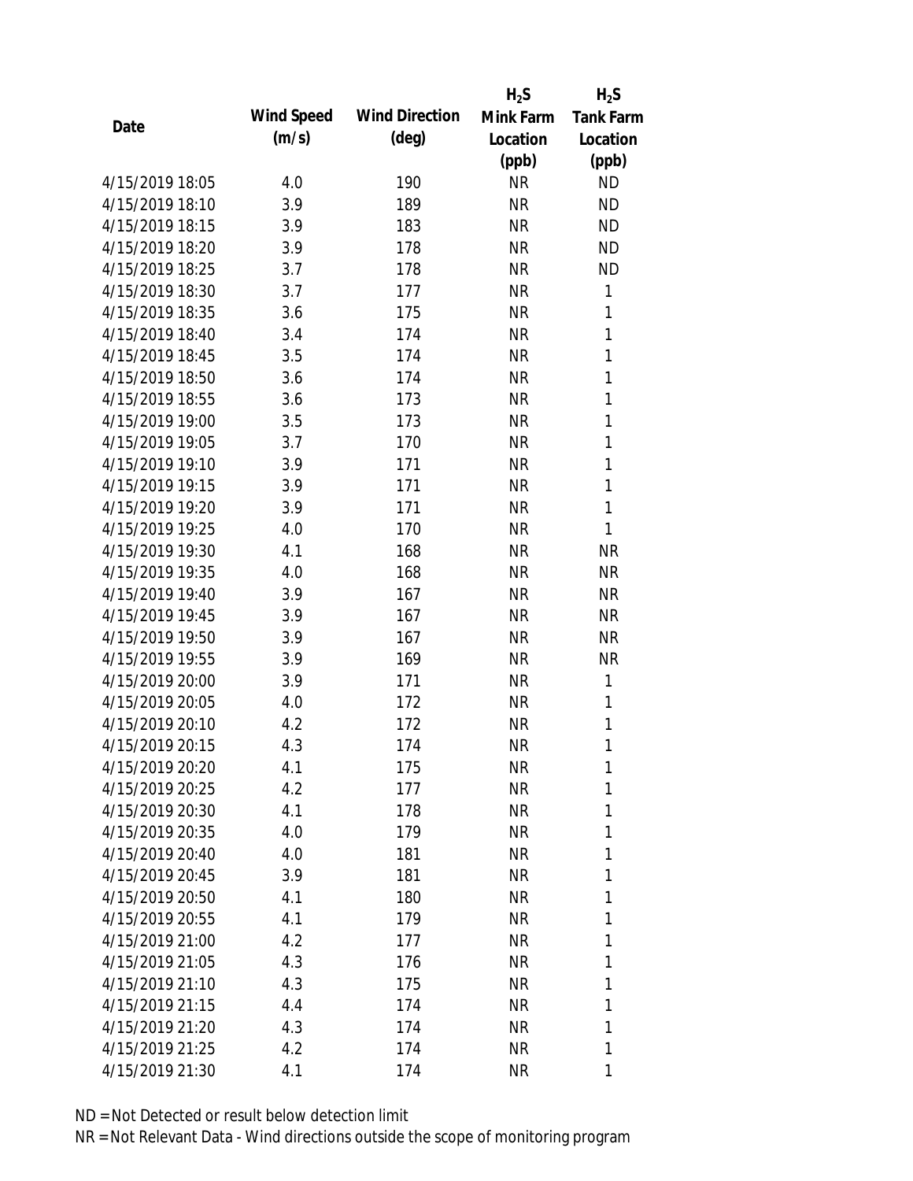| Date | Wind Speed (m/s) | Wind Direction (deg) | $H_2S$ Mink Farm Location (ppb) | $H_2S$ Tank Farm Location (ppb) |
|---|---|---|---|---|
| 4/15/2019 18:05 | 4.0 | 190 | NR | ND |
| 4/15/2019 18:10 | 3.9 | 189 | NR | ND |
| 4/15/2019 18:15 | 3.9 | 183 | NR | ND |
| 4/15/2019 18:20 | 3.9 | 178 | NR | ND |
| 4/15/2019 18:25 | 3.7 | 178 | NR | ND |
| 4/15/2019 18:30 | 3.7 | 177 | NR | 1 |
| 4/15/2019 18:35 | 3.6 | 175 | NR | 1 |
| 4/15/2019 18:40 | 3.4 | 174 | NR | 1 |
| 4/15/2019 18:45 | 3.5 | 174 | NR | 1 |
| 4/15/2019 18:50 | 3.6 | 174 | NR | 1 |
| 4/15/2019 18:55 | 3.6 | 173 | NR | 1 |
| 4/15/2019 19:00 | 3.5 | 173 | NR | 1 |
| 4/15/2019 19:05 | 3.7 | 170 | NR | 1 |
| 4/15/2019 19:10 | 3.9 | 171 | NR | 1 |
| 4/15/2019 19:15 | 3.9 | 171 | NR | 1 |
| 4/15/2019 19:20 | 3.9 | 171 | NR | 1 |
| 4/15/2019 19:25 | 4.0 | 170 | NR | 1 |
| 4/15/2019 19:30 | 4.1 | 168 | NR | NR |
| 4/15/2019 19:35 | 4.0 | 168 | NR | NR |
| 4/15/2019 19:40 | 3.9 | 167 | NR | NR |
| 4/15/2019 19:45 | 3.9 | 167 | NR | NR |
| 4/15/2019 19:50 | 3.9 | 167 | NR | NR |
| 4/15/2019 19:55 | 3.9 | 169 | NR | NR |
| 4/15/2019 20:00 | 3.9 | 171 | NR | 1 |
| 4/15/2019 20:05 | 4.0 | 172 | NR | 1 |
| 4/15/2019 20:10 | 4.2 | 172 | NR | 1 |
| 4/15/2019 20:15 | 4.3 | 174 | NR | 1 |
| 4/15/2019 20:20 | 4.1 | 175 | NR | 1 |
| 4/15/2019 20:25 | 4.2 | 177 | NR | 1 |
| 4/15/2019 20:30 | 4.1 | 178 | NR | 1 |
| 4/15/2019 20:35 | 4.0 | 179 | NR | 1 |
| 4/15/2019 20:40 | 4.0 | 181 | NR | 1 |
| 4/15/2019 20:45 | 3.9 | 181 | NR | 1 |
| 4/15/2019 20:50 | 4.1 | 180 | NR | 1 |
| 4/15/2019 20:55 | 4.1 | 179 | NR | 1 |
| 4/15/2019 21:00 | 4.2 | 177 | NR | 1 |
| 4/15/2019 21:05 | 4.3 | 176 | NR | 1 |
| 4/15/2019 21:10 | 4.3 | 175 | NR | 1 |
| 4/15/2019 21:15 | 4.4 | 174 | NR | 1 |
| 4/15/2019 21:20 | 4.3 | 174 | NR | 1 |
| 4/15/2019 21:25 | 4.2 | 174 | NR | 1 |
| 4/15/2019 21:30 | 4.1 | 174 | NR | 1 |

ND = Not Detected or result below detection limit

NR = Not Relevant Data - Wind directions outside the scope of monitoring program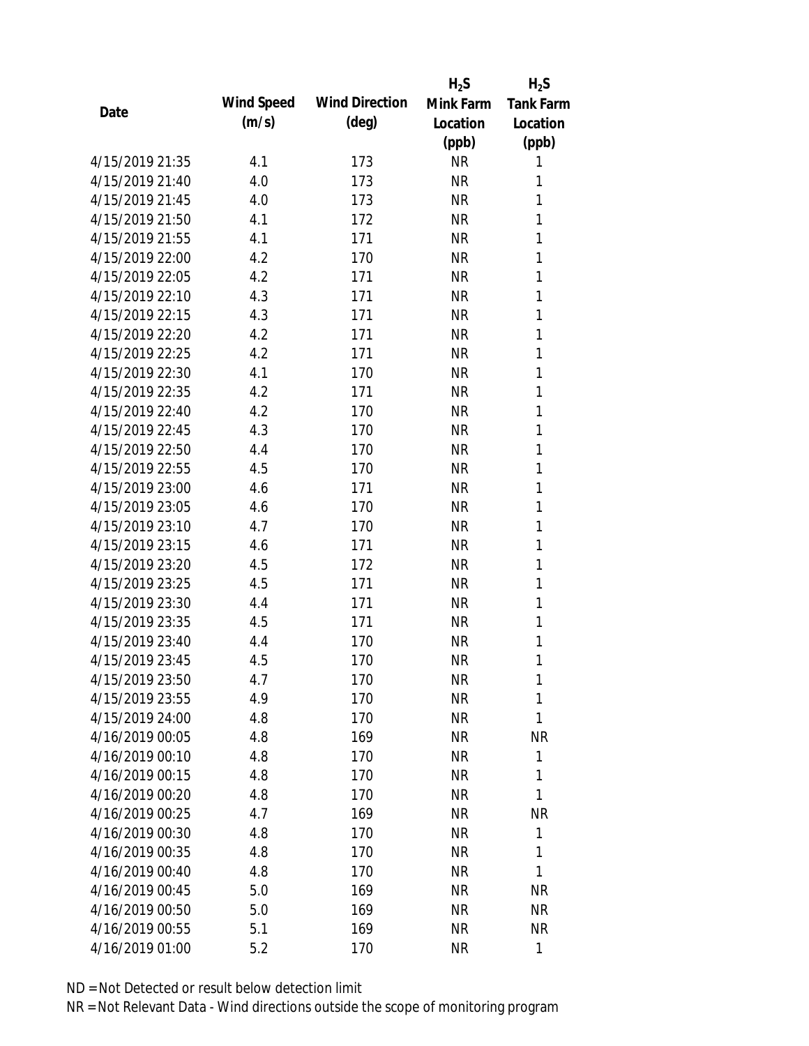| Date | Wind Speed (m/s) | Wind Direction (deg) | $H_2S$ Mink Farm Location (ppb) | $H_2S$ Tank Farm Location (ppb) |
|---|---|---|---|---|
| 4/15/2019 21:35 | 4.1 | 173 | NR | 1 |
| 4/15/2019 21:40 | 4.0 | 173 | NR | 1 |
| 4/15/2019 21:45 | 4.0 | 173 | NR | 1 |
| 4/15/2019 21:50 | 4.1 | 172 | NR | 1 |
| 4/15/2019 21:55 | 4.1 | 171 | NR | 1 |
| 4/15/2019 22:00 | 4.2 | 170 | NR | 1 |
| 4/15/2019 22:05 | 4.2 | 171 | NR | 1 |
| 4/15/2019 22:10 | 4.3 | 171 | NR | 1 |
| 4/15/2019 22:15 | 4.3 | 171 | NR | 1 |
| 4/15/2019 22:20 | 4.2 | 171 | NR | 1 |
| 4/15/2019 22:25 | 4.2 | 171 | NR | 1 |
| 4/15/2019 22:30 | 4.1 | 170 | NR | 1 |
| 4/15/2019 22:35 | 4.2 | 171 | NR | 1 |
| 4/15/2019 22:40 | 4.2 | 170 | NR | 1 |
| 4/15/2019 22:45 | 4.3 | 170 | NR | 1 |
| 4/15/2019 22:50 | 4.4 | 170 | NR | 1 |
| 4/15/2019 22:55 | 4.5 | 170 | NR | 1 |
| 4/15/2019 23:00 | 4.6 | 171 | NR | 1 |
| 4/15/2019 23:05 | 4.6 | 170 | NR | 1 |
| 4/15/2019 23:10 | 4.7 | 170 | NR | 1 |
| 4/15/2019 23:15 | 4.6 | 171 | NR | 1 |
| 4/15/2019 23:20 | 4.5 | 172 | NR | 1 |
| 4/15/2019 23:25 | 4.5 | 171 | NR | 1 |
| 4/15/2019 23:30 | 4.4 | 171 | NR | 1 |
| 4/15/2019 23:35 | 4.5 | 171 | NR | 1 |
| 4/15/2019 23:40 | 4.4 | 170 | NR | 1 |
| 4/15/2019 23:45 | 4.5 | 170 | NR | 1 |
| 4/15/2019 23:50 | 4.7 | 170 | NR | 1 |
| 4/15/2019 23:55 | 4.9 | 170 | NR | 1 |
| 4/15/2019 24:00 | 4.8 | 170 | NR | 1 |
| 4/16/2019 00:05 | 4.8 | 169 | NR | NR |
| 4/16/2019 00:10 | 4.8 | 170 | NR | 1 |
| 4/16/2019 00:15 | 4.8 | 170 | NR | 1 |
| 4/16/2019 00:20 | 4.8 | 170 | NR | 1 |
| 4/16/2019 00:25 | 4.7 | 169 | NR | NR |
| 4/16/2019 00:30 | 4.8 | 170 | NR | 1 |
| 4/16/2019 00:35 | 4.8 | 170 | NR | 1 |
| 4/16/2019 00:40 | 4.8 | 170 | NR | 1 |
| 4/16/2019 00:45 | 5.0 | 169 | NR | NR |
| 4/16/2019 00:50 | 5.0 | 169 | NR | NR |
| 4/16/2019 00:55 | 5.1 | 169 | NR | NR |
| 4/16/2019 01:00 | 5.2 | 170 | NR | 1 |

ND = Not Detected or result below detection limit

NR = Not Relevant Data - Wind directions outside the scope of monitoring program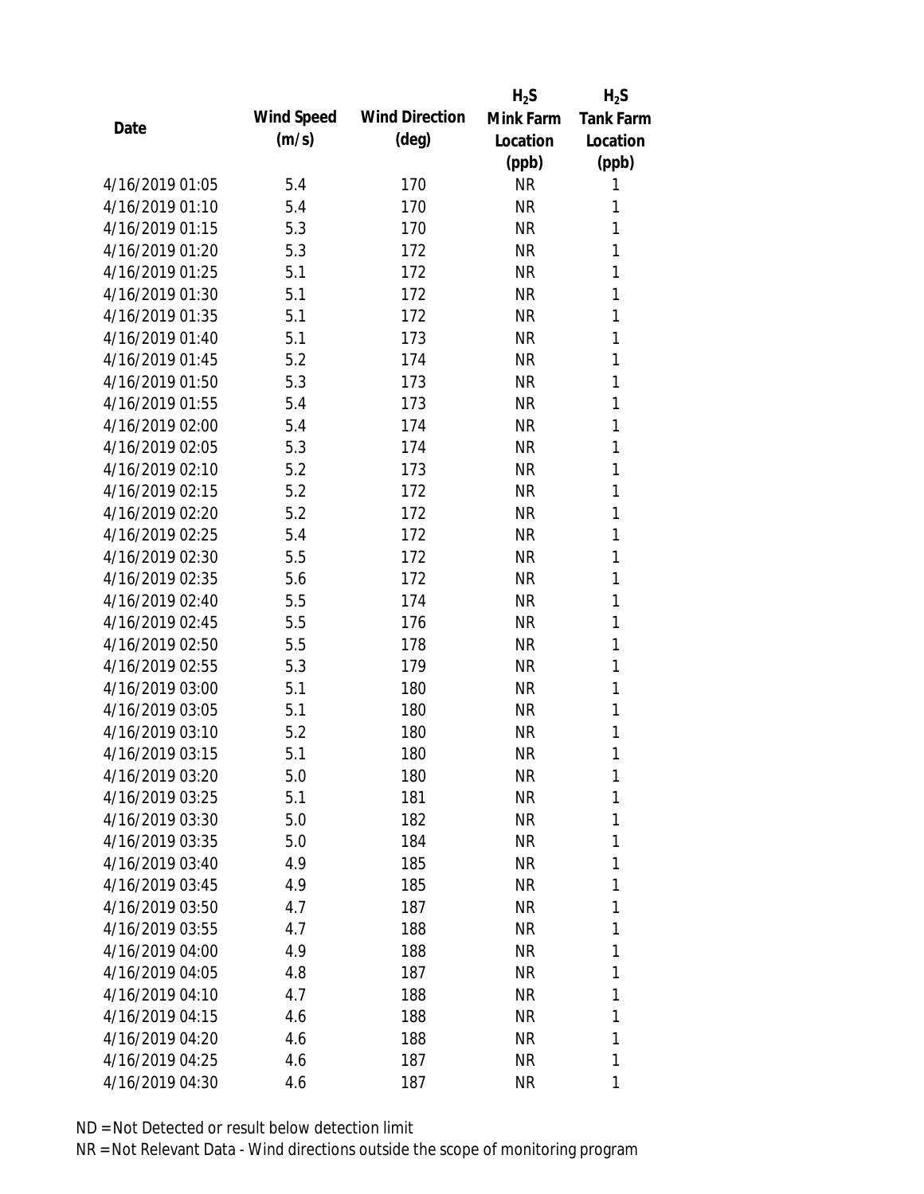| Date | Wind Speed (m/s) | Wind Direction (deg) | $H_2S$ Mink Farm Location (ppb) | $H_2S$ Tank Farm Location (ppb) |
|---|---|---|---|---|
| 4/16/2019 01:05 | 5.4 | 170 | NR | 1 |
| 4/16/2019 01:10 | 5.4 | 170 | NR | 1 |
| 4/16/2019 01:15 | 5.3 | 170 | NR | 1 |
| 4/16/2019 01:20 | 5.3 | 172 | NR | 1 |
| 4/16/2019 01:25 | 5.1 | 172 | NR | 1 |
| 4/16/2019 01:30 | 5.1 | 172 | NR | 1 |
| 4/16/2019 01:35 | 5.1 | 172 | NR | 1 |
| 4/16/2019 01:40 | 5.1 | 173 | NR | 1 |
| 4/16/2019 01:45 | 5.2 | 174 | NR | 1 |
| 4/16/2019 01:50 | 5.3 | 173 | NR | 1 |
| 4/16/2019 01:55 | 5.4 | 173 | NR | 1 |
| 4/16/2019 02:00 | 5.4 | 174 | NR | 1 |
| 4/16/2019 02:05 | 5.3 | 174 | NR | 1 |
| 4/16/2019 02:10 | 5.2 | 173 | NR | 1 |
| 4/16/2019 02:15 | 5.2 | 172 | NR | 1 |
| 4/16/2019 02:20 | 5.2 | 172 | NR | 1 |
| 4/16/2019 02:25 | 5.4 | 172 | NR | 1 |
| 4/16/2019 02:30 | 5.5 | 172 | NR | 1 |
| 4/16/2019 02:35 | 5.6 | 172 | NR | 1 |
| 4/16/2019 02:40 | 5.5 | 174 | NR | 1 |
| 4/16/2019 02:45 | 5.5 | 176 | NR | 1 |
| 4/16/2019 02:50 | 5.5 | 178 | NR | 1 |
| 4/16/2019 02:55 | 5.3 | 179 | NR | 1 |
| 4/16/2019 03:00 | 5.1 | 180 | NR | 1 |
| 4/16/2019 03:05 | 5.1 | 180 | NR | 1 |
| 4/16/2019 03:10 | 5.2 | 180 | NR | 1 |
| 4/16/2019 03:15 | 5.1 | 180 | NR | 1 |
| 4/16/2019 03:20 | 5.0 | 180 | NR | 1 |
| 4/16/2019 03:25 | 5.1 | 181 | NR | 1 |
| 4/16/2019 03:30 | 5.0 | 182 | NR | 1 |
| 4/16/2019 03:35 | 5.0 | 184 | NR | 1 |
| 4/16/2019 03:40 | 4.9 | 185 | NR | 1 |
| 4/16/2019 03:45 | 4.9 | 185 | NR | 1 |
| 4/16/2019 03:50 | 4.7 | 187 | NR | 1 |
| 4/16/2019 03:55 | 4.7 | 188 | NR | 1 |
| 4/16/2019 04:00 | 4.9 | 188 | NR | 1 |
| 4/16/2019 04:05 | 4.8 | 187 | NR | 1 |
| 4/16/2019 04:10 | 4.7 | 188 | NR | 1 |
| 4/16/2019 04:15 | 4.6 | 188 | NR | 1 |
| 4/16/2019 04:20 | 4.6 | 188 | NR | 1 |
| 4/16/2019 04:25 | 4.6 | 187 | NR | 1 |
| 4/16/2019 04:30 | 4.6 | 187 | NR | 1 |

ND = Not Detected or result below detection limit

NR = Not Relevant Data - Wind directions outside the scope of monitoring program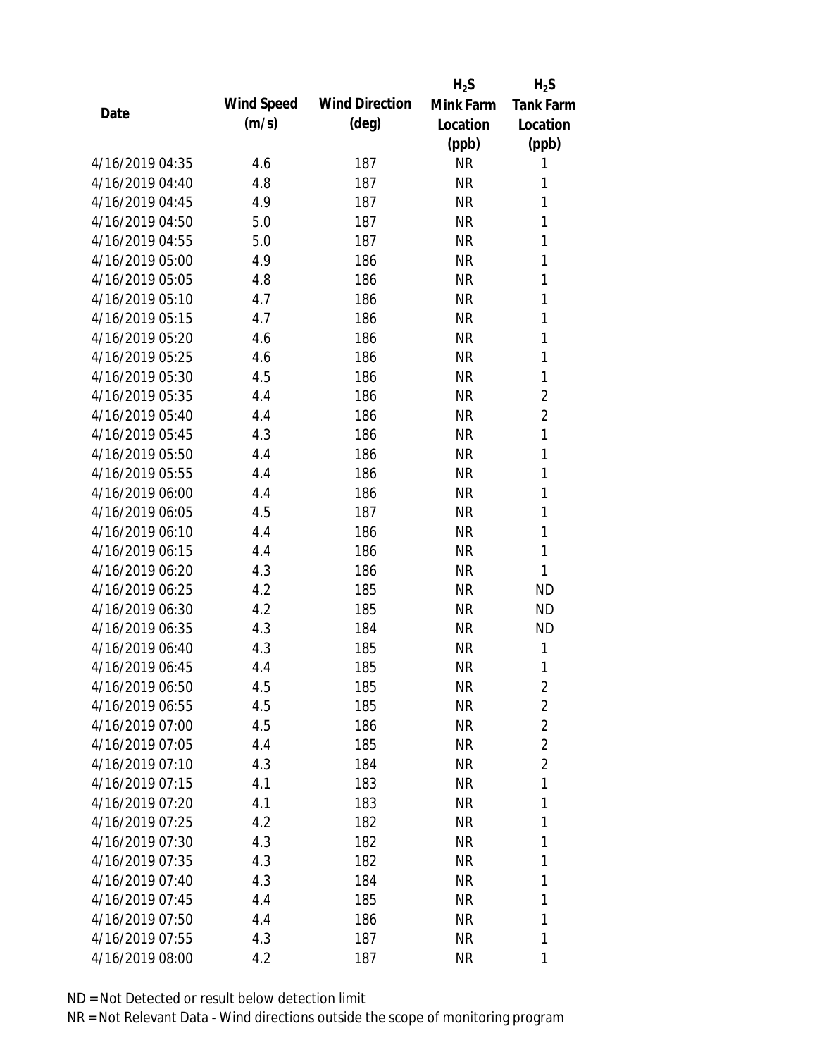| Date | Wind Speed (m/s) | Wind Direction (deg) | $H_2S$ Mink Farm Location (ppb) | $H_2S$ Tank Farm Location (ppb) |
|---|---|---|---|---|
| 4/16/2019 04:35 | 4.6 | 187 | NR | 1 |
| 4/16/2019 04:40 | 4.8 | 187 | NR | 1 |
| 4/16/2019 04:45 | 4.9 | 187 | NR | 1 |
| 4/16/2019 04:50 | 5.0 | 187 | NR | 1 |
| 4/16/2019 04:55 | 5.0 | 187 | NR | 1 |
| 4/16/2019 05:00 | 4.9 | 186 | NR | 1 |
| 4/16/2019 05:05 | 4.8 | 186 | NR | 1 |
| 4/16/2019 05:10 | 4.7 | 186 | NR | 1 |
| 4/16/2019 05:15 | 4.7 | 186 | NR | 1 |
| 4/16/2019 05:20 | 4.6 | 186 | NR | 1 |
| 4/16/2019 05:25 | 4.6 | 186 | NR | 1 |
| 4/16/2019 05:30 | 4.5 | 186 | NR | 1 |
| 4/16/2019 05:35 | 4.4 | 186 | NR | 2 |
| 4/16/2019 05:40 | 4.4 | 186 | NR | 2 |
| 4/16/2019 05:45 | 4.3 | 186 | NR | 1 |
| 4/16/2019 05:50 | 4.4 | 186 | NR | 1 |
| 4/16/2019 05:55 | 4.4 | 186 | NR | 1 |
| 4/16/2019 06:00 | 4.4 | 186 | NR | 1 |
| 4/16/2019 06:05 | 4.5 | 187 | NR | 1 |
| 4/16/2019 06:10 | 4.4 | 186 | NR | 1 |
| 4/16/2019 06:15 | 4.4 | 186 | NR | 1 |
| 4/16/2019 06:20 | 4.3 | 186 | NR | 1 |
| 4/16/2019 06:25 | 4.2 | 185 | NR | ND |
| 4/16/2019 06:30 | 4.2 | 185 | NR | ND |
| 4/16/2019 06:35 | 4.3 | 184 | NR | ND |
| 4/16/2019 06:40 | 4.3 | 185 | NR | 1 |
| 4/16/2019 06:45 | 4.4 | 185 | NR | 1 |
| 4/16/2019 06:50 | 4.5 | 185 | NR | 2 |
| 4/16/2019 06:55 | 4.5 | 185 | NR | 2 |
| 4/16/2019 07:00 | 4.5 | 186 | NR | 2 |
| 4/16/2019 07:05 | 4.4 | 185 | NR | 2 |
| 4/16/2019 07:10 | 4.3 | 184 | NR | 2 |
| 4/16/2019 07:15 | 4.1 | 183 | NR | 1 |
| 4/16/2019 07:20 | 4.1 | 183 | NR | 1 |
| 4/16/2019 07:25 | 4.2 | 182 | NR | 1 |
| 4/16/2019 07:30 | 4.3 | 182 | NR | 1 |
| 4/16/2019 07:35 | 4.3 | 182 | NR | 1 |
| 4/16/2019 07:40 | 4.3 | 184 | NR | 1 |
| 4/16/2019 07:45 | 4.4 | 185 | NR | 1 |
| 4/16/2019 07:50 | 4.4 | 186 | NR | 1 |
| 4/16/2019 07:55 | 4.3 | 187 | NR | 1 |
| 4/16/2019 08:00 | 4.2 | 187 | NR | 1 |

ND = Not Detected or result below detection limit

NR = Not Relevant Data - Wind directions outside the scope of monitoring program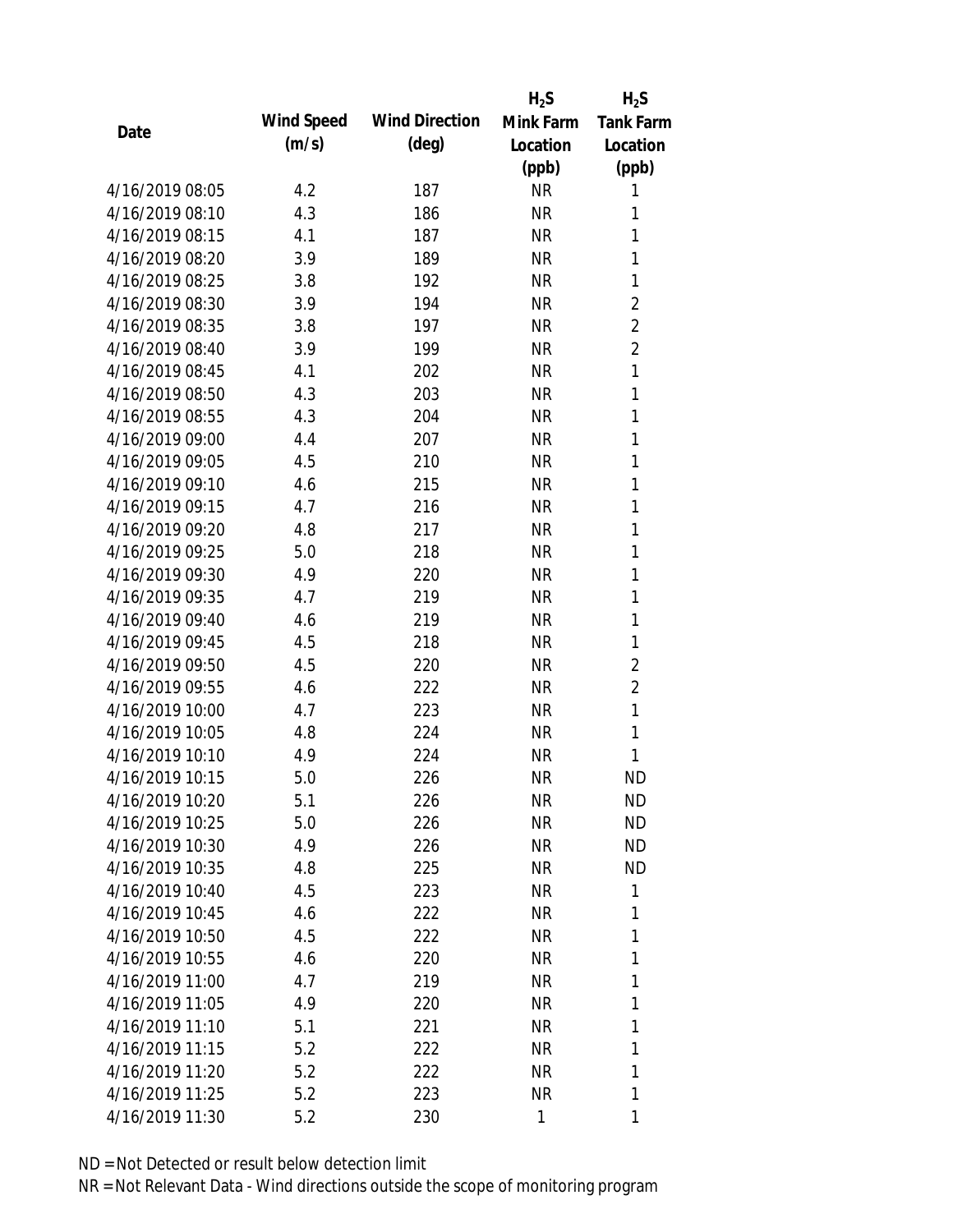| Date | Wind Speed (m/s) | Wind Direction (deg) | $H_2S$ Mink Farm Location (ppb) | $H_2S$ Tank Farm Location (ppb) |
|---|---|---|---|---|
| 4/16/2019 08:05 | 4.2 | 187 | NR | 1 |
| 4/16/2019 08:10 | 4.3 | 186 | NR | 1 |
| 4/16/2019 08:15 | 4.1 | 187 | NR | 1 |
| 4/16/2019 08:20 | 3.9 | 189 | NR | 1 |
| 4/16/2019 08:25 | 3.8 | 192 | NR | 1 |
| 4/16/2019 08:30 | 3.9 | 194 | NR | 2 |
| 4/16/2019 08:35 | 3.8 | 197 | NR | 2 |
| 4/16/2019 08:40 | 3.9 | 199 | NR | 2 |
| 4/16/2019 08:45 | 4.1 | 202 | NR | 1 |
| 4/16/2019 08:50 | 4.3 | 203 | NR | 1 |
| 4/16/2019 08:55 | 4.3 | 204 | NR | 1 |
| 4/16/2019 09:00 | 4.4 | 207 | NR | 1 |
| 4/16/2019 09:05 | 4.5 | 210 | NR | 1 |
| 4/16/2019 09:10 | 4.6 | 215 | NR | 1 |
| 4/16/2019 09:15 | 4.7 | 216 | NR | 1 |
| 4/16/2019 09:20 | 4.8 | 217 | NR | 1 |
| 4/16/2019 09:25 | 5.0 | 218 | NR | 1 |
| 4/16/2019 09:30 | 4.9 | 220 | NR | 1 |
| 4/16/2019 09:35 | 4.7 | 219 | NR | 1 |
| 4/16/2019 09:40 | 4.6 | 219 | NR | 1 |
| 4/16/2019 09:45 | 4.5 | 218 | NR | 1 |
| 4/16/2019 09:50 | 4.5 | 220 | NR | 2 |
| 4/16/2019 09:55 | 4.6 | 222 | NR | 2 |
| 4/16/2019 10:00 | 4.7 | 223 | NR | 1 |
| 4/16/2019 10:05 | 4.8 | 224 | NR | 1 |
| 4/16/2019 10:10 | 4.9 | 224 | NR | 1 |
| 4/16/2019 10:15 | 5.0 | 226 | NR | ND |
| 4/16/2019 10:20 | 5.1 | 226 | NR | ND |
| 4/16/2019 10:25 | 5.0 | 226 | NR | ND |
| 4/16/2019 10:30 | 4.9 | 226 | NR | ND |
| 4/16/2019 10:35 | 4.8 | 225 | NR | ND |
| 4/16/2019 10:40 | 4.5 | 223 | NR | 1 |
| 4/16/2019 10:45 | 4.6 | 222 | NR | 1 |
| 4/16/2019 10:50 | 4.5 | 222 | NR | 1 |
| 4/16/2019 10:55 | 4.6 | 220 | NR | 1 |
| 4/16/2019 11:00 | 4.7 | 219 | NR | 1 |
| 4/16/2019 11:05 | 4.9 | 220 | NR | 1 |
| 4/16/2019 11:10 | 5.1 | 221 | NR | 1 |
| 4/16/2019 11:15 | 5.2 | 222 | NR | 1 |
| 4/16/2019 11:20 | 5.2 | 222 | NR | 1 |
| 4/16/2019 11:25 | 5.2 | 223 | NR | 1 |
| 4/16/2019 11:30 | 5.2 | 230 | 1 | 1 |

ND = Not Detected or result below detection limit

NR = Not Relevant Data - Wind directions outside the scope of monitoring program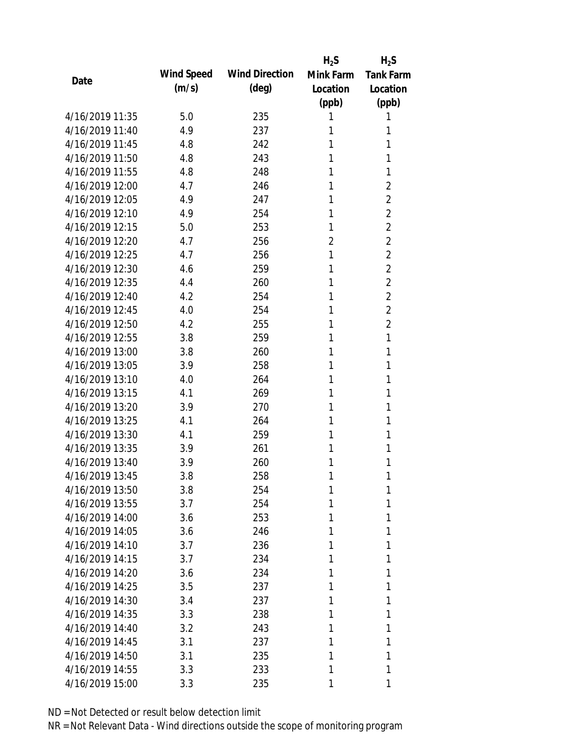| Date | Wind Speed (m/s) | Wind Direction (deg) | $H_2S$ Mink Farm Location (ppb) | $H_2S$ Tank Farm Location (ppb) |
|---|---|---|---|---|
| 4/16/2019 11:35 | 5.0 | 235 | 1 | 1 |
| 4/16/2019 11:40 | 4.9 | 237 | 1 | 1 |
| 4/16/2019 11:45 | 4.8 | 242 | 1 | 1 |
| 4/16/2019 11:50 | 4.8 | 243 | 1 | 1 |
| 4/16/2019 11:55 | 4.8 | 248 | 1 | 1 |
| 4/16/2019 12:00 | 4.7 | 246 | 1 | 2 |
| 4/16/2019 12:05 | 4.9 | 247 | 1 | 2 |
| 4/16/2019 12:10 | 4.9 | 254 | 1 | 2 |
| 4/16/2019 12:15 | 5.0 | 253 | 1 | 2 |
| 4/16/2019 12:20 | 4.7 | 256 | 2 | 2 |
| 4/16/2019 12:25 | 4.7 | 256 | 1 | 2 |
| 4/16/2019 12:30 | 4.6 | 259 | 1 | 2 |
| 4/16/2019 12:35 | 4.4 | 260 | 1 | 2 |
| 4/16/2019 12:40 | 4.2 | 254 | 1 | 2 |
| 4/16/2019 12:45 | 4.0 | 254 | 1 | 2 |
| 4/16/2019 12:50 | 4.2 | 255 | 1 | 2 |
| 4/16/2019 12:55 | 3.8 | 259 | 1 | 1 |
| 4/16/2019 13:00 | 3.8 | 260 | 1 | 1 |
| 4/16/2019 13:05 | 3.9 | 258 | 1 | 1 |
| 4/16/2019 13:10 | 4.0 | 264 | 1 | 1 |
| 4/16/2019 13:15 | 4.1 | 269 | 1 | 1 |
| 4/16/2019 13:20 | 3.9 | 270 | 1 | 1 |
| 4/16/2019 13:25 | 4.1 | 264 | 1 | 1 |
| 4/16/2019 13:30 | 4.1 | 259 | 1 | 1 |
| 4/16/2019 13:35 | 3.9 | 261 | 1 | 1 |
| 4/16/2019 13:40 | 3.9 | 260 | 1 | 1 |
| 4/16/2019 13:45 | 3.8 | 258 | 1 | 1 |
| 4/16/2019 13:50 | 3.8 | 254 | 1 | 1 |
| 4/16/2019 13:55 | 3.7 | 254 | 1 | 1 |
| 4/16/2019 14:00 | 3.6 | 253 | 1 | 1 |
| 4/16/2019 14:05 | 3.6 | 246 | 1 | 1 |
| 4/16/2019 14:10 | 3.7 | 236 | 1 | 1 |
| 4/16/2019 14:15 | 3.7 | 234 | 1 | 1 |
| 4/16/2019 14:20 | 3.6 | 234 | 1 | 1 |
| 4/16/2019 14:25 | 3.5 | 237 | 1 | 1 |
| 4/16/2019 14:30 | 3.4 | 237 | 1 | 1 |
| 4/16/2019 14:35 | 3.3 | 238 | 1 | 1 |
| 4/16/2019 14:40 | 3.2 | 243 | 1 | 1 |
| 4/16/2019 14:45 | 3.1 | 237 | 1 | 1 |
| 4/16/2019 14:50 | 3.1 | 235 | 1 | 1 |
| 4/16/2019 14:55 | 3.3 | 233 | 1 | 1 |
| 4/16/2019 15:00 | 3.3 | 235 | 1 | 1 |

ND = Not Detected or result below detection limit

NR = Not Relevant Data - Wind directions outside the scope of monitoring program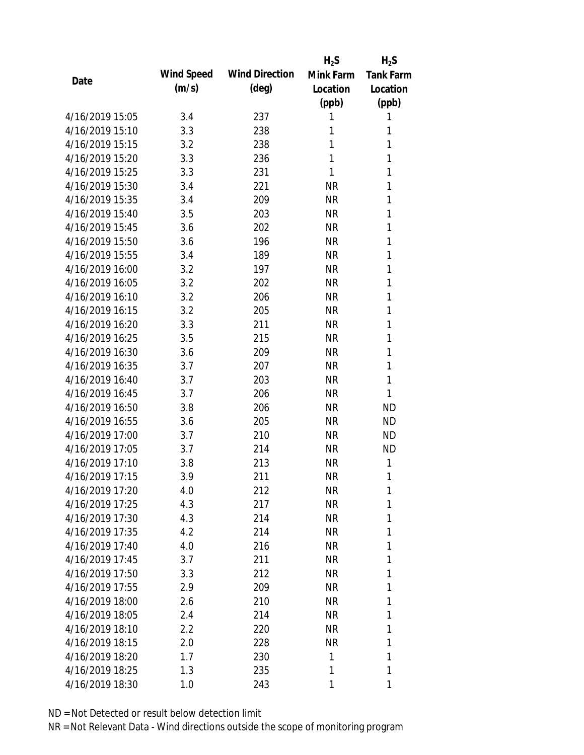| Date | Wind Speed (m/s) | Wind Direction (deg) | $H_2S$ Mink Farm Location (ppb) | $H_2S$ Tank Farm Location (ppb) |
|---|---|---|---|---|
| 4/16/2019 15:05 | 3.4 | 237 | 1 | 1 |
| 4/16/2019 15:10 | 3.3 | 238 | 1 | 1 |
| 4/16/2019 15:15 | 3.2 | 238 | 1 | 1 |
| 4/16/2019 15:20 | 3.3 | 236 | 1 | 1 |
| 4/16/2019 15:25 | 3.3 | 231 | 1 | 1 |
| 4/16/2019 15:30 | 3.4 | 221 | NR | 1 |
| 4/16/2019 15:35 | 3.4 | 209 | NR | 1 |
| 4/16/2019 15:40 | 3.5 | 203 | NR | 1 |
| 4/16/2019 15:45 | 3.6 | 202 | NR | 1 |
| 4/16/2019 15:50 | 3.6 | 196 | NR | 1 |
| 4/16/2019 15:55 | 3.4 | 189 | NR | 1 |
| 4/16/2019 16:00 | 3.2 | 197 | NR | 1 |
| 4/16/2019 16:05 | 3.2 | 202 | NR | 1 |
| 4/16/2019 16:10 | 3.2 | 206 | NR | 1 |
| 4/16/2019 16:15 | 3.2 | 205 | NR | 1 |
| 4/16/2019 16:20 | 3.3 | 211 | NR | 1 |
| 4/16/2019 16:25 | 3.5 | 215 | NR | 1 |
| 4/16/2019 16:30 | 3.6 | 209 | NR | 1 |
| 4/16/2019 16:35 | 3.7 | 207 | NR | 1 |
| 4/16/2019 16:40 | 3.7 | 203 | NR | 1 |
| 4/16/2019 16:45 | 3.7 | 206 | NR | 1 |
| 4/16/2019 16:50 | 3.8 | 206 | NR | ND |
| 4/16/2019 16:55 | 3.6 | 205 | NR | ND |
| 4/16/2019 17:00 | 3.7 | 210 | NR | ND |
| 4/16/2019 17:05 | 3.7 | 214 | NR | ND |
| 4/16/2019 17:10 | 3.8 | 213 | NR | 1 |
| 4/16/2019 17:15 | 3.9 | 211 | NR | 1 |
| 4/16/2019 17:20 | 4.0 | 212 | NR | 1 |
| 4/16/2019 17:25 | 4.3 | 217 | NR | 1 |
| 4/16/2019 17:30 | 4.3 | 214 | NR | 1 |
| 4/16/2019 17:35 | 4.2 | 214 | NR | 1 |
| 4/16/2019 17:40 | 4.0 | 216 | NR | 1 |
| 4/16/2019 17:45 | 3.7 | 211 | NR | 1 |
| 4/16/2019 17:50 | 3.3 | 212 | NR | 1 |
| 4/16/2019 17:55 | 2.9 | 209 | NR | 1 |
| 4/16/2019 18:00 | 2.6 | 210 | NR | 1 |
| 4/16/2019 18:05 | 2.4 | 214 | NR | 1 |
| 4/16/2019 18:10 | 2.2 | 220 | NR | 1 |
| 4/16/2019 18:15 | 2.0 | 228 | NR | 1 |
| 4/16/2019 18:20 | 1.7 | 230 | 1 | 1 |
| 4/16/2019 18:25 | 1.3 | 235 | 1 | 1 |
| 4/16/2019 18:30 | 1.0 | 243 | 1 | 1 |

ND = Not Detected or result below detection limit

NR = Not Relevant Data - Wind directions outside the scope of monitoring program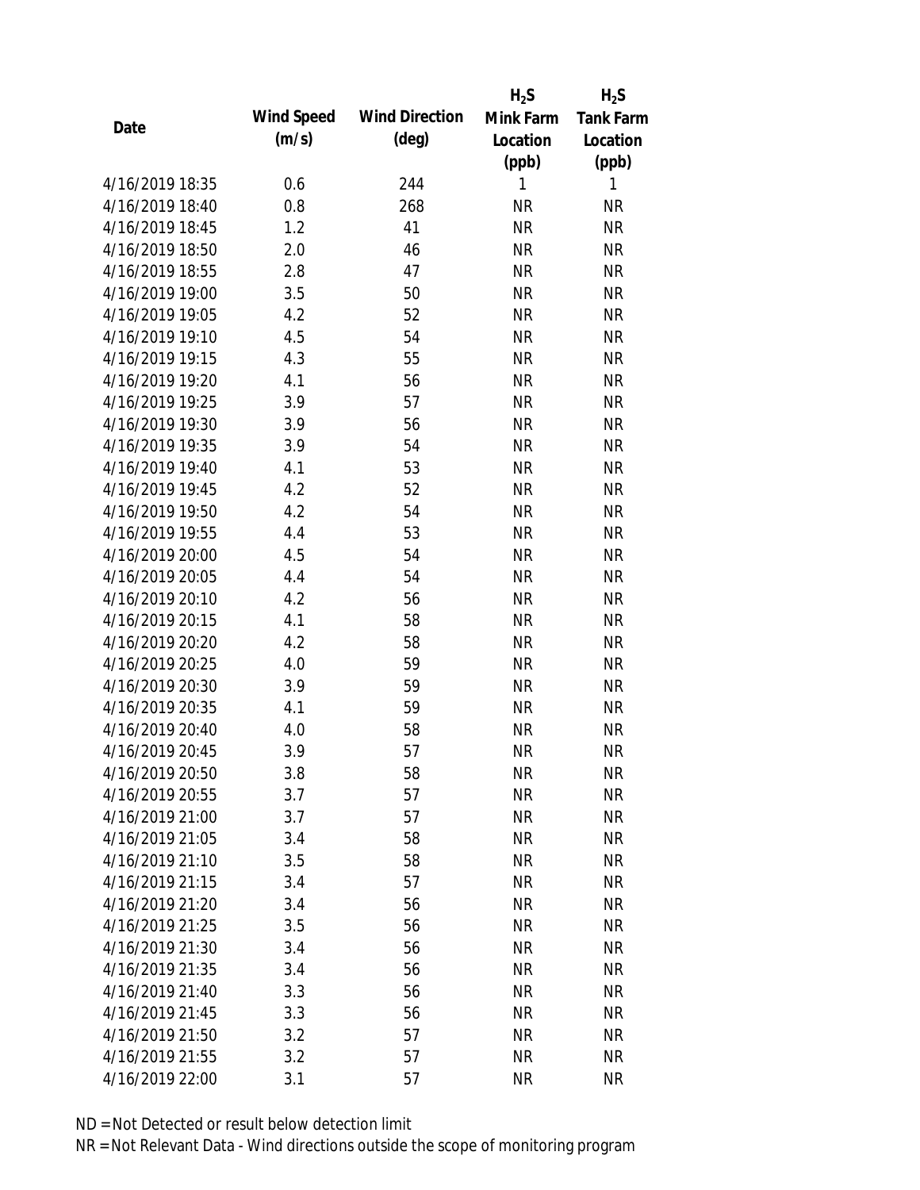| Date | Wind Speed (m/s) | Wind Direction (deg) | $H_2S$ Mink Farm Location (ppb) | $H_2S$ Tank Farm Location (ppb) |
|---|---|---|---|---|
| 4/16/2019 18:35 | 0.6 | 244 | 1 | 1 |
| 4/16/2019 18:40 | 0.8 | 268 | NR | NR |
| 4/16/2019 18:45 | 1.2 | 41 | NR | NR |
| 4/16/2019 18:50 | 2.0 | 46 | NR | NR |
| 4/16/2019 18:55 | 2.8 | 47 | NR | NR |
| 4/16/2019 19:00 | 3.5 | 50 | NR | NR |
| 4/16/2019 19:05 | 4.2 | 52 | NR | NR |
| 4/16/2019 19:10 | 4.5 | 54 | NR | NR |
| 4/16/2019 19:15 | 4.3 | 55 | NR | NR |
| 4/16/2019 19:20 | 4.1 | 56 | NR | NR |
| 4/16/2019 19:25 | 3.9 | 57 | NR | NR |
| 4/16/2019 19:30 | 3.9 | 56 | NR | NR |
| 4/16/2019 19:35 | 3.9 | 54 | NR | NR |
| 4/16/2019 19:40 | 4.1 | 53 | NR | NR |
| 4/16/2019 19:45 | 4.2 | 52 | NR | NR |
| 4/16/2019 19:50 | 4.2 | 54 | NR | NR |
| 4/16/2019 19:55 | 4.4 | 53 | NR | NR |
| 4/16/2019 20:00 | 4.5 | 54 | NR | NR |
| 4/16/2019 20:05 | 4.4 | 54 | NR | NR |
| 4/16/2019 20:10 | 4.2 | 56 | NR | NR |
| 4/16/2019 20:15 | 4.1 | 58 | NR | NR |
| 4/16/2019 20:20 | 4.2 | 58 | NR | NR |
| 4/16/2019 20:25 | 4.0 | 59 | NR | NR |
| 4/16/2019 20:30 | 3.9 | 59 | NR | NR |
| 4/16/2019 20:35 | 4.1 | 59 | NR | NR |
| 4/16/2019 20:40 | 4.0 | 58 | NR | NR |
| 4/16/2019 20:45 | 3.9 | 57 | NR | NR |
| 4/16/2019 20:50 | 3.8 | 58 | NR | NR |
| 4/16/2019 20:55 | 3.7 | 57 | NR | NR |
| 4/16/2019 21:00 | 3.7 | 57 | NR | NR |
| 4/16/2019 21:05 | 3.4 | 58 | NR | NR |
| 4/16/2019 21:10 | 3.5 | 58 | NR | NR |
| 4/16/2019 21:15 | 3.4 | 57 | NR | NR |
| 4/16/2019 21:20 | 3.4 | 56 | NR | NR |
| 4/16/2019 21:25 | 3.5 | 56 | NR | NR |
| 4/16/2019 21:30 | 3.4 | 56 | NR | NR |
| 4/16/2019 21:35 | 3.4 | 56 | NR | NR |
| 4/16/2019 21:40 | 3.3 | 56 | NR | NR |
| 4/16/2019 21:45 | 3.3 | 56 | NR | NR |
| 4/16/2019 21:50 | 3.2 | 57 | NR | NR |
| 4/16/2019 21:55 | 3.2 | 57 | NR | NR |
| 4/16/2019 22:00 | 3.1 | 57 | NR | NR |

ND = Not Detected or result below detection limit

NR = Not Relevant Data - Wind directions outside the scope of monitoring program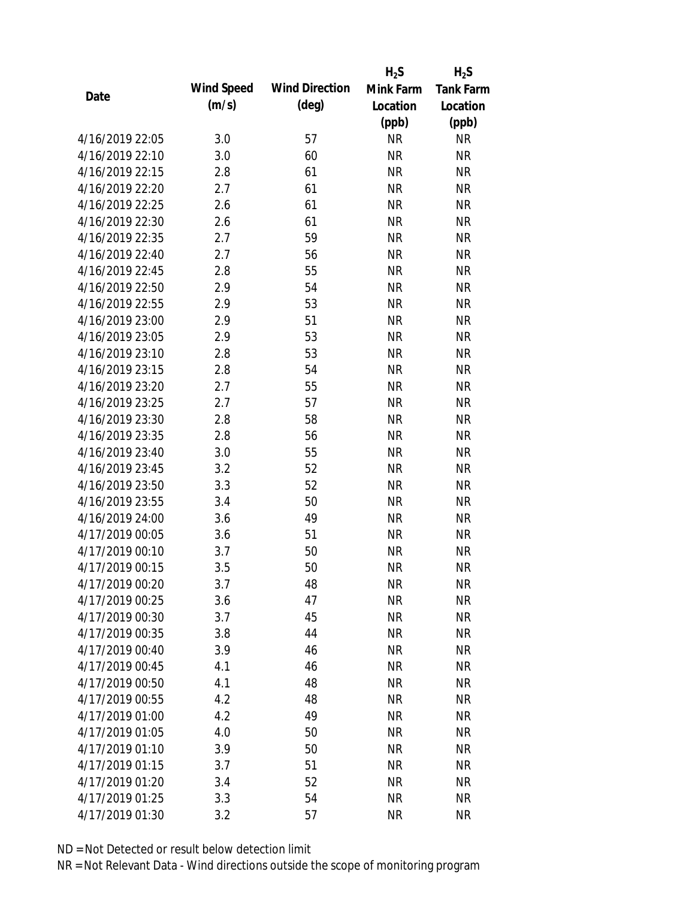| Date | Wind Speed (m/s) | Wind Direction (deg) | $H_2S$ Mink Farm Location (ppb) | $H_2S$ Tank Farm Location (ppb) |
|---|---|---|---|---|
| 4/16/2019 22:05 | 3.0 | 57 | NR | NR |
| 4/16/2019 22:10 | 3.0 | 60 | NR | NR |
| 4/16/2019 22:15 | 2.8 | 61 | NR | NR |
| 4/16/2019 22:20 | 2.7 | 61 | NR | NR |
| 4/16/2019 22:25 | 2.6 | 61 | NR | NR |
| 4/16/2019 22:30 | 2.6 | 61 | NR | NR |
| 4/16/2019 22:35 | 2.7 | 59 | NR | NR |
| 4/16/2019 22:40 | 2.7 | 56 | NR | NR |
| 4/16/2019 22:45 | 2.8 | 55 | NR | NR |
| 4/16/2019 22:50 | 2.9 | 54 | NR | NR |
| 4/16/2019 22:55 | 2.9 | 53 | NR | NR |
| 4/16/2019 23:00 | 2.9 | 51 | NR | NR |
| 4/16/2019 23:05 | 2.9 | 53 | NR | NR |
| 4/16/2019 23:10 | 2.8 | 53 | NR | NR |
| 4/16/2019 23:15 | 2.8 | 54 | NR | NR |
| 4/16/2019 23:20 | 2.7 | 55 | NR | NR |
| 4/16/2019 23:25 | 2.7 | 57 | NR | NR |
| 4/16/2019 23:30 | 2.8 | 58 | NR | NR |
| 4/16/2019 23:35 | 2.8 | 56 | NR | NR |
| 4/16/2019 23:40 | 3.0 | 55 | NR | NR |
| 4/16/2019 23:45 | 3.2 | 52 | NR | NR |
| 4/16/2019 23:50 | 3.3 | 52 | NR | NR |
| 4/16/2019 23:55 | 3.4 | 50 | NR | NR |
| 4/16/2019 24:00 | 3.6 | 49 | NR | NR |
| 4/17/2019 00:05 | 3.6 | 51 | NR | NR |
| 4/17/2019 00:10 | 3.7 | 50 | NR | NR |
| 4/17/2019 00:15 | 3.5 | 50 | NR | NR |
| 4/17/2019 00:20 | 3.7 | 48 | NR | NR |
| 4/17/2019 00:25 | 3.6 | 47 | NR | NR |
| 4/17/2019 00:30 | 3.7 | 45 | NR | NR |
| 4/17/2019 00:35 | 3.8 | 44 | NR | NR |
| 4/17/2019 00:40 | 3.9 | 46 | NR | NR |
| 4/17/2019 00:45 | 4.1 | 46 | NR | NR |
| 4/17/2019 00:50 | 4.1 | 48 | NR | NR |
| 4/17/2019 00:55 | 4.2 | 48 | NR | NR |
| 4/17/2019 01:00 | 4.2 | 49 | NR | NR |
| 4/17/2019 01:05 | 4.0 | 50 | NR | NR |
| 4/17/2019 01:10 | 3.9 | 50 | NR | NR |
| 4/17/2019 01:15 | 3.7 | 51 | NR | NR |
| 4/17/2019 01:20 | 3.4 | 52 | NR | NR |
| 4/17/2019 01:25 | 3.3 | 54 | NR | NR |
| 4/17/2019 01:30 | 3.2 | 57 | NR | NR |

ND = Not Detected or result below detection limit

NR = Not Relevant Data - Wind directions outside the scope of monitoring program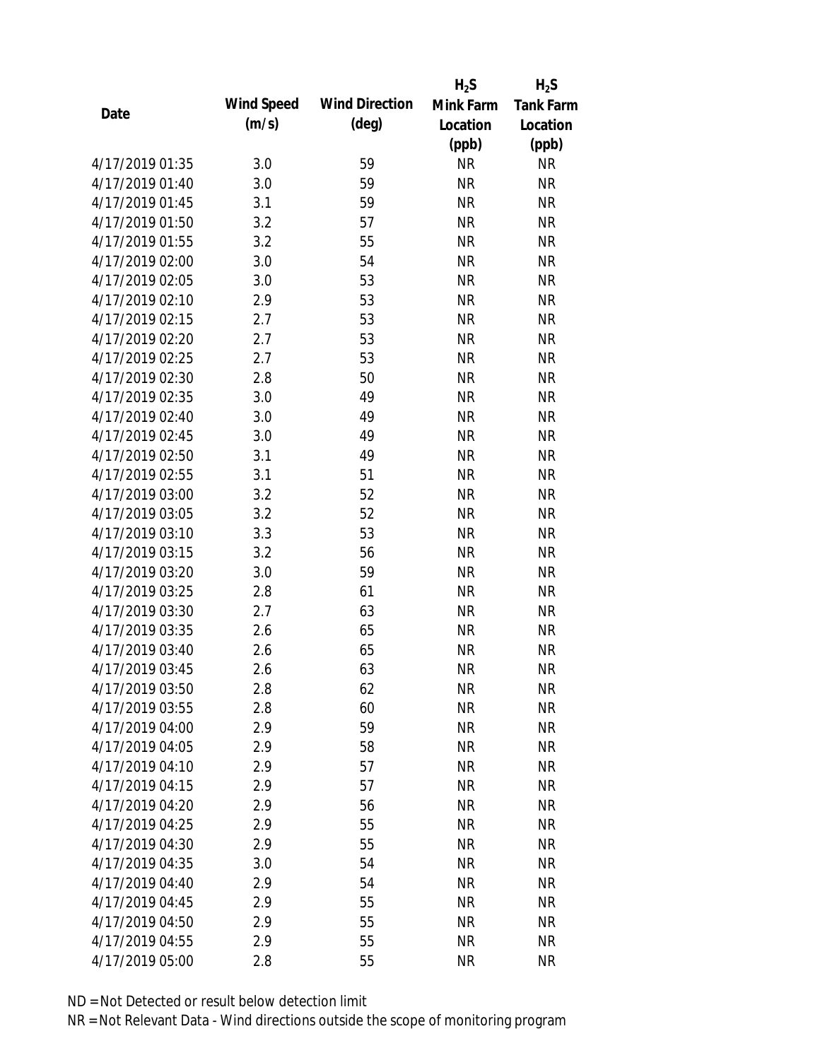| Date | Wind Speed (m/s) | Wind Direction (deg) | $H_2S$ Mink Farm Location (ppb) | $H_2S$ Tank Farm Location (ppb) |
|---|---|---|---|---|
| 4/17/2019 01:35 | 3.0 | 59 | NR | NR |
| 4/17/2019 01:40 | 3.0 | 59 | NR | NR |
| 4/17/2019 01:45 | 3.1 | 59 | NR | NR |
| 4/17/2019 01:50 | 3.2 | 57 | NR | NR |
| 4/17/2019 01:55 | 3.2 | 55 | NR | NR |
| 4/17/2019 02:00 | 3.0 | 54 | NR | NR |
| 4/17/2019 02:05 | 3.0 | 53 | NR | NR |
| 4/17/2019 02:10 | 2.9 | 53 | NR | NR |
| 4/17/2019 02:15 | 2.7 | 53 | NR | NR |
| 4/17/2019 02:20 | 2.7 | 53 | NR | NR |
| 4/17/2019 02:25 | 2.7 | 53 | NR | NR |
| 4/17/2019 02:30 | 2.8 | 50 | NR | NR |
| 4/17/2019 02:35 | 3.0 | 49 | NR | NR |
| 4/17/2019 02:40 | 3.0 | 49 | NR | NR |
| 4/17/2019 02:45 | 3.0 | 49 | NR | NR |
| 4/17/2019 02:50 | 3.1 | 49 | NR | NR |
| 4/17/2019 02:55 | 3.1 | 51 | NR | NR |
| 4/17/2019 03:00 | 3.2 | 52 | NR | NR |
| 4/17/2019 03:05 | 3.2 | 52 | NR | NR |
| 4/17/2019 03:10 | 3.3 | 53 | NR | NR |
| 4/17/2019 03:15 | 3.2 | 56 | NR | NR |
| 4/17/2019 03:20 | 3.0 | 59 | NR | NR |
| 4/17/2019 03:25 | 2.8 | 61 | NR | NR |
| 4/17/2019 03:30 | 2.7 | 63 | NR | NR |
| 4/17/2019 03:35 | 2.6 | 65 | NR | NR |
| 4/17/2019 03:40 | 2.6 | 65 | NR | NR |
| 4/17/2019 03:45 | 2.6 | 63 | NR | NR |
| 4/17/2019 03:50 | 2.8 | 62 | NR | NR |
| 4/17/2019 03:55 | 2.8 | 60 | NR | NR |
| 4/17/2019 04:00 | 2.9 | 59 | NR | NR |
| 4/17/2019 04:05 | 2.9 | 58 | NR | NR |
| 4/17/2019 04:10 | 2.9 | 57 | NR | NR |
| 4/17/2019 04:15 | 2.9 | 57 | NR | NR |
| 4/17/2019 04:20 | 2.9 | 56 | NR | NR |
| 4/17/2019 04:25 | 2.9 | 55 | NR | NR |
| 4/17/2019 04:30 | 2.9 | 55 | NR | NR |
| 4/17/2019 04:35 | 3.0 | 54 | NR | NR |
| 4/17/2019 04:40 | 2.9 | 54 | NR | NR |
| 4/17/2019 04:45 | 2.9 | 55 | NR | NR |
| 4/17/2019 04:50 | 2.9 | 55 | NR | NR |
| 4/17/2019 04:55 | 2.9 | 55 | NR | NR |
| 4/17/2019 05:00 | 2.8 | 55 | NR | NR |

ND = Not Detected or result below detection limit

NR = Not Relevant Data - Wind directions outside the scope of monitoring program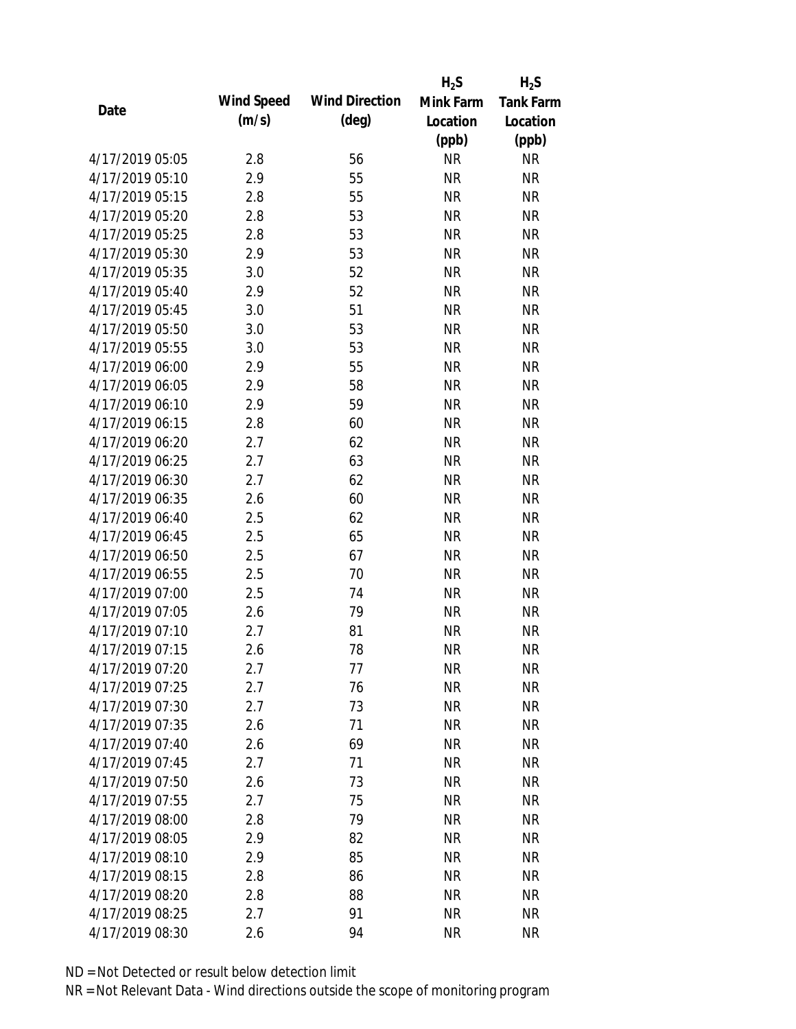| Date | Wind Speed (m/s) | Wind Direction (deg) | $H_2S$ Mink Farm Location (ppb) | $H_2S$ Tank Farm Location (ppb) |
|---|---|---|---|---|
| 4/17/2019 05:05 | 2.8 | 56 | NR | NR |
| 4/17/2019 05:10 | 2.9 | 55 | NR | NR |
| 4/17/2019 05:15 | 2.8 | 55 | NR | NR |
| 4/17/2019 05:20 | 2.8 | 53 | NR | NR |
| 4/17/2019 05:25 | 2.8 | 53 | NR | NR |
| 4/17/2019 05:30 | 2.9 | 53 | NR | NR |
| 4/17/2019 05:35 | 3.0 | 52 | NR | NR |
| 4/17/2019 05:40 | 2.9 | 52 | NR | NR |
| 4/17/2019 05:45 | 3.0 | 51 | NR | NR |
| 4/17/2019 05:50 | 3.0 | 53 | NR | NR |
| 4/17/2019 05:55 | 3.0 | 53 | NR | NR |
| 4/17/2019 06:00 | 2.9 | 55 | NR | NR |
| 4/17/2019 06:05 | 2.9 | 58 | NR | NR |
| 4/17/2019 06:10 | 2.9 | 59 | NR | NR |
| 4/17/2019 06:15 | 2.8 | 60 | NR | NR |
| 4/17/2019 06:20 | 2.7 | 62 | NR | NR |
| 4/17/2019 06:25 | 2.7 | 63 | NR | NR |
| 4/17/2019 06:30 | 2.7 | 62 | NR | NR |
| 4/17/2019 06:35 | 2.6 | 60 | NR | NR |
| 4/17/2019 06:40 | 2.5 | 62 | NR | NR |
| 4/17/2019 06:45 | 2.5 | 65 | NR | NR |
| 4/17/2019 06:50 | 2.5 | 67 | NR | NR |
| 4/17/2019 06:55 | 2.5 | 70 | NR | NR |
| 4/17/2019 07:00 | 2.5 | 74 | NR | NR |
| 4/17/2019 07:05 | 2.6 | 79 | NR | NR |
| 4/17/2019 07:10 | 2.7 | 81 | NR | NR |
| 4/17/2019 07:15 | 2.6 | 78 | NR | NR |
| 4/17/2019 07:20 | 2.7 | 77 | NR | NR |
| 4/17/2019 07:25 | 2.7 | 76 | NR | NR |
| 4/17/2019 07:30 | 2.7 | 73 | NR | NR |
| 4/17/2019 07:35 | 2.6 | 71 | NR | NR |
| 4/17/2019 07:40 | 2.6 | 69 | NR | NR |
| 4/17/2019 07:45 | 2.7 | 71 | NR | NR |
| 4/17/2019 07:50 | 2.6 | 73 | NR | NR |
| 4/17/2019 07:55 | 2.7 | 75 | NR | NR |
| 4/17/2019 08:00 | 2.8 | 79 | NR | NR |
| 4/17/2019 08:05 | 2.9 | 82 | NR | NR |
| 4/17/2019 08:10 | 2.9 | 85 | NR | NR |
| 4/17/2019 08:15 | 2.8 | 86 | NR | NR |
| 4/17/2019 08:20 | 2.8 | 88 | NR | NR |
| 4/17/2019 08:25 | 2.7 | 91 | NR | NR |
| 4/17/2019 08:30 | 2.6 | 94 | NR | NR |

ND = Not Detected or result below detection limit

NR = Not Relevant Data - Wind directions outside the scope of monitoring program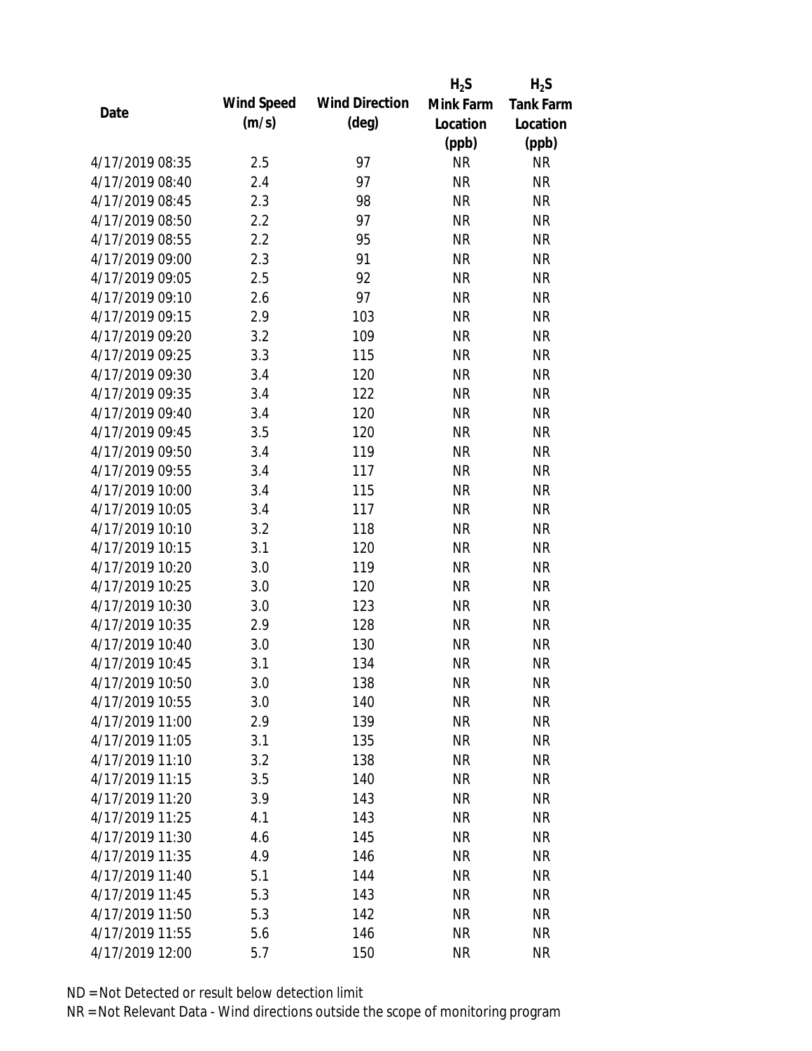| Date | Wind Speed (m/s) | Wind Direction (deg) | $H_2S$ Mink Farm Location (ppb) | $H_2S$ Tank Farm Location (ppb) |
|---|---|---|---|---|
| 4/17/2019 08:35 | 2.5 | 97 | NR | NR |
| 4/17/2019 08:40 | 2.4 | 97 | NR | NR |
| 4/17/2019 08:45 | 2.3 | 98 | NR | NR |
| 4/17/2019 08:50 | 2.2 | 97 | NR | NR |
| 4/17/2019 08:55 | 2.2 | 95 | NR | NR |
| 4/17/2019 09:00 | 2.3 | 91 | NR | NR |
| 4/17/2019 09:05 | 2.5 | 92 | NR | NR |
| 4/17/2019 09:10 | 2.6 | 97 | NR | NR |
| 4/17/2019 09:15 | 2.9 | 103 | NR | NR |
| 4/17/2019 09:20 | 3.2 | 109 | NR | NR |
| 4/17/2019 09:25 | 3.3 | 115 | NR | NR |
| 4/17/2019 09:30 | 3.4 | 120 | NR | NR |
| 4/17/2019 09:35 | 3.4 | 122 | NR | NR |
| 4/17/2019 09:40 | 3.4 | 120 | NR | NR |
| 4/17/2019 09:45 | 3.5 | 120 | NR | NR |
| 4/17/2019 09:50 | 3.4 | 119 | NR | NR |
| 4/17/2019 09:55 | 3.4 | 117 | NR | NR |
| 4/17/2019 10:00 | 3.4 | 115 | NR | NR |
| 4/17/2019 10:05 | 3.4 | 117 | NR | NR |
| 4/17/2019 10:10 | 3.2 | 118 | NR | NR |
| 4/17/2019 10:15 | 3.1 | 120 | NR | NR |
| 4/17/2019 10:20 | 3.0 | 119 | NR | NR |
| 4/17/2019 10:25 | 3.0 | 120 | NR | NR |
| 4/17/2019 10:30 | 3.0 | 123 | NR | NR |
| 4/17/2019 10:35 | 2.9 | 128 | NR | NR |
| 4/17/2019 10:40 | 3.0 | 130 | NR | NR |
| 4/17/2019 10:45 | 3.1 | 134 | NR | NR |
| 4/17/2019 10:50 | 3.0 | 138 | NR | NR |
| 4/17/2019 10:55 | 3.0 | 140 | NR | NR |
| 4/17/2019 11:00 | 2.9 | 139 | NR | NR |
| 4/17/2019 11:05 | 3.1 | 135 | NR | NR |
| 4/17/2019 11:10 | 3.2 | 138 | NR | NR |
| 4/17/2019 11:15 | 3.5 | 140 | NR | NR |
| 4/17/2019 11:20 | 3.9 | 143 | NR | NR |
| 4/17/2019 11:25 | 4.1 | 143 | NR | NR |
| 4/17/2019 11:30 | 4.6 | 145 | NR | NR |
| 4/17/2019 11:35 | 4.9 | 146 | NR | NR |
| 4/17/2019 11:40 | 5.1 | 144 | NR | NR |
| 4/17/2019 11:45 | 5.3 | 143 | NR | NR |
| 4/17/2019 11:50 | 5.3 | 142 | NR | NR |
| 4/17/2019 11:55 | 5.6 | 146 | NR | NR |
| 4/17/2019 12:00 | 5.7 | 150 | NR | NR |

ND = Not Detected or result below detection limit

NR = Not Relevant Data - Wind directions outside the scope of monitoring program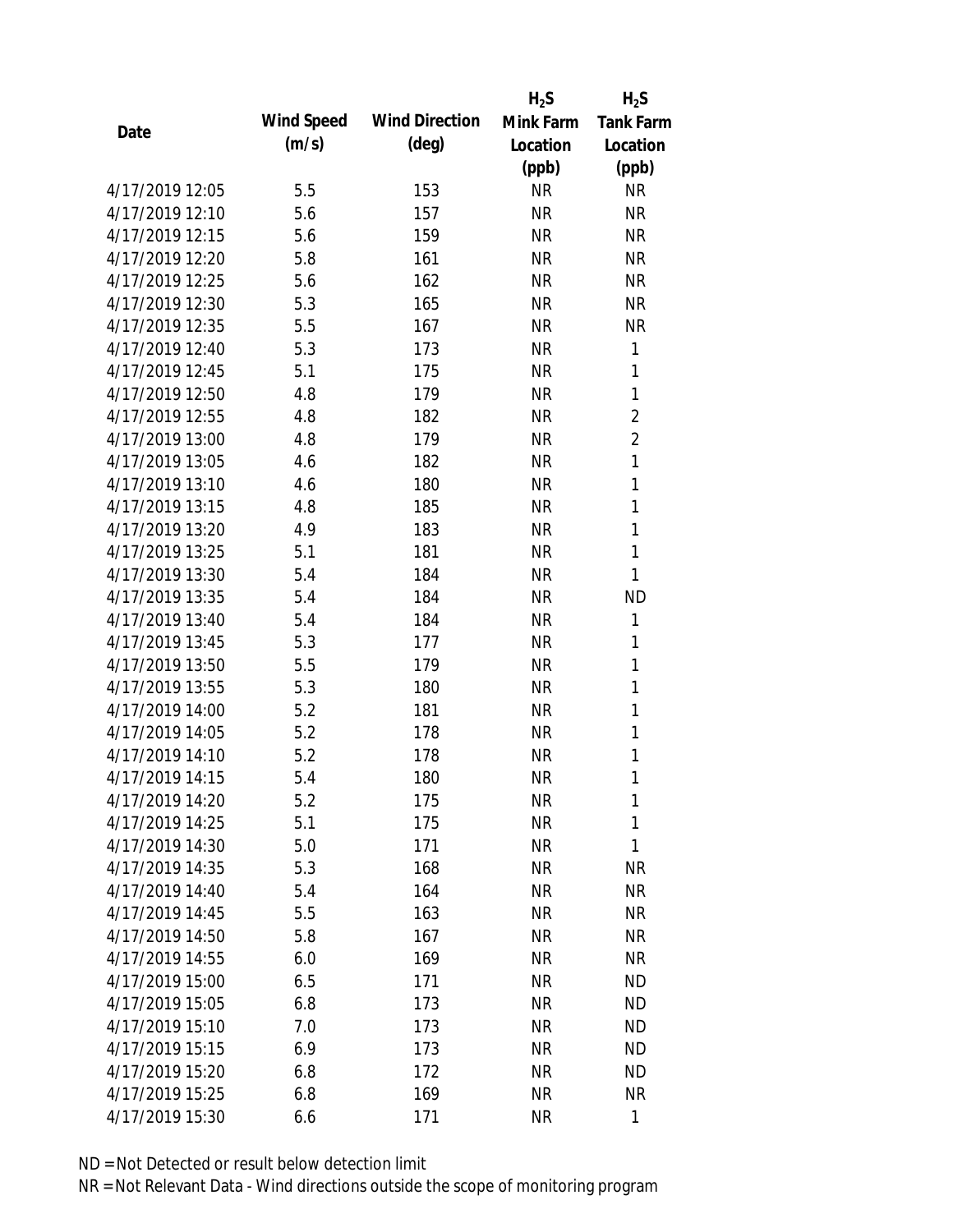| Date | Wind Speed (m/s) | Wind Direction (deg) | $H_2S$ Mink Farm Location (ppb) | $H_2S$ Tank Farm Location (ppb) |
|---|---|---|---|---|
| 4/17/2019 12:05 | 5.5 | 153 | NR | NR |
| 4/17/2019 12:10 | 5.6 | 157 | NR | NR |
| 4/17/2019 12:15 | 5.6 | 159 | NR | NR |
| 4/17/2019 12:20 | 5.8 | 161 | NR | NR |
| 4/17/2019 12:25 | 5.6 | 162 | NR | NR |
| 4/17/2019 12:30 | 5.3 | 165 | NR | NR |
| 4/17/2019 12:35 | 5.5 | 167 | NR | NR |
| 4/17/2019 12:40 | 5.3 | 173 | NR | 1 |
| 4/17/2019 12:45 | 5.1 | 175 | NR | 1 |
| 4/17/2019 12:50 | 4.8 | 179 | NR | 1 |
| 4/17/2019 12:55 | 4.8 | 182 | NR | 2 |
| 4/17/2019 13:00 | 4.8 | 179 | NR | 2 |
| 4/17/2019 13:05 | 4.6 | 182 | NR | 1 |
| 4/17/2019 13:10 | 4.6 | 180 | NR | 1 |
| 4/17/2019 13:15 | 4.8 | 185 | NR | 1 |
| 4/17/2019 13:20 | 4.9 | 183 | NR | 1 |
| 4/17/2019 13:25 | 5.1 | 181 | NR | 1 |
| 4/17/2019 13:30 | 5.4 | 184 | NR | 1 |
| 4/17/2019 13:35 | 5.4 | 184 | NR | ND |
| 4/17/2019 13:40 | 5.4 | 184 | NR | 1 |
| 4/17/2019 13:45 | 5.3 | 177 | NR | 1 |
| 4/17/2019 13:50 | 5.5 | 179 | NR | 1 |
| 4/17/2019 13:55 | 5.3 | 180 | NR | 1 |
| 4/17/2019 14:00 | 5.2 | 181 | NR | 1 |
| 4/17/2019 14:05 | 5.2 | 178 | NR | 1 |
| 4/17/2019 14:10 | 5.2 | 178 | NR | 1 |
| 4/17/2019 14:15 | 5.4 | 180 | NR | 1 |
| 4/17/2019 14:20 | 5.2 | 175 | NR | 1 |
| 4/17/2019 14:25 | 5.1 | 175 | NR | 1 |
| 4/17/2019 14:30 | 5.0 | 171 | NR | 1 |
| 4/17/2019 14:35 | 5.3 | 168 | NR | NR |
| 4/17/2019 14:40 | 5.4 | 164 | NR | NR |
| 4/17/2019 14:45 | 5.5 | 163 | NR | NR |
| 4/17/2019 14:50 | 5.8 | 167 | NR | NR |
| 4/17/2019 14:55 | 6.0 | 169 | NR | NR |
| 4/17/2019 15:00 | 6.5 | 171 | NR | ND |
| 4/17/2019 15:05 | 6.8 | 173 | NR | ND |
| 4/17/2019 15:10 | 7.0 | 173 | NR | ND |
| 4/17/2019 15:15 | 6.9 | 173 | NR | ND |
| 4/17/2019 15:20 | 6.8 | 172 | NR | ND |
| 4/17/2019 15:25 | 6.8 | 169 | NR | NR |
| 4/17/2019 15:30 | 6.6 | 171 | NR | 1 |

ND = Not Detected or result below detection limit

NR = Not Relevant Data - Wind directions outside the scope of monitoring program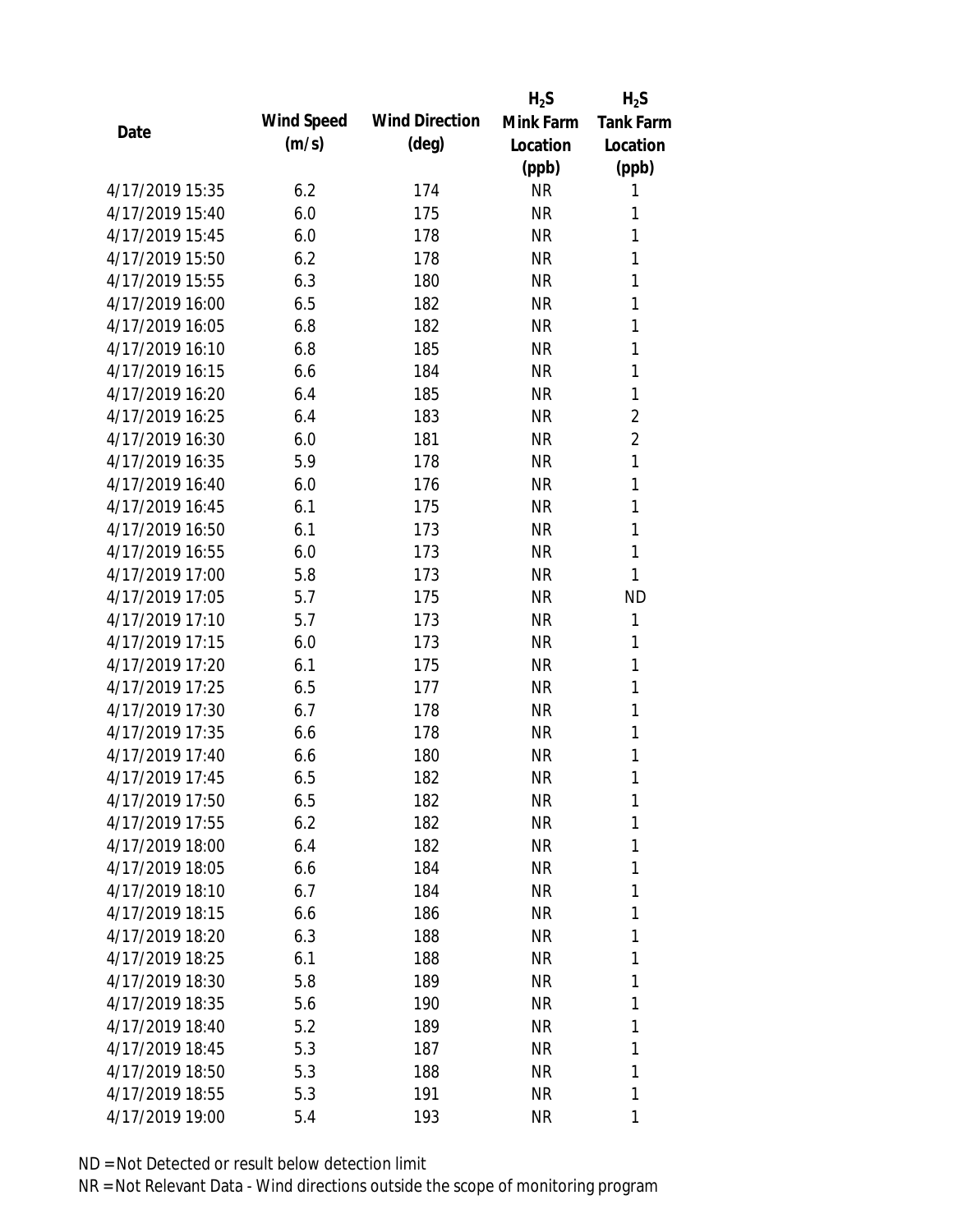| Date | Wind Speed (m/s) | Wind Direction (deg) | $H_2S$ Mink Farm Location (ppb) | $H_2S$ Tank Farm Location (ppb) |
|---|---|---|---|---|
| 4/17/2019 15:35 | 6.2 | 174 | NR | 1 |
| 4/17/2019 15:40 | 6.0 | 175 | NR | 1 |
| 4/17/2019 15:45 | 6.0 | 178 | NR | 1 |
| 4/17/2019 15:50 | 6.2 | 178 | NR | 1 |
| 4/17/2019 15:55 | 6.3 | 180 | NR | 1 |
| 4/17/2019 16:00 | 6.5 | 182 | NR | 1 |
| 4/17/2019 16:05 | 6.8 | 182 | NR | 1 |
| 4/17/2019 16:10 | 6.8 | 185 | NR | 1 |
| 4/17/2019 16:15 | 6.6 | 184 | NR | 1 |
| 4/17/2019 16:20 | 6.4 | 185 | NR | 1 |
| 4/17/2019 16:25 | 6.4 | 183 | NR | 2 |
| 4/17/2019 16:30 | 6.0 | 181 | NR | 2 |
| 4/17/2019 16:35 | 5.9 | 178 | NR | 1 |
| 4/17/2019 16:40 | 6.0 | 176 | NR | 1 |
| 4/17/2019 16:45 | 6.1 | 175 | NR | 1 |
| 4/17/2019 16:50 | 6.1 | 173 | NR | 1 |
| 4/17/2019 16:55 | 6.0 | 173 | NR | 1 |
| 4/17/2019 17:00 | 5.8 | 173 | NR | 1 |
| 4/17/2019 17:05 | 5.7 | 175 | NR | ND |
| 4/17/2019 17:10 | 5.7 | 173 | NR | 1 |
| 4/17/2019 17:15 | 6.0 | 173 | NR | 1 |
| 4/17/2019 17:20 | 6.1 | 175 | NR | 1 |
| 4/17/2019 17:25 | 6.5 | 177 | NR | 1 |
| 4/17/2019 17:30 | 6.7 | 178 | NR | 1 |
| 4/17/2019 17:35 | 6.6 | 178 | NR | 1 |
| 4/17/2019 17:40 | 6.6 | 180 | NR | 1 |
| 4/17/2019 17:45 | 6.5 | 182 | NR | 1 |
| 4/17/2019 17:50 | 6.5 | 182 | NR | 1 |
| 4/17/2019 17:55 | 6.2 | 182 | NR | 1 |
| 4/17/2019 18:00 | 6.4 | 182 | NR | 1 |
| 4/17/2019 18:05 | 6.6 | 184 | NR | 1 |
| 4/17/2019 18:10 | 6.7 | 184 | NR | 1 |
| 4/17/2019 18:15 | 6.6 | 186 | NR | 1 |
| 4/17/2019 18:20 | 6.3 | 188 | NR | 1 |
| 4/17/2019 18:25 | 6.1 | 188 | NR | 1 |
| 4/17/2019 18:30 | 5.8 | 189 | NR | 1 |
| 4/17/2019 18:35 | 5.6 | 190 | NR | 1 |
| 4/17/2019 18:40 | 5.2 | 189 | NR | 1 |
| 4/17/2019 18:45 | 5.3 | 187 | NR | 1 |
| 4/17/2019 18:50 | 5.3 | 188 | NR | 1 |
| 4/17/2019 18:55 | 5.3 | 191 | NR | 1 |
| 4/17/2019 19:00 | 5.4 | 193 | NR | 1 |

ND = Not Detected or result below detection limit

NR = Not Relevant Data - Wind directions outside the scope of monitoring program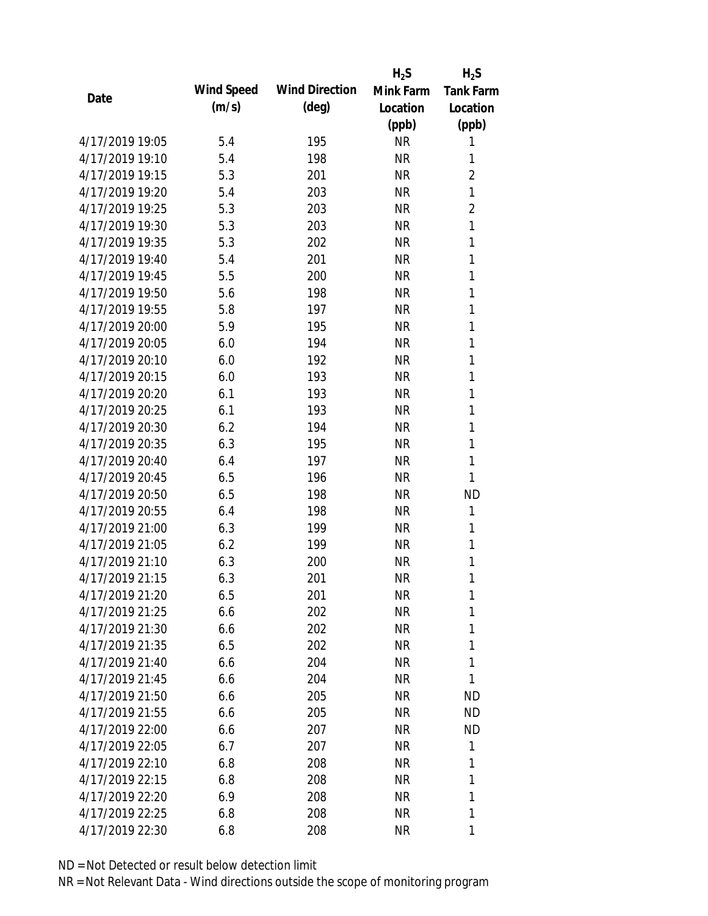| Date | Wind Speed (m/s) | Wind Direction (deg) | $H_2S$ Mink Farm Location (ppb) | $H_2S$ Tank Farm Location (ppb) |
|---|---|---|---|---|
| 4/17/2019 19:05 | 5.4 | 195 | NR | 1 |
| 4/17/2019 19:10 | 5.4 | 198 | NR | 1 |
| 4/17/2019 19:15 | 5.3 | 201 | NR | 2 |
| 4/17/2019 19:20 | 5.4 | 203 | NR | 1 |
| 4/17/2019 19:25 | 5.3 | 203 | NR | 2 |
| 4/17/2019 19:30 | 5.3 | 203 | NR | 1 |
| 4/17/2019 19:35 | 5.3 | 202 | NR | 1 |
| 4/17/2019 19:40 | 5.4 | 201 | NR | 1 |
| 4/17/2019 19:45 | 5.5 | 200 | NR | 1 |
| 4/17/2019 19:50 | 5.6 | 198 | NR | 1 |
| 4/17/2019 19:55 | 5.8 | 197 | NR | 1 |
| 4/17/2019 20:00 | 5.9 | 195 | NR | 1 |
| 4/17/2019 20:05 | 6.0 | 194 | NR | 1 |
| 4/17/2019 20:10 | 6.0 | 192 | NR | 1 |
| 4/17/2019 20:15 | 6.0 | 193 | NR | 1 |
| 4/17/2019 20:20 | 6.1 | 193 | NR | 1 |
| 4/17/2019 20:25 | 6.1 | 193 | NR | 1 |
| 4/17/2019 20:30 | 6.2 | 194 | NR | 1 |
| 4/17/2019 20:35 | 6.3 | 195 | NR | 1 |
| 4/17/2019 20:40 | 6.4 | 197 | NR | 1 |
| 4/17/2019 20:45 | 6.5 | 196 | NR | 1 |
| 4/17/2019 20:50 | 6.5 | 198 | NR | ND |
| 4/17/2019 20:55 | 6.4 | 198 | NR | 1 |
| 4/17/2019 21:00 | 6.3 | 199 | NR | 1 |
| 4/17/2019 21:05 | 6.2 | 199 | NR | 1 |
| 4/17/2019 21:10 | 6.3 | 200 | NR | 1 |
| 4/17/2019 21:15 | 6.3 | 201 | NR | 1 |
| 4/17/2019 21:20 | 6.5 | 201 | NR | 1 |
| 4/17/2019 21:25 | 6.6 | 202 | NR | 1 |
| 4/17/2019 21:30 | 6.6 | 202 | NR | 1 |
| 4/17/2019 21:35 | 6.5 | 202 | NR | 1 |
| 4/17/2019 21:40 | 6.6 | 204 | NR | 1 |
| 4/17/2019 21:45 | 6.6 | 204 | NR | 1 |
| 4/17/2019 21:50 | 6.6 | 205 | NR | ND |
| 4/17/2019 21:55 | 6.6 | 205 | NR | ND |
| 4/17/2019 22:00 | 6.6 | 207 | NR | ND |
| 4/17/2019 22:05 | 6.7 | 207 | NR | 1 |
| 4/17/2019 22:10 | 6.8 | 208 | NR | 1 |
| 4/17/2019 22:15 | 6.8 | 208 | NR | 1 |
| 4/17/2019 22:20 | 6.9 | 208 | NR | 1 |
| 4/17/2019 22:25 | 6.8 | 208 | NR | 1 |
| 4/17/2019 22:30 | 6.8 | 208 | NR | 1 |

ND = Not Detected or result below detection limit

NR = Not Relevant Data - Wind directions outside the scope of monitoring program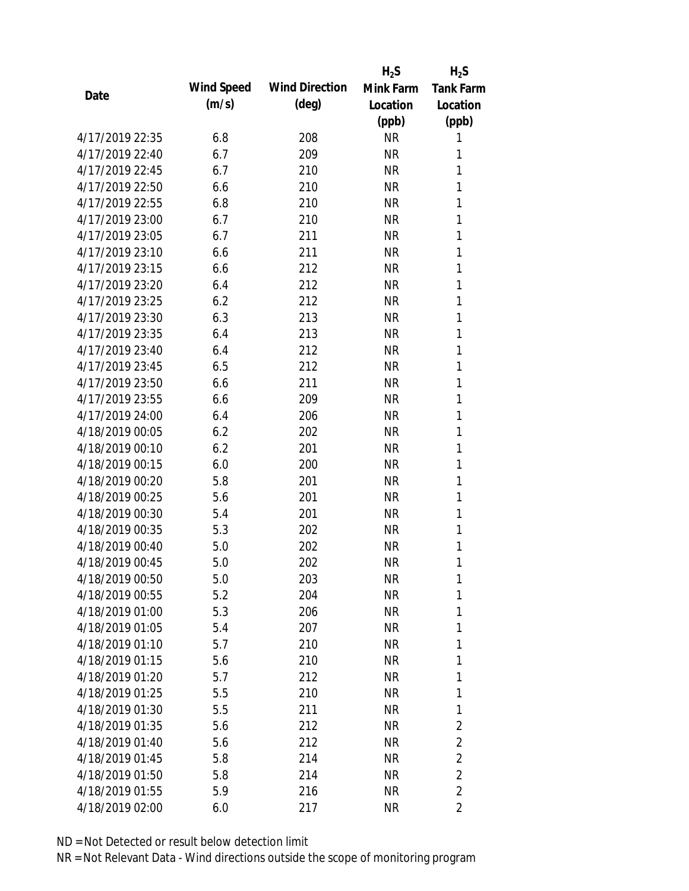| Date | Wind Speed (m/s) | Wind Direction (deg) | $H_2S$ Mink Farm Location (ppb) | $H_2S$ Tank Farm Location (ppb) |
|---|---|---|---|---|
| 4/17/2019 22:35 | 6.8 | 208 | NR | 1 |
| 4/17/2019 22:40 | 6.7 | 209 | NR | 1 |
| 4/17/2019 22:45 | 6.7 | 210 | NR | 1 |
| 4/17/2019 22:50 | 6.6 | 210 | NR | 1 |
| 4/17/2019 22:55 | 6.8 | 210 | NR | 1 |
| 4/17/2019 23:00 | 6.7 | 210 | NR | 1 |
| 4/17/2019 23:05 | 6.7 | 211 | NR | 1 |
| 4/17/2019 23:10 | 6.6 | 211 | NR | 1 |
| 4/17/2019 23:15 | 6.6 | 212 | NR | 1 |
| 4/17/2019 23:20 | 6.4 | 212 | NR | 1 |
| 4/17/2019 23:25 | 6.2 | 212 | NR | 1 |
| 4/17/2019 23:30 | 6.3 | 213 | NR | 1 |
| 4/17/2019 23:35 | 6.4 | 213 | NR | 1 |
| 4/17/2019 23:40 | 6.4 | 212 | NR | 1 |
| 4/17/2019 23:45 | 6.5 | 212 | NR | 1 |
| 4/17/2019 23:50 | 6.6 | 211 | NR | 1 |
| 4/17/2019 23:55 | 6.6 | 209 | NR | 1 |
| 4/17/2019 24:00 | 6.4 | 206 | NR | 1 |
| 4/18/2019 00:05 | 6.2 | 202 | NR | 1 |
| 4/18/2019 00:10 | 6.2 | 201 | NR | 1 |
| 4/18/2019 00:15 | 6.0 | 200 | NR | 1 |
| 4/18/2019 00:20 | 5.8 | 201 | NR | 1 |
| 4/18/2019 00:25 | 5.6 | 201 | NR | 1 |
| 4/18/2019 00:30 | 5.4 | 201 | NR | 1 |
| 4/18/2019 00:35 | 5.3 | 202 | NR | 1 |
| 4/18/2019 00:40 | 5.0 | 202 | NR | 1 |
| 4/18/2019 00:45 | 5.0 | 202 | NR | 1 |
| 4/18/2019 00:50 | 5.0 | 203 | NR | 1 |
| 4/18/2019 00:55 | 5.2 | 204 | NR | 1 |
| 4/18/2019 01:00 | 5.3 | 206 | NR | 1 |
| 4/18/2019 01:05 | 5.4 | 207 | NR | 1 |
| 4/18/2019 01:10 | 5.7 | 210 | NR | 1 |
| 4/18/2019 01:15 | 5.6 | 210 | NR | 1 |
| 4/18/2019 01:20 | 5.7 | 212 | NR | 1 |
| 4/18/2019 01:25 | 5.5 | 210 | NR | 1 |
| 4/18/2019 01:30 | 5.5 | 211 | NR | 1 |
| 4/18/2019 01:35 | 5.6 | 212 | NR | 2 |
| 4/18/2019 01:40 | 5.6 | 212 | NR | 2 |
| 4/18/2019 01:45 | 5.8 | 214 | NR | 2 |
| 4/18/2019 01:50 | 5.8 | 214 | NR | 2 |
| 4/18/2019 01:55 | 5.9 | 216 | NR | 2 |
| 4/18/2019 02:00 | 6.0 | 217 | NR | 2 |

ND = Not Detected or result below detection limit

NR = Not Relevant Data - Wind directions outside the scope of monitoring program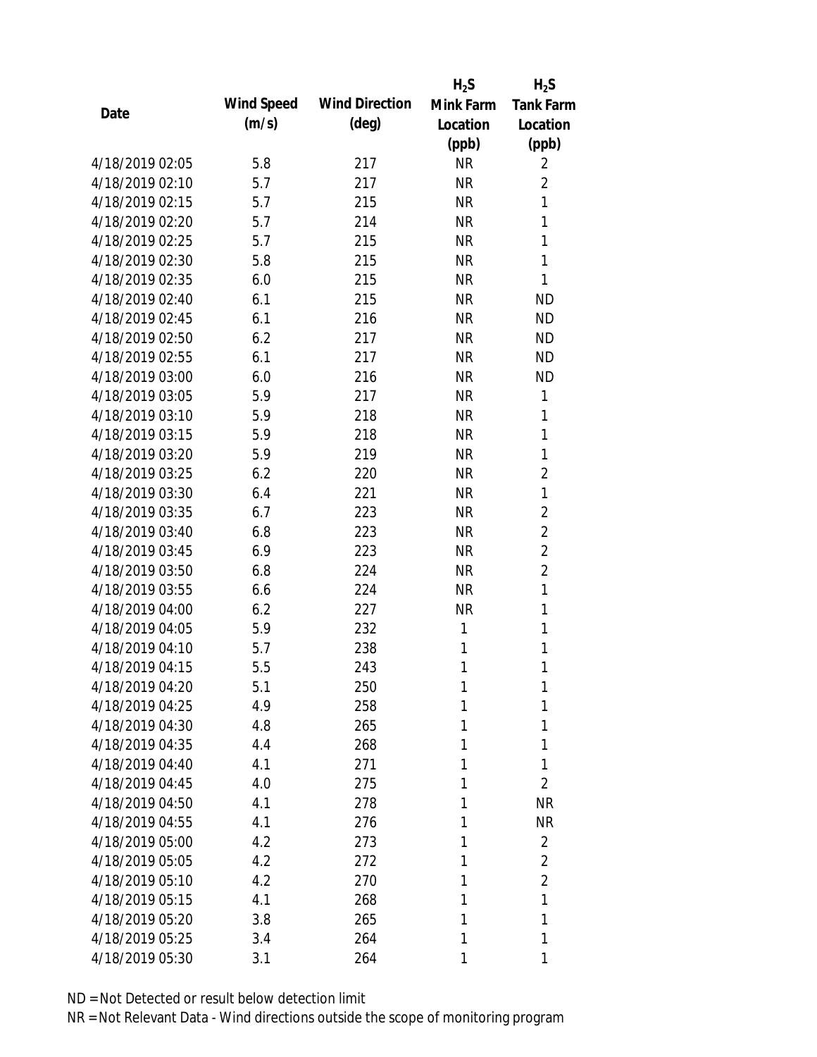| Date | Wind Speed (m/s) | Wind Direction (deg) | $H_2S$ Mink Farm Location (ppb) | $H_2S$ Tank Farm Location (ppb) |
|---|---|---|---|---|
| 4/18/2019 02:05 | 5.8 | 217 | NR | 2 |
| 4/18/2019 02:10 | 5.7 | 217 | NR | 2 |
| 4/18/2019 02:15 | 5.7 | 215 | NR | 1 |
| 4/18/2019 02:20 | 5.7 | 214 | NR | 1 |
| 4/18/2019 02:25 | 5.7 | 215 | NR | 1 |
| 4/18/2019 02:30 | 5.8 | 215 | NR | 1 |
| 4/18/2019 02:35 | 6.0 | 215 | NR | 1 |
| 4/18/2019 02:40 | 6.1 | 215 | NR | ND |
| 4/18/2019 02:45 | 6.1 | 216 | NR | ND |
| 4/18/2019 02:50 | 6.2 | 217 | NR | ND |
| 4/18/2019 02:55 | 6.1 | 217 | NR | ND |
| 4/18/2019 03:00 | 6.0 | 216 | NR | ND |
| 4/18/2019 03:05 | 5.9 | 217 | NR | 1 |
| 4/18/2019 03:10 | 5.9 | 218 | NR | 1 |
| 4/18/2019 03:15 | 5.9 | 218 | NR | 1 |
| 4/18/2019 03:20 | 5.9 | 219 | NR | 1 |
| 4/18/2019 03:25 | 6.2 | 220 | NR | 2 |
| 4/18/2019 03:30 | 6.4 | 221 | NR | 1 |
| 4/18/2019 03:35 | 6.7 | 223 | NR | 2 |
| 4/18/2019 03:40 | 6.8 | 223 | NR | 2 |
| 4/18/2019 03:45 | 6.9 | 223 | NR | 2 |
| 4/18/2019 03:50 | 6.8 | 224 | NR | 2 |
| 4/18/2019 03:55 | 6.6 | 224 | NR | 1 |
| 4/18/2019 04:00 | 6.2 | 227 | NR | 1 |
| 4/18/2019 04:05 | 5.9 | 232 | 1 | 1 |
| 4/18/2019 04:10 | 5.7 | 238 | 1 | 1 |
| 4/18/2019 04:15 | 5.5 | 243 | 1 | 1 |
| 4/18/2019 04:20 | 5.1 | 250 | 1 | 1 |
| 4/18/2019 04:25 | 4.9 | 258 | 1 | 1 |
| 4/18/2019 04:30 | 4.8 | 265 | 1 | 1 |
| 4/18/2019 04:35 | 4.4 | 268 | 1 | 1 |
| 4/18/2019 04:40 | 4.1 | 271 | 1 | 1 |
| 4/18/2019 04:45 | 4.0 | 275 | 1 | 2 |
| 4/18/2019 04:50 | 4.1 | 278 | 1 | NR |
| 4/18/2019 04:55 | 4.1 | 276 | 1 | NR |
| 4/18/2019 05:00 | 4.2 | 273 | 1 | 2 |
| 4/18/2019 05:05 | 4.2 | 272 | 1 | 2 |
| 4/18/2019 05:10 | 4.2 | 270 | 1 | 2 |
| 4/18/2019 05:15 | 4.1 | 268 | 1 | 1 |
| 4/18/2019 05:20 | 3.8 | 265 | 1 | 1 |
| 4/18/2019 05:25 | 3.4 | 264 | 1 | 1 |
| 4/18/2019 05:30 | 3.1 | 264 | 1 | 1 |

ND = Not Detected or result below detection limit

NR = Not Relevant Data - Wind directions outside the scope of monitoring program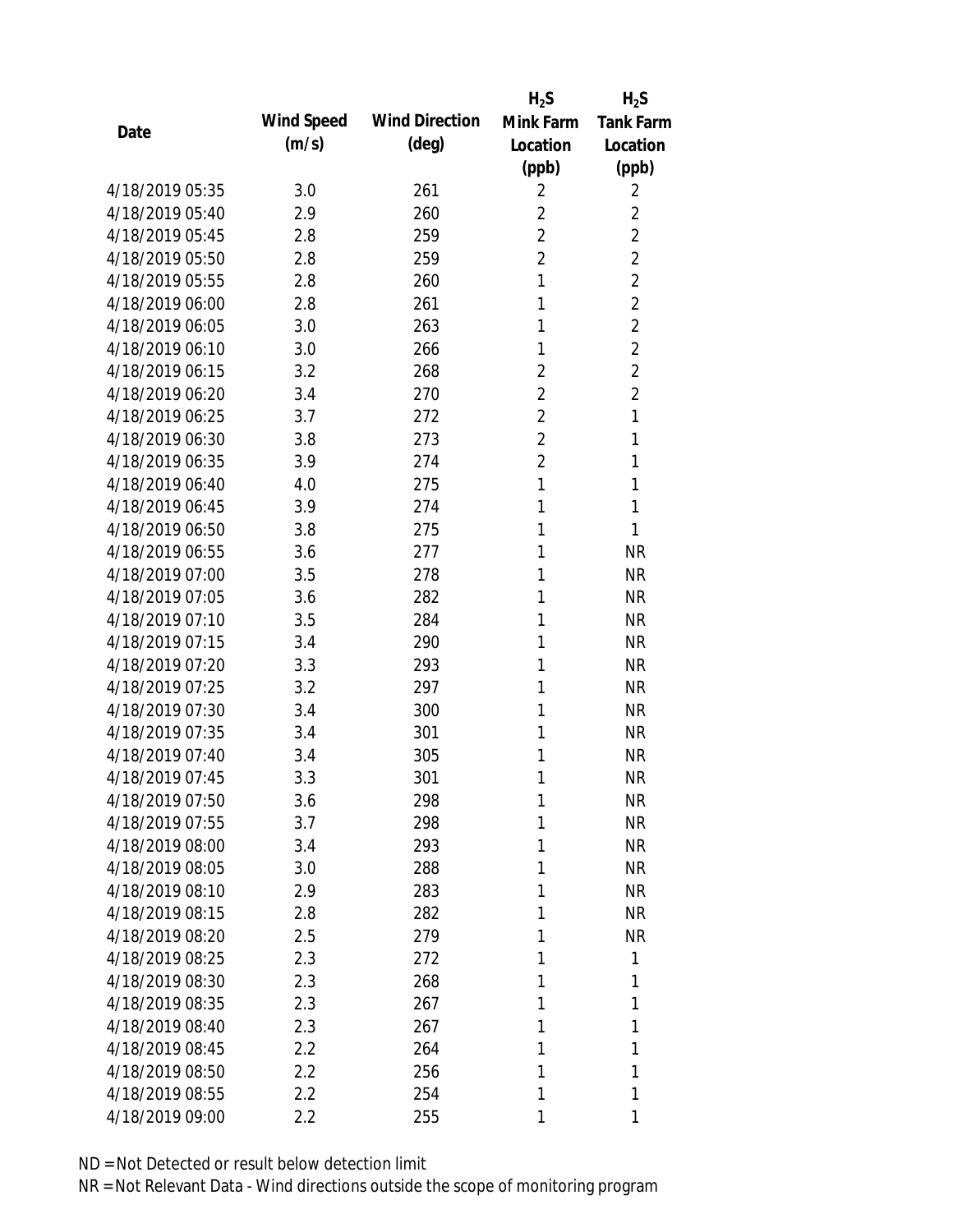| Date | Wind Speed (m/s) | Wind Direction (deg) | $H_2S$ Mink Farm Location (ppb) | $H_2S$ Tank Farm Location (ppb) |
|---|---|---|---|---|
| 4/18/2019 05:35 | 3.0 | 261 | 2 | 2 |
| 4/18/2019 05:40 | 2.9 | 260 | 2 | 2 |
| 4/18/2019 05:45 | 2.8 | 259 | 2 | 2 |
| 4/18/2019 05:50 | 2.8 | 259 | 2 | 2 |
| 4/18/2019 05:55 | 2.8 | 260 | 1 | 2 |
| 4/18/2019 06:00 | 2.8 | 261 | 1 | 2 |
| 4/18/2019 06:05 | 3.0 | 263 | 1 | 2 |
| 4/18/2019 06:10 | 3.0 | 266 | 1 | 2 |
| 4/18/2019 06:15 | 3.2 | 268 | 2 | 2 |
| 4/18/2019 06:20 | 3.4 | 270 | 2 | 2 |
| 4/18/2019 06:25 | 3.7 | 272 | 2 | 1 |
| 4/18/2019 06:30 | 3.8 | 273 | 2 | 1 |
| 4/18/2019 06:35 | 3.9 | 274 | 2 | 1 |
| 4/18/2019 06:40 | 4.0 | 275 | 1 | 1 |
| 4/18/2019 06:45 | 3.9 | 274 | 1 | 1 |
| 4/18/2019 06:50 | 3.8 | 275 | 1 | 1 |
| 4/18/2019 06:55 | 3.6 | 277 | 1 | NR |
| 4/18/2019 07:00 | 3.5 | 278 | 1 | NR |
| 4/18/2019 07:05 | 3.6 | 282 | 1 | NR |
| 4/18/2019 07:10 | 3.5 | 284 | 1 | NR |
| 4/18/2019 07:15 | 3.4 | 290 | 1 | NR |
| 4/18/2019 07:20 | 3.3 | 293 | 1 | NR |
| 4/18/2019 07:25 | 3.2 | 297 | 1 | NR |
| 4/18/2019 07:30 | 3.4 | 300 | 1 | NR |
| 4/18/2019 07:35 | 3.4 | 301 | 1 | NR |
| 4/18/2019 07:40 | 3.4 | 305 | 1 | NR |
| 4/18/2019 07:45 | 3.3 | 301 | 1 | NR |
| 4/18/2019 07:50 | 3.6 | 298 | 1 | NR |
| 4/18/2019 07:55 | 3.7 | 298 | 1 | NR |
| 4/18/2019 08:00 | 3.4 | 293 | 1 | NR |
| 4/18/2019 08:05 | 3.0 | 288 | 1 | NR |
| 4/18/2019 08:10 | 2.9 | 283 | 1 | NR |
| 4/18/2019 08:15 | 2.8 | 282 | 1 | NR |
| 4/18/2019 08:20 | 2.5 | 279 | 1 | NR |
| 4/18/2019 08:25 | 2.3 | 272 | 1 | 1 |
| 4/18/2019 08:30 | 2.3 | 268 | 1 | 1 |
| 4/18/2019 08:35 | 2.3 | 267 | 1 | 1 |
| 4/18/2019 08:40 | 2.3 | 267 | 1 | 1 |
| 4/18/2019 08:45 | 2.2 | 264 | 1 | 1 |
| 4/18/2019 08:50 | 2.2 | 256 | 1 | 1 |
| 4/18/2019 08:55 | 2.2 | 254 | 1 | 1 |
| 4/18/2019 09:00 | 2.2 | 255 | 1 | 1 |

ND = Not Detected or result below detection limit
NR = Not Relevant Data - Wind directions outside the scope of monitoring program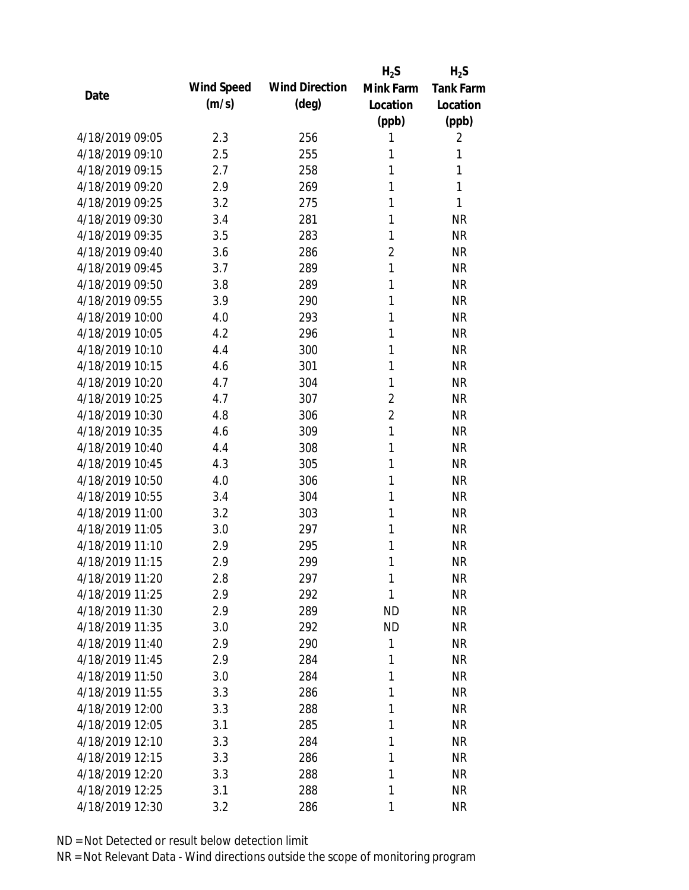| Date | Wind Speed (m/s) | Wind Direction (deg) | $H_2S$ Mink Farm Location (ppb) | $H_2S$ Tank Farm Location (ppb) |
|---|---|---|---|---|
| 4/18/2019 09:05 | 2.3 | 256 | 1 | 2 |
| 4/18/2019 09:10 | 2.5 | 255 | 1 | 1 |
| 4/18/2019 09:15 | 2.7 | 258 | 1 | 1 |
| 4/18/2019 09:20 | 2.9 | 269 | 1 | 1 |
| 4/18/2019 09:25 | 3.2 | 275 | 1 | 1 |
| 4/18/2019 09:30 | 3.4 | 281 | 1 | NR |
| 4/18/2019 09:35 | 3.5 | 283 | 1 | NR |
| 4/18/2019 09:40 | 3.6 | 286 | 2 | NR |
| 4/18/2019 09:45 | 3.7 | 289 | 1 | NR |
| 4/18/2019 09:50 | 3.8 | 289 | 1 | NR |
| 4/18/2019 09:55 | 3.9 | 290 | 1 | NR |
| 4/18/2019 10:00 | 4.0 | 293 | 1 | NR |
| 4/18/2019 10:05 | 4.2 | 296 | 1 | NR |
| 4/18/2019 10:10 | 4.4 | 300 | 1 | NR |
| 4/18/2019 10:15 | 4.6 | 301 | 1 | NR |
| 4/18/2019 10:20 | 4.7 | 304 | 1 | NR |
| 4/18/2019 10:25 | 4.7 | 307 | 2 | NR |
| 4/18/2019 10:30 | 4.8 | 306 | 2 | NR |
| 4/18/2019 10:35 | 4.6 | 309 | 1 | NR |
| 4/18/2019 10:40 | 4.4 | 308 | 1 | NR |
| 4/18/2019 10:45 | 4.3 | 305 | 1 | NR |
| 4/18/2019 10:50 | 4.0 | 306 | 1 | NR |
| 4/18/2019 10:55 | 3.4 | 304 | 1 | NR |
| 4/18/2019 11:00 | 3.2 | 303 | 1 | NR |
| 4/18/2019 11:05 | 3.0 | 297 | 1 | NR |
| 4/18/2019 11:10 | 2.9 | 295 | 1 | NR |
| 4/18/2019 11:15 | 2.9 | 299 | 1 | NR |
| 4/18/2019 11:20 | 2.8 | 297 | 1 | NR |
| 4/18/2019 11:25 | 2.9 | 292 | 1 | NR |
| 4/18/2019 11:30 | 2.9 | 289 | ND | NR |
| 4/18/2019 11:35 | 3.0 | 292 | ND | NR |
| 4/18/2019 11:40 | 2.9 | 290 | 1 | NR |
| 4/18/2019 11:45 | 2.9 | 284 | 1 | NR |
| 4/18/2019 11:50 | 3.0 | 284 | 1 | NR |
| 4/18/2019 11:55 | 3.3 | 286 | 1 | NR |
| 4/18/2019 12:00 | 3.3 | 288 | 1 | NR |
| 4/18/2019 12:05 | 3.1 | 285 | 1 | NR |
| 4/18/2019 12:10 | 3.3 | 284 | 1 | NR |
| 4/18/2019 12:15 | 3.3 | 286 | 1 | NR |
| 4/18/2019 12:20 | 3.3 | 288 | 1 | NR |
| 4/18/2019 12:25 | 3.1 | 288 | 1 | NR |
| 4/18/2019 12:30 | 3.2 | 286 | 1 | NR |

ND = Not Detected or result below detection limit
NR = Not Relevant Data - Wind directions outside the scope of monitoring program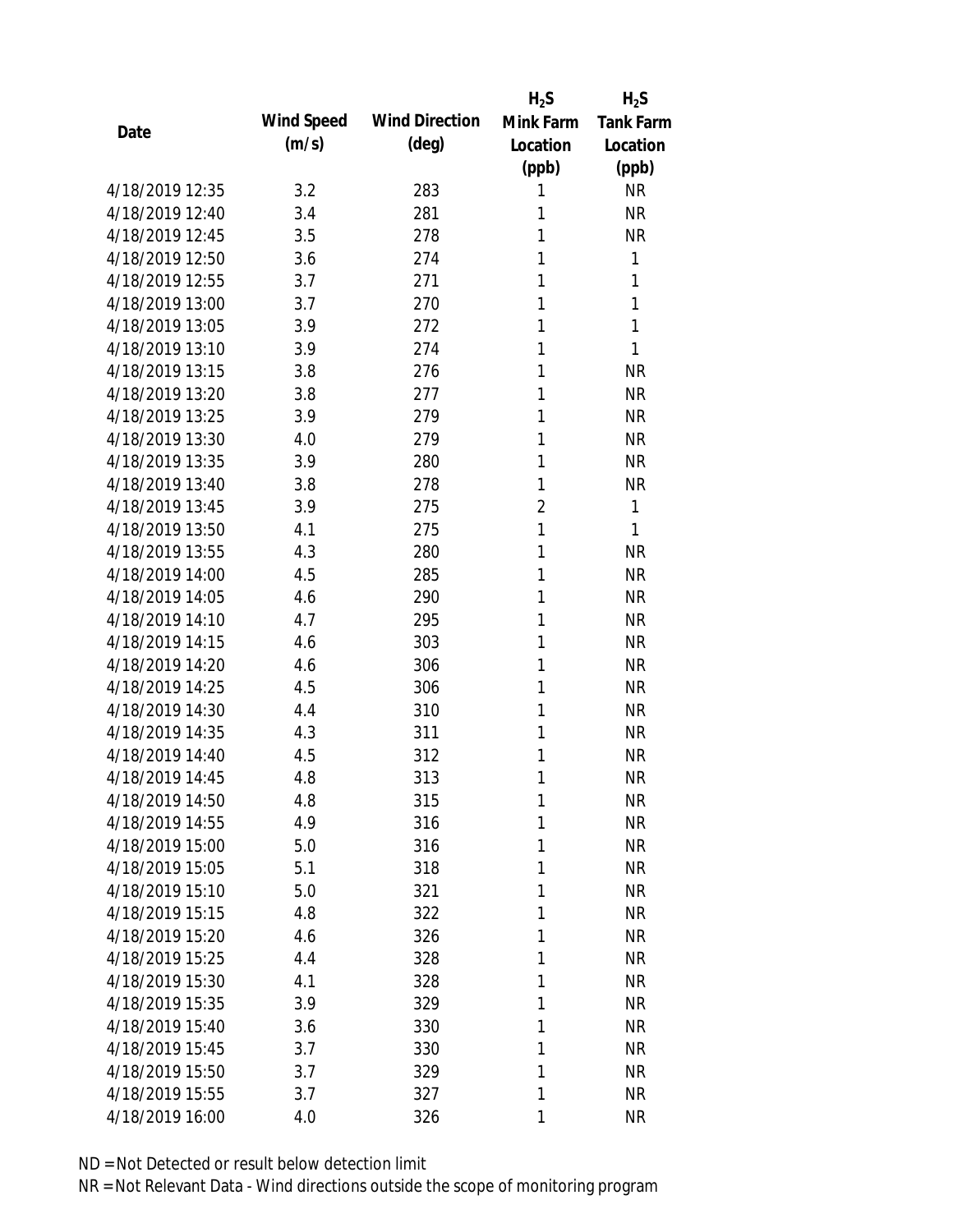| Date | Wind Speed (m/s) | Wind Direction (deg) | $H_2S$ Mink Farm Location (ppb) | $H_2S$ Tank Farm Location (ppb) |
|---|---|---|---|---|
| 4/18/2019 12:35 | 3.2 | 283 | 1 | NR |
| 4/18/2019 12:40 | 3.4 | 281 | 1 | NR |
| 4/18/2019 12:45 | 3.5 | 278 | 1 | NR |
| 4/18/2019 12:50 | 3.6 | 274 | 1 | 1 |
| 4/18/2019 12:55 | 3.7 | 271 | 1 | 1 |
| 4/18/2019 13:00 | 3.7 | 270 | 1 | 1 |
| 4/18/2019 13:05 | 3.9 | 272 | 1 | 1 |
| 4/18/2019 13:10 | 3.9 | 274 | 1 | 1 |
| 4/18/2019 13:15 | 3.8 | 276 | 1 | NR |
| 4/18/2019 13:20 | 3.8 | 277 | 1 | NR |
| 4/18/2019 13:25 | 3.9 | 279 | 1 | NR |
| 4/18/2019 13:30 | 4.0 | 279 | 1 | NR |
| 4/18/2019 13:35 | 3.9 | 280 | 1 | NR |
| 4/18/2019 13:40 | 3.8 | 278 | 1 | NR |
| 4/18/2019 13:45 | 3.9 | 275 | 2 | 1 |
| 4/18/2019 13:50 | 4.1 | 275 | 1 | 1 |
| 4/18/2019 13:55 | 4.3 | 280 | 1 | NR |
| 4/18/2019 14:00 | 4.5 | 285 | 1 | NR |
| 4/18/2019 14:05 | 4.6 | 290 | 1 | NR |
| 4/18/2019 14:10 | 4.7 | 295 | 1 | NR |
| 4/18/2019 14:15 | 4.6 | 303 | 1 | NR |
| 4/18/2019 14:20 | 4.6 | 306 | 1 | NR |
| 4/18/2019 14:25 | 4.5 | 306 | 1 | NR |
| 4/18/2019 14:30 | 4.4 | 310 | 1 | NR |
| 4/18/2019 14:35 | 4.3 | 311 | 1 | NR |
| 4/18/2019 14:40 | 4.5 | 312 | 1 | NR |
| 4/18/2019 14:45 | 4.8 | 313 | 1 | NR |
| 4/18/2019 14:50 | 4.8 | 315 | 1 | NR |
| 4/18/2019 14:55 | 4.9 | 316 | 1 | NR |
| 4/18/2019 15:00 | 5.0 | 316 | 1 | NR |
| 4/18/2019 15:05 | 5.1 | 318 | 1 | NR |
| 4/18/2019 15:10 | 5.0 | 321 | 1 | NR |
| 4/18/2019 15:15 | 4.8 | 322 | 1 | NR |
| 4/18/2019 15:20 | 4.6 | 326 | 1 | NR |
| 4/18/2019 15:25 | 4.4 | 328 | 1 | NR |
| 4/18/2019 15:30 | 4.1 | 328 | 1 | NR |
| 4/18/2019 15:35 | 3.9 | 329 | 1 | NR |
| 4/18/2019 15:40 | 3.6 | 330 | 1 | NR |
| 4/18/2019 15:45 | 3.7 | 330 | 1 | NR |
| 4/18/2019 15:50 | 3.7 | 329 | 1 | NR |
| 4/18/2019 15:55 | 3.7 | 327 | 1 | NR |
| 4/18/2019 16:00 | 4.0 | 326 | 1 | NR |

ND = Not Detected or result below detection limit

NR = Not Relevant Data - Wind directions outside the scope of monitoring program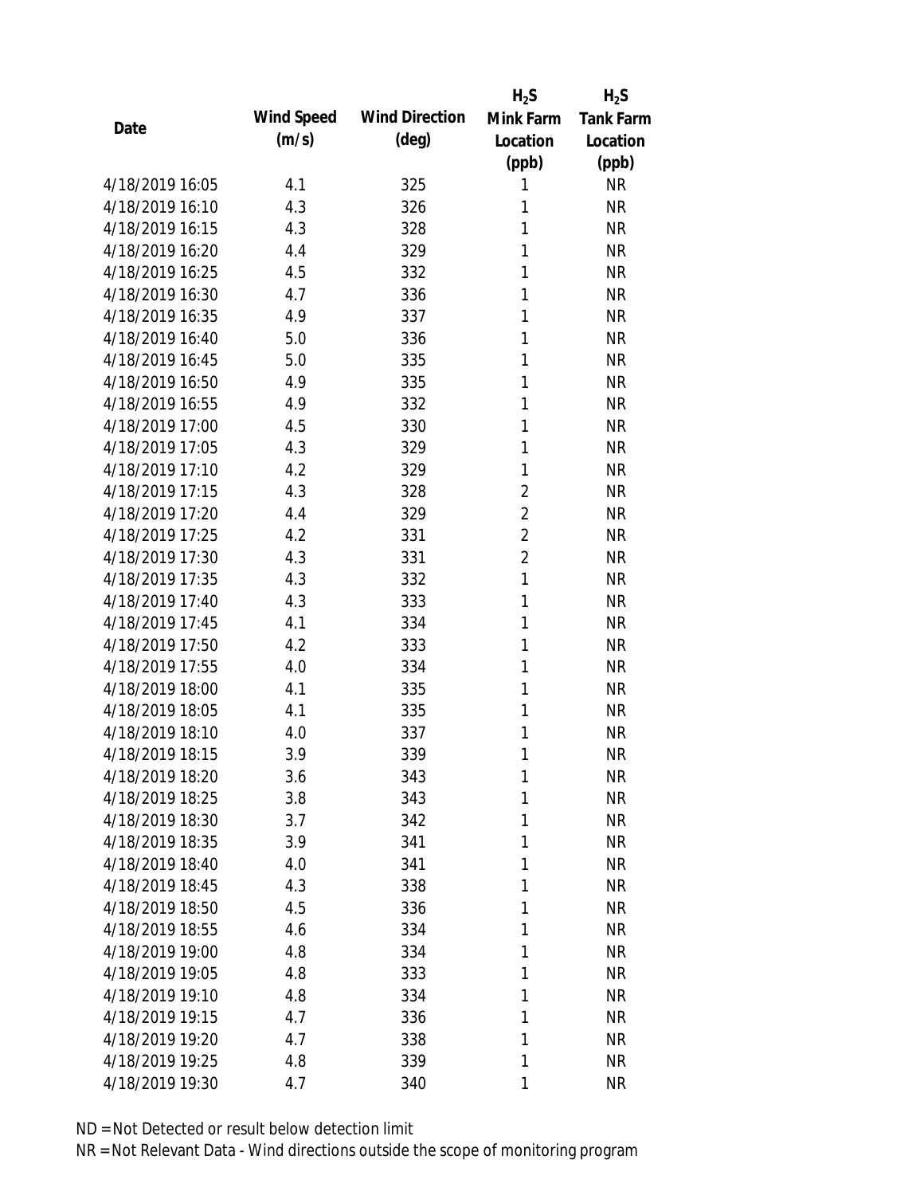| Date | Wind Speed (m/s) | Wind Direction (deg) | $H_2S$ Mink Farm Location (ppb) | $H_2S$ Tank Farm Location (ppb) |
|---|---|---|---|---|
| 4/18/2019 16:05 | 4.1 | 325 | 1 | NR |
| 4/18/2019 16:10 | 4.3 | 326 | 1 | NR |
| 4/18/2019 16:15 | 4.3 | 328 | 1 | NR |
| 4/18/2019 16:20 | 4.4 | 329 | 1 | NR |
| 4/18/2019 16:25 | 4.5 | 332 | 1 | NR |
| 4/18/2019 16:30 | 4.7 | 336 | 1 | NR |
| 4/18/2019 16:35 | 4.9 | 337 | 1 | NR |
| 4/18/2019 16:40 | 5.0 | 336 | 1 | NR |
| 4/18/2019 16:45 | 5.0 | 335 | 1 | NR |
| 4/18/2019 16:50 | 4.9 | 335 | 1 | NR |
| 4/18/2019 16:55 | 4.9 | 332 | 1 | NR |
| 4/18/2019 17:00 | 4.5 | 330 | 1 | NR |
| 4/18/2019 17:05 | 4.3 | 329 | 1 | NR |
| 4/18/2019 17:10 | 4.2 | 329 | 1 | NR |
| 4/18/2019 17:15 | 4.3 | 328 | 2 | NR |
| 4/18/2019 17:20 | 4.4 | 329 | 2 | NR |
| 4/18/2019 17:25 | 4.2 | 331 | 2 | NR |
| 4/18/2019 17:30 | 4.3 | 331 | 2 | NR |
| 4/18/2019 17:35 | 4.3 | 332 | 1 | NR |
| 4/18/2019 17:40 | 4.3 | 333 | 1 | NR |
| 4/18/2019 17:45 | 4.1 | 334 | 1 | NR |
| 4/18/2019 17:50 | 4.2 | 333 | 1 | NR |
| 4/18/2019 17:55 | 4.0 | 334 | 1 | NR |
| 4/18/2019 18:00 | 4.1 | 335 | 1 | NR |
| 4/18/2019 18:05 | 4.1 | 335 | 1 | NR |
| 4/18/2019 18:10 | 4.0 | 337 | 1 | NR |
| 4/18/2019 18:15 | 3.9 | 339 | 1 | NR |
| 4/18/2019 18:20 | 3.6 | 343 | 1 | NR |
| 4/18/2019 18:25 | 3.8 | 343 | 1 | NR |
| 4/18/2019 18:30 | 3.7 | 342 | 1 | NR |
| 4/18/2019 18:35 | 3.9 | 341 | 1 | NR |
| 4/18/2019 18:40 | 4.0 | 341 | 1 | NR |
| 4/18/2019 18:45 | 4.3 | 338 | 1 | NR |
| 4/18/2019 18:50 | 4.5 | 336 | 1 | NR |
| 4/18/2019 18:55 | 4.6 | 334 | 1 | NR |
| 4/18/2019 19:00 | 4.8 | 334 | 1 | NR |
| 4/18/2019 19:05 | 4.8 | 333 | 1 | NR |
| 4/18/2019 19:10 | 4.8 | 334 | 1 | NR |
| 4/18/2019 19:15 | 4.7 | 336 | 1 | NR |
| 4/18/2019 19:20 | 4.7 | 338 | 1 | NR |
| 4/18/2019 19:25 | 4.8 | 339 | 1 | NR |
| 4/18/2019 19:30 | 4.7 | 340 | 1 | NR |

ND = Not Detected or result below detection limit
NR = Not Relevant Data - Wind directions outside the scope of monitoring program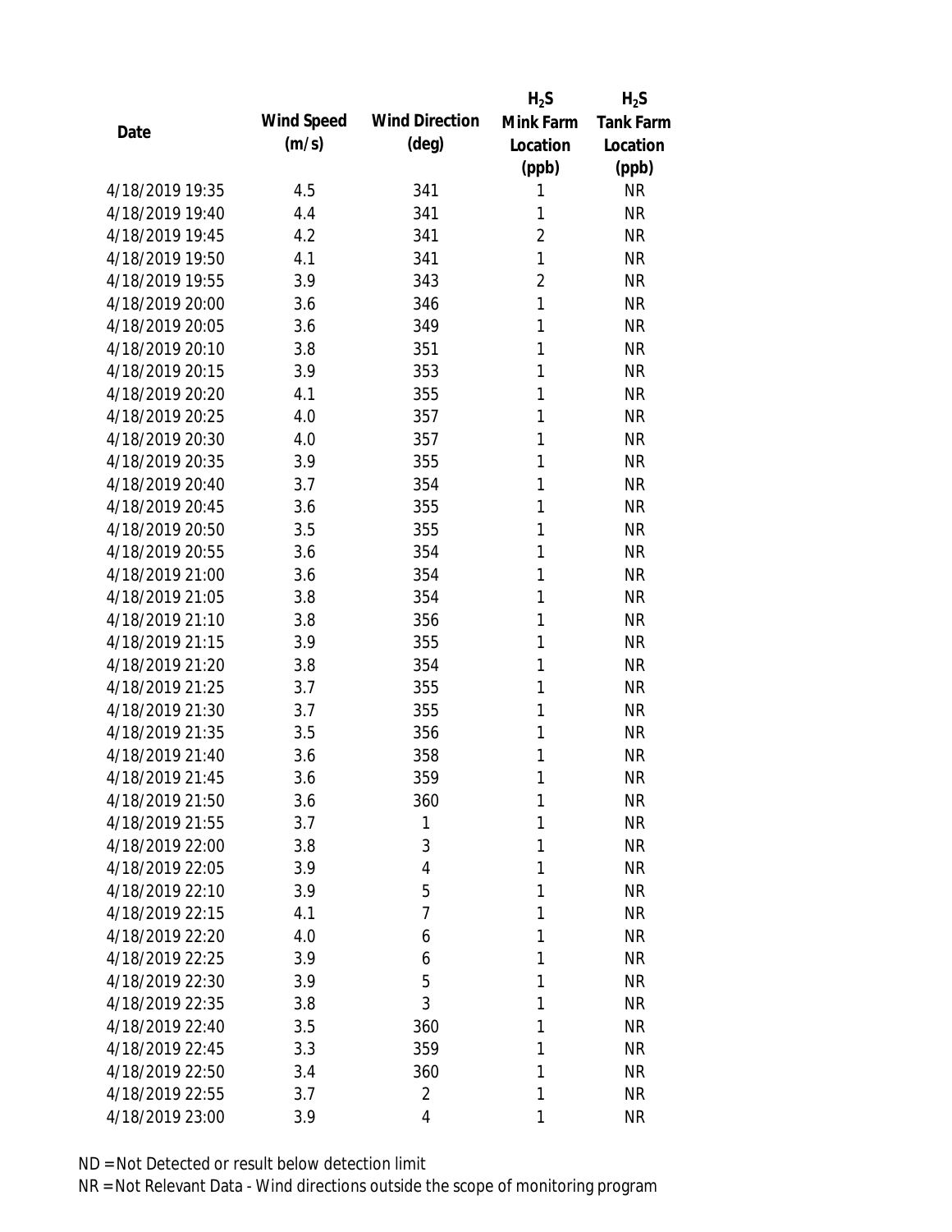| Date | Wind Speed (m/s) | Wind Direction (deg) | $H_2S$ Mink Farm Location (ppb) | $H_2S$ Tank Farm Location (ppb) |
|---|---|---|---|---|
| 4/18/2019 19:35 | 4.5 | 341 | 1 | NR |
| 4/18/2019 19:40 | 4.4 | 341 | 1 | NR |
| 4/18/2019 19:45 | 4.2 | 341 | 2 | NR |
| 4/18/2019 19:50 | 4.1 | 341 | 1 | NR |
| 4/18/2019 19:55 | 3.9 | 343 | 2 | NR |
| 4/18/2019 20:00 | 3.6 | 346 | 1 | NR |
| 4/18/2019 20:05 | 3.6 | 349 | 1 | NR |
| 4/18/2019 20:10 | 3.8 | 351 | 1 | NR |
| 4/18/2019 20:15 | 3.9 | 353 | 1 | NR |
| 4/18/2019 20:20 | 4.1 | 355 | 1 | NR |
| 4/18/2019 20:25 | 4.0 | 357 | 1 | NR |
| 4/18/2019 20:30 | 4.0 | 357 | 1 | NR |
| 4/18/2019 20:35 | 3.9 | 355 | 1 | NR |
| 4/18/2019 20:40 | 3.7 | 354 | 1 | NR |
| 4/18/2019 20:45 | 3.6 | 355 | 1 | NR |
| 4/18/2019 20:50 | 3.5 | 355 | 1 | NR |
| 4/18/2019 20:55 | 3.6 | 354 | 1 | NR |
| 4/18/2019 21:00 | 3.6 | 354 | 1 | NR |
| 4/18/2019 21:05 | 3.8 | 354 | 1 | NR |
| 4/18/2019 21:10 | 3.8 | 356 | 1 | NR |
| 4/18/2019 21:15 | 3.9 | 355 | 1 | NR |
| 4/18/2019 21:20 | 3.8 | 354 | 1 | NR |
| 4/18/2019 21:25 | 3.7 | 355 | 1 | NR |
| 4/18/2019 21:30 | 3.7 | 355 | 1 | NR |
| 4/18/2019 21:35 | 3.5 | 356 | 1 | NR |
| 4/18/2019 21:40 | 3.6 | 358 | 1 | NR |
| 4/18/2019 21:45 | 3.6 | 359 | 1 | NR |
| 4/18/2019 21:50 | 3.6 | 360 | 1 | NR |
| 4/18/2019 21:55 | 3.7 | 1 | 1 | NR |
| 4/18/2019 22:00 | 3.8 | 3 | 1 | NR |
| 4/18/2019 22:05 | 3.9 | 4 | 1 | NR |
| 4/18/2019 22:10 | 3.9 | 5 | 1 | NR |
| 4/18/2019 22:15 | 4.1 | 7 | 1 | NR |
| 4/18/2019 22:20 | 4.0 | 6 | 1 | NR |
| 4/18/2019 22:25 | 3.9 | 6 | 1 | NR |
| 4/18/2019 22:30 | 3.9 | 5 | 1 | NR |
| 4/18/2019 22:35 | 3.8 | 3 | 1 | NR |
| 4/18/2019 22:40 | 3.5 | 360 | 1 | NR |
| 4/18/2019 22:45 | 3.3 | 359 | 1 | NR |
| 4/18/2019 22:50 | 3.4 | 360 | 1 | NR |
| 4/18/2019 22:55 | 3.7 | 2 | 1 | NR |
| 4/18/2019 23:00 | 3.9 | 4 | 1 | NR |

ND = Not Detected or result below detection limit
NR = Not Relevant Data - Wind directions outside the scope of monitoring program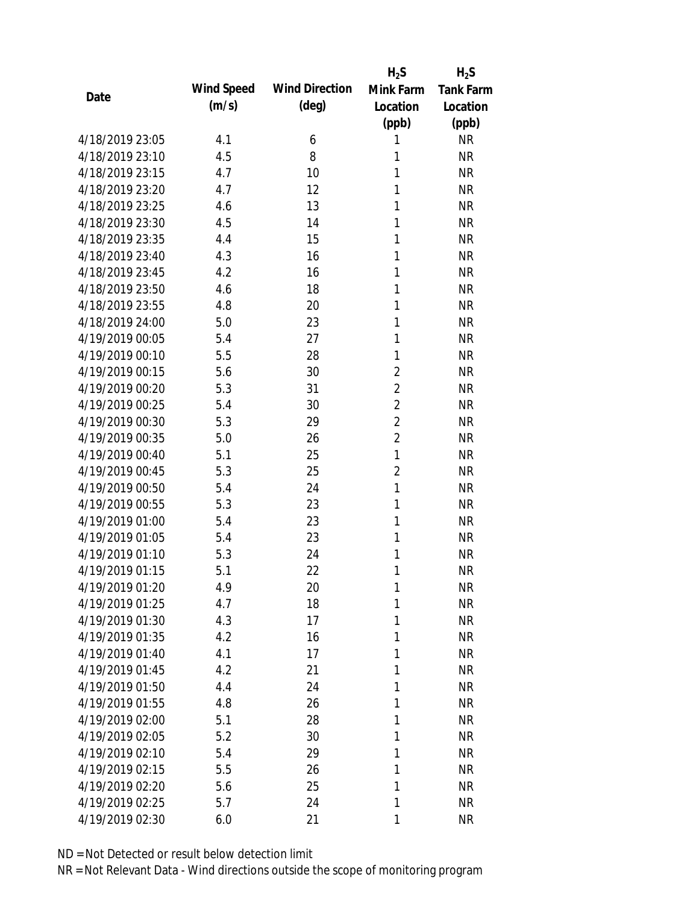| Date | Wind Speed (m/s) | Wind Direction (deg) | $H_2S$ Mink Farm Location (ppb) | $H_2S$ Tank Farm Location (ppb) |
|---|---|---|---|---|
| 4/18/2019 23:05 | 4.1 | 6 | 1 | NR |
| 4/18/2019 23:10 | 4.5 | 8 | 1 | NR |
| 4/18/2019 23:15 | 4.7 | 10 | 1 | NR |
| 4/18/2019 23:20 | 4.7 | 12 | 1 | NR |
| 4/18/2019 23:25 | 4.6 | 13 | 1 | NR |
| 4/18/2019 23:30 | 4.5 | 14 | 1 | NR |
| 4/18/2019 23:35 | 4.4 | 15 | 1 | NR |
| 4/18/2019 23:40 | 4.3 | 16 | 1 | NR |
| 4/18/2019 23:45 | 4.2 | 16 | 1 | NR |
| 4/18/2019 23:50 | 4.6 | 18 | 1 | NR |
| 4/18/2019 23:55 | 4.8 | 20 | 1 | NR |
| 4/18/2019 24:00 | 5.0 | 23 | 1 | NR |
| 4/19/2019 00:05 | 5.4 | 27 | 1 | NR |
| 4/19/2019 00:10 | 5.5 | 28 | 1 | NR |
| 4/19/2019 00:15 | 5.6 | 30 | 2 | NR |
| 4/19/2019 00:20 | 5.3 | 31 | 2 | NR |
| 4/19/2019 00:25 | 5.4 | 30 | 2 | NR |
| 4/19/2019 00:30 | 5.3 | 29 | 2 | NR |
| 4/19/2019 00:35 | 5.0 | 26 | 2 | NR |
| 4/19/2019 00:40 | 5.1 | 25 | 1 | NR |
| 4/19/2019 00:45 | 5.3 | 25 | 2 | NR |
| 4/19/2019 00:50 | 5.4 | 24 | 1 | NR |
| 4/19/2019 00:55 | 5.3 | 23 | 1 | NR |
| 4/19/2019 01:00 | 5.4 | 23 | 1 | NR |
| 4/19/2019 01:05 | 5.4 | 23 | 1 | NR |
| 4/19/2019 01:10 | 5.3 | 24 | 1 | NR |
| 4/19/2019 01:15 | 5.1 | 22 | 1 | NR |
| 4/19/2019 01:20 | 4.9 | 20 | 1 | NR |
| 4/19/2019 01:25 | 4.7 | 18 | 1 | NR |
| 4/19/2019 01:30 | 4.3 | 17 | 1 | NR |
| 4/19/2019 01:35 | 4.2 | 16 | 1 | NR |
| 4/19/2019 01:40 | 4.1 | 17 | 1 | NR |
| 4/19/2019 01:45 | 4.2 | 21 | 1 | NR |
| 4/19/2019 01:50 | 4.4 | 24 | 1 | NR |
| 4/19/2019 01:55 | 4.8 | 26 | 1 | NR |
| 4/19/2019 02:00 | 5.1 | 28 | 1 | NR |
| 4/19/2019 02:05 | 5.2 | 30 | 1 | NR |
| 4/19/2019 02:10 | 5.4 | 29 | 1 | NR |
| 4/19/2019 02:15 | 5.5 | 26 | 1 | NR |
| 4/19/2019 02:20 | 5.6 | 25 | 1 | NR |
| 4/19/2019 02:25 | 5.7 | 24 | 1 | NR |
| 4/19/2019 02:30 | 6.0 | 21 | 1 | NR |

ND = Not Detected or result below detection limit

NR = Not Relevant Data - Wind directions outside the scope of monitoring program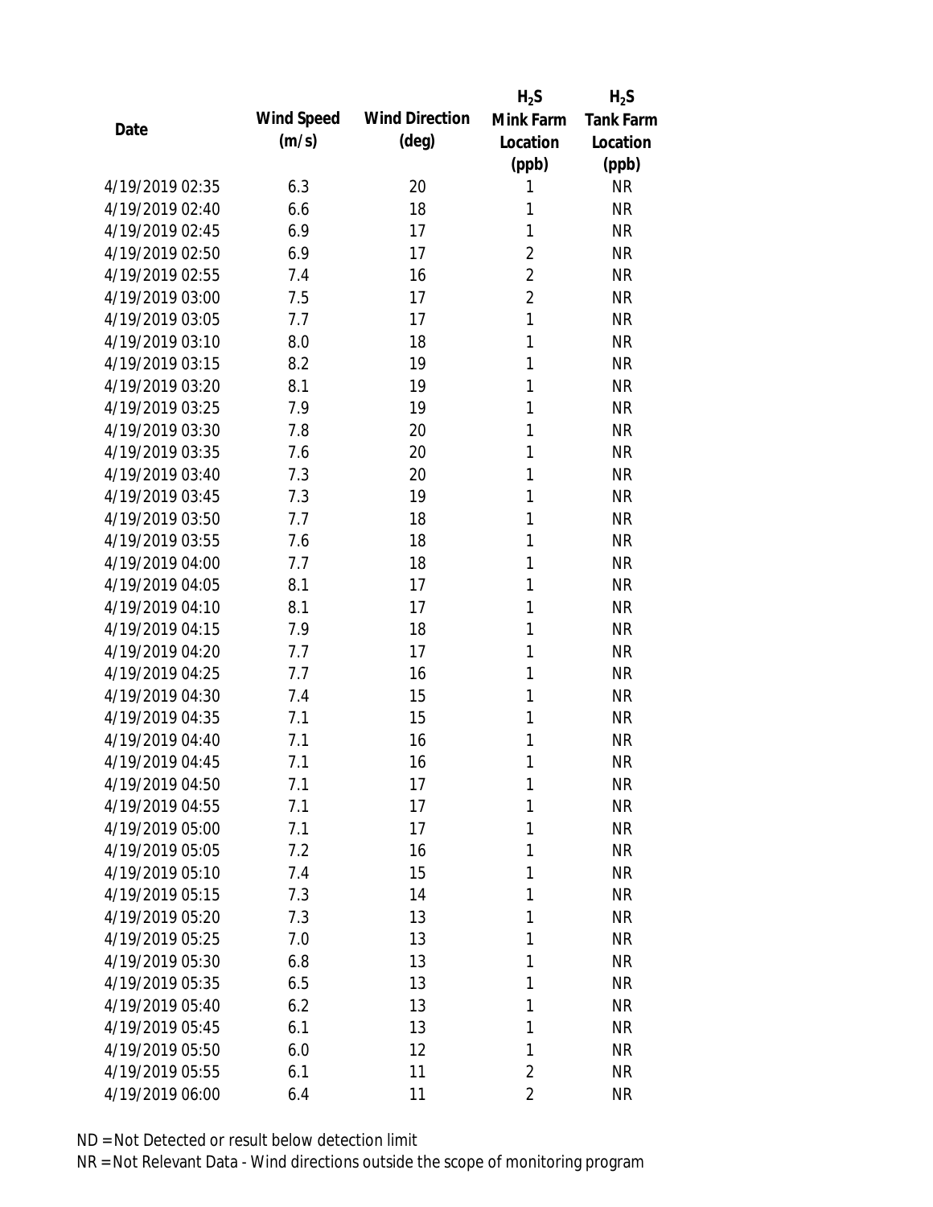| Date | Wind Speed (m/s) | Wind Direction (deg) | $H_2S$ Mink Farm Location (ppb) | $H_2S$ Tank Farm Location (ppb) |
|---|---|---|---|---|
| 4/19/2019 02:35 | 6.3 | 20 | 1 | NR |
| 4/19/2019 02:40 | 6.6 | 18 | 1 | NR |
| 4/19/2019 02:45 | 6.9 | 17 | 1 | NR |
| 4/19/2019 02:50 | 6.9 | 17 | 2 | NR |
| 4/19/2019 02:55 | 7.4 | 16 | 2 | NR |
| 4/19/2019 03:00 | 7.5 | 17 | 2 | NR |
| 4/19/2019 03:05 | 7.7 | 17 | 1 | NR |
| 4/19/2019 03:10 | 8.0 | 18 | 1 | NR |
| 4/19/2019 03:15 | 8.2 | 19 | 1 | NR |
| 4/19/2019 03:20 | 8.1 | 19 | 1 | NR |
| 4/19/2019 03:25 | 7.9 | 19 | 1 | NR |
| 4/19/2019 03:30 | 7.8 | 20 | 1 | NR |
| 4/19/2019 03:35 | 7.6 | 20 | 1 | NR |
| 4/19/2019 03:40 | 7.3 | 20 | 1 | NR |
| 4/19/2019 03:45 | 7.3 | 19 | 1 | NR |
| 4/19/2019 03:50 | 7.7 | 18 | 1 | NR |
| 4/19/2019 03:55 | 7.6 | 18 | 1 | NR |
| 4/19/2019 04:00 | 7.7 | 18 | 1 | NR |
| 4/19/2019 04:05 | 8.1 | 17 | 1 | NR |
| 4/19/2019 04:10 | 8.1 | 17 | 1 | NR |
| 4/19/2019 04:15 | 7.9 | 18 | 1 | NR |
| 4/19/2019 04:20 | 7.7 | 17 | 1 | NR |
| 4/19/2019 04:25 | 7.7 | 16 | 1 | NR |
| 4/19/2019 04:30 | 7.4 | 15 | 1 | NR |
| 4/19/2019 04:35 | 7.1 | 15 | 1 | NR |
| 4/19/2019 04:40 | 7.1 | 16 | 1 | NR |
| 4/19/2019 04:45 | 7.1 | 16 | 1 | NR |
| 4/19/2019 04:50 | 7.1 | 17 | 1 | NR |
| 4/19/2019 04:55 | 7.1 | 17 | 1 | NR |
| 4/19/2019 05:00 | 7.1 | 17 | 1 | NR |
| 4/19/2019 05:05 | 7.2 | 16 | 1 | NR |
| 4/19/2019 05:10 | 7.4 | 15 | 1 | NR |
| 4/19/2019 05:15 | 7.3 | 14 | 1 | NR |
| 4/19/2019 05:20 | 7.3 | 13 | 1 | NR |
| 4/19/2019 05:25 | 7.0 | 13 | 1 | NR |
| 4/19/2019 05:30 | 6.8 | 13 | 1 | NR |
| 4/19/2019 05:35 | 6.5 | 13 | 1 | NR |
| 4/19/2019 05:40 | 6.2 | 13 | 1 | NR |
| 4/19/2019 05:45 | 6.1 | 13 | 1 | NR |
| 4/19/2019 05:50 | 6.0 | 12 | 1 | NR |
| 4/19/2019 05:55 | 6.1 | 11 | 2 | NR |
| 4/19/2019 06:00 | 6.4 | 11 | 2 | NR |

ND = Not Detected or result below detection limit
NR = Not Relevant Data - Wind directions outside the scope of monitoring program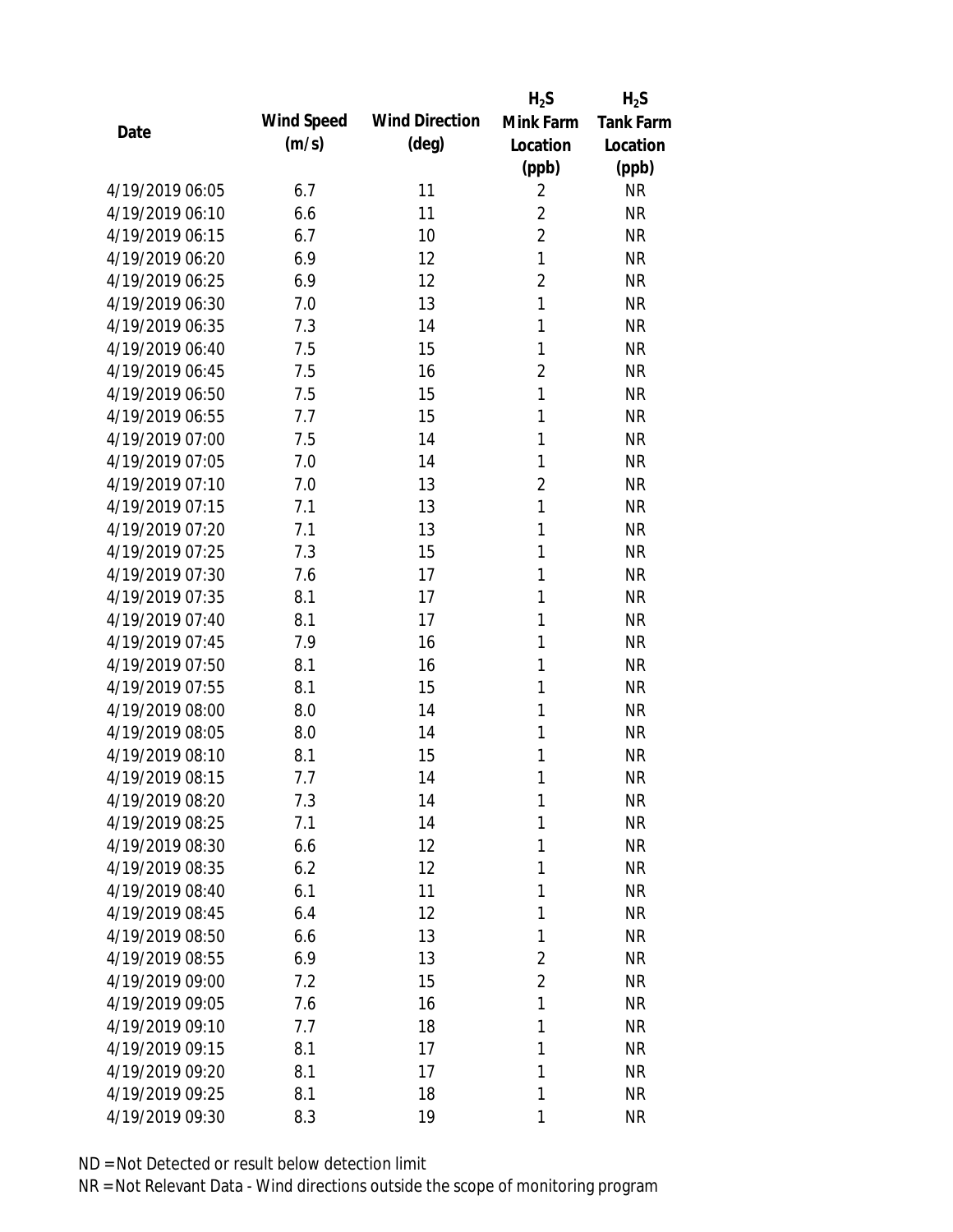| Date | Wind Speed (m/s) | Wind Direction (deg) | $H_2S$ Mink Farm Location (ppb) | $H_2S$ Tank Farm Location (ppb) |
|---|---|---|---|---|
| 4/19/2019 06:05 | 6.7 | 11 | 2 | NR |
| 4/19/2019 06:10 | 6.6 | 11 | 2 | NR |
| 4/19/2019 06:15 | 6.7 | 10 | 2 | NR |
| 4/19/2019 06:20 | 6.9 | 12 | 1 | NR |
| 4/19/2019 06:25 | 6.9 | 12 | 2 | NR |
| 4/19/2019 06:30 | 7.0 | 13 | 1 | NR |
| 4/19/2019 06:35 | 7.3 | 14 | 1 | NR |
| 4/19/2019 06:40 | 7.5 | 15 | 1 | NR |
| 4/19/2019 06:45 | 7.5 | 16 | 2 | NR |
| 4/19/2019 06:50 | 7.5 | 15 | 1 | NR |
| 4/19/2019 06:55 | 7.7 | 15 | 1 | NR |
| 4/19/2019 07:00 | 7.5 | 14 | 1 | NR |
| 4/19/2019 07:05 | 7.0 | 14 | 1 | NR |
| 4/19/2019 07:10 | 7.0 | 13 | 2 | NR |
| 4/19/2019 07:15 | 7.1 | 13 | 1 | NR |
| 4/19/2019 07:20 | 7.1 | 13 | 1 | NR |
| 4/19/2019 07:25 | 7.3 | 15 | 1 | NR |
| 4/19/2019 07:30 | 7.6 | 17 | 1 | NR |
| 4/19/2019 07:35 | 8.1 | 17 | 1 | NR |
| 4/19/2019 07:40 | 8.1 | 17 | 1 | NR |
| 4/19/2019 07:45 | 7.9 | 16 | 1 | NR |
| 4/19/2019 07:50 | 8.1 | 16 | 1 | NR |
| 4/19/2019 07:55 | 8.1 | 15 | 1 | NR |
| 4/19/2019 08:00 | 8.0 | 14 | 1 | NR |
| 4/19/2019 08:05 | 8.0 | 14 | 1 | NR |
| 4/19/2019 08:10 | 8.1 | 15 | 1 | NR |
| 4/19/2019 08:15 | 7.7 | 14 | 1 | NR |
| 4/19/2019 08:20 | 7.3 | 14 | 1 | NR |
| 4/19/2019 08:25 | 7.1 | 14 | 1 | NR |
| 4/19/2019 08:30 | 6.6 | 12 | 1 | NR |
| 4/19/2019 08:35 | 6.2 | 12 | 1 | NR |
| 4/19/2019 08:40 | 6.1 | 11 | 1 | NR |
| 4/19/2019 08:45 | 6.4 | 12 | 1 | NR |
| 4/19/2019 08:50 | 6.6 | 13 | 1 | NR |
| 4/19/2019 08:55 | 6.9 | 13 | 2 | NR |
| 4/19/2019 09:00 | 7.2 | 15 | 2 | NR |
| 4/19/2019 09:05 | 7.6 | 16 | 1 | NR |
| 4/19/2019 09:10 | 7.7 | 18 | 1 | NR |
| 4/19/2019 09:15 | 8.1 | 17 | 1 | NR |
| 4/19/2019 09:20 | 8.1 | 17 | 1 | NR |
| 4/19/2019 09:25 | 8.1 | 18 | 1 | NR |
| 4/19/2019 09:30 | 8.3 | 19 | 1 | NR |

ND = Not Detected or result below detection limit

NR = Not Relevant Data - Wind directions outside the scope of monitoring program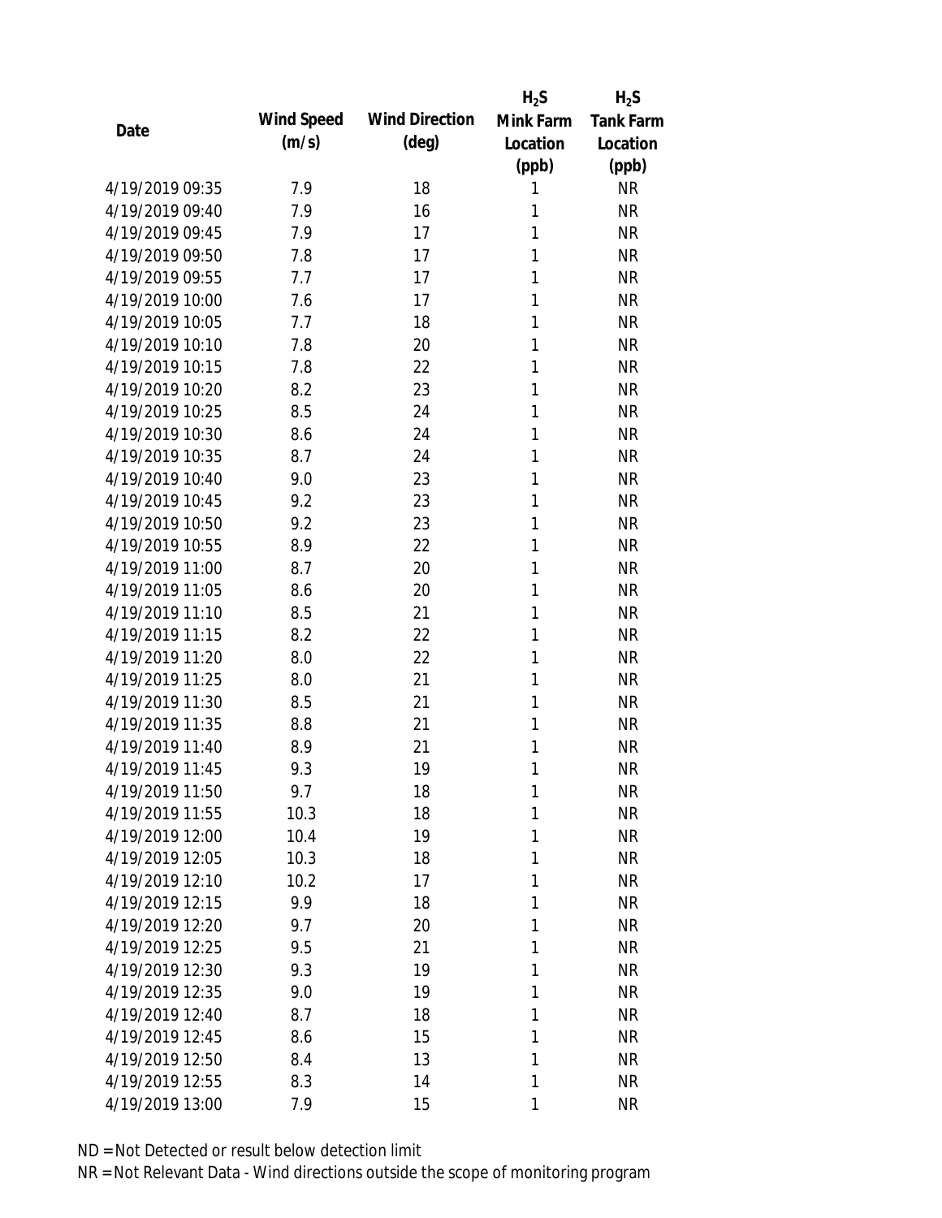| Date | Wind Speed (m/s) | Wind Direction (deg) | $H_2S$ Mink Farm Location (ppb) | $H_2S$ Tank Farm Location (ppb) |
|---|---|---|---|---|
| 4/19/2019 09:35 | 7.9 | 18 | 1 | NR |
| 4/19/2019 09:40 | 7.9 | 16 | 1 | NR |
| 4/19/2019 09:45 | 7.9 | 17 | 1 | NR |
| 4/19/2019 09:50 | 7.8 | 17 | 1 | NR |
| 4/19/2019 09:55 | 7.7 | 17 | 1 | NR |
| 4/19/2019 10:00 | 7.6 | 17 | 1 | NR |
| 4/19/2019 10:05 | 7.7 | 18 | 1 | NR |
| 4/19/2019 10:10 | 7.8 | 20 | 1 | NR |
| 4/19/2019 10:15 | 7.8 | 22 | 1 | NR |
| 4/19/2019 10:20 | 8.2 | 23 | 1 | NR |
| 4/19/2019 10:25 | 8.5 | 24 | 1 | NR |
| 4/19/2019 10:30 | 8.6 | 24 | 1 | NR |
| 4/19/2019 10:35 | 8.7 | 24 | 1 | NR |
| 4/19/2019 10:40 | 9.0 | 23 | 1 | NR |
| 4/19/2019 10:45 | 9.2 | 23 | 1 | NR |
| 4/19/2019 10:50 | 9.2 | 23 | 1 | NR |
| 4/19/2019 10:55 | 8.9 | 22 | 1 | NR |
| 4/19/2019 11:00 | 8.7 | 20 | 1 | NR |
| 4/19/2019 11:05 | 8.6 | 20 | 1 | NR |
| 4/19/2019 11:10 | 8.5 | 21 | 1 | NR |
| 4/19/2019 11:15 | 8.2 | 22 | 1 | NR |
| 4/19/2019 11:20 | 8.0 | 22 | 1 | NR |
| 4/19/2019 11:25 | 8.0 | 21 | 1 | NR |
| 4/19/2019 11:30 | 8.5 | 21 | 1 | NR |
| 4/19/2019 11:35 | 8.8 | 21 | 1 | NR |
| 4/19/2019 11:40 | 8.9 | 21 | 1 | NR |
| 4/19/2019 11:45 | 9.3 | 19 | 1 | NR |
| 4/19/2019 11:50 | 9.7 | 18 | 1 | NR |
| 4/19/2019 11:55 | 10.3 | 18 | 1 | NR |
| 4/19/2019 12:00 | 10.4 | 19 | 1 | NR |
| 4/19/2019 12:05 | 10.3 | 18 | 1 | NR |
| 4/19/2019 12:10 | 10.2 | 17 | 1 | NR |
| 4/19/2019 12:15 | 9.9 | 18 | 1 | NR |
| 4/19/2019 12:20 | 9.7 | 20 | 1 | NR |
| 4/19/2019 12:25 | 9.5 | 21 | 1 | NR |
| 4/19/2019 12:30 | 9.3 | 19 | 1 | NR |
| 4/19/2019 12:35 | 9.0 | 19 | 1 | NR |
| 4/19/2019 12:40 | 8.7 | 18 | 1 | NR |
| 4/19/2019 12:45 | 8.6 | 15 | 1 | NR |
| 4/19/2019 12:50 | 8.4 | 13 | 1 | NR |
| 4/19/2019 12:55 | 8.3 | 14 | 1 | NR |
| 4/19/2019 13:00 | 7.9 | 15 | 1 | NR |

ND = Not Detected or result below detection limit

NR = Not Relevant Data - Wind directions outside the scope of monitoring program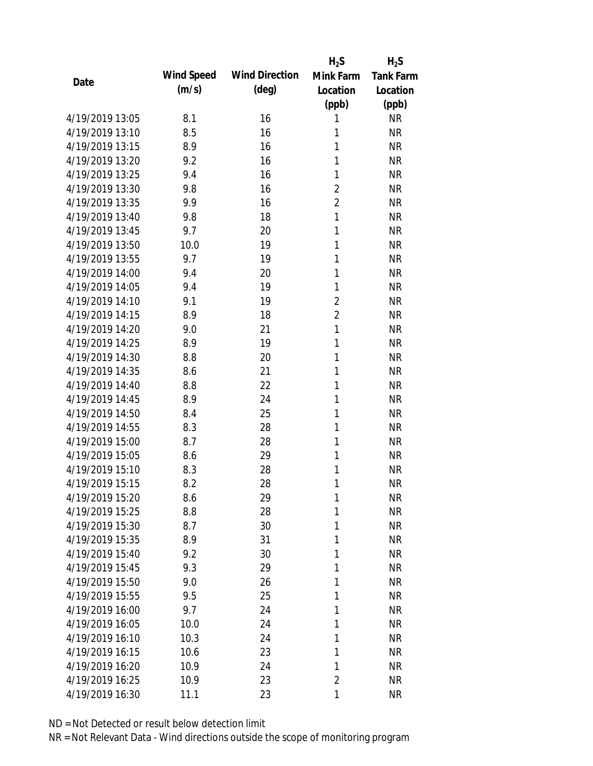| Date | Wind Speed (m/s) | Wind Direction (deg) | $H_2S$ Mink Farm Location (ppb) | $H_2S$ Tank Farm Location (ppb) |
|---|---|---|---|---|
| 4/19/2019 13:05 | 8.1 | 16 | 1 | NR |
| 4/19/2019 13:10 | 8.5 | 16 | 1 | NR |
| 4/19/2019 13:15 | 8.9 | 16 | 1 | NR |
| 4/19/2019 13:20 | 9.2 | 16 | 1 | NR |
| 4/19/2019 13:25 | 9.4 | 16 | 1 | NR |
| 4/19/2019 13:30 | 9.8 | 16 | 2 | NR |
| 4/19/2019 13:35 | 9.9 | 16 | 2 | NR |
| 4/19/2019 13:40 | 9.8 | 18 | 1 | NR |
| 4/19/2019 13:45 | 9.7 | 20 | 1 | NR |
| 4/19/2019 13:50 | 10.0 | 19 | 1 | NR |
| 4/19/2019 13:55 | 9.7 | 19 | 1 | NR |
| 4/19/2019 14:00 | 9.4 | 20 | 1 | NR |
| 4/19/2019 14:05 | 9.4 | 19 | 1 | NR |
| 4/19/2019 14:10 | 9.1 | 19 | 2 | NR |
| 4/19/2019 14:15 | 8.9 | 18 | 2 | NR |
| 4/19/2019 14:20 | 9.0 | 21 | 1 | NR |
| 4/19/2019 14:25 | 8.9 | 19 | 1 | NR |
| 4/19/2019 14:30 | 8.8 | 20 | 1 | NR |
| 4/19/2019 14:35 | 8.6 | 21 | 1 | NR |
| 4/19/2019 14:40 | 8.8 | 22 | 1 | NR |
| 4/19/2019 14:45 | 8.9 | 24 | 1 | NR |
| 4/19/2019 14:50 | 8.4 | 25 | 1 | NR |
| 4/19/2019 14:55 | 8.3 | 28 | 1 | NR |
| 4/19/2019 15:00 | 8.7 | 28 | 1 | NR |
| 4/19/2019 15:05 | 8.6 | 29 | 1 | NR |
| 4/19/2019 15:10 | 8.3 | 28 | 1 | NR |
| 4/19/2019 15:15 | 8.2 | 28 | 1 | NR |
| 4/19/2019 15:20 | 8.6 | 29 | 1 | NR |
| 4/19/2019 15:25 | 8.8 | 28 | 1 | NR |
| 4/19/2019 15:30 | 8.7 | 30 | 1 | NR |
| 4/19/2019 15:35 | 8.9 | 31 | 1 | NR |
| 4/19/2019 15:40 | 9.2 | 30 | 1 | NR |
| 4/19/2019 15:45 | 9.3 | 29 | 1 | NR |
| 4/19/2019 15:50 | 9.0 | 26 | 1 | NR |
| 4/19/2019 15:55 | 9.5 | 25 | 1 | NR |
| 4/19/2019 16:00 | 9.7 | 24 | 1 | NR |
| 4/19/2019 16:05 | 10.0 | 24 | 1 | NR |
| 4/19/2019 16:10 | 10.3 | 24 | 1 | NR |
| 4/19/2019 16:15 | 10.6 | 23 | 1 | NR |
| 4/19/2019 16:20 | 10.9 | 24 | 1 | NR |
| 4/19/2019 16:25 | 10.9 | 23 | 2 | NR |
| 4/19/2019 16:30 | 11.1 | 23 | 1 | NR |

ND = Not Detected or result below detection limit

NR = Not Relevant Data - Wind directions outside the scope of monitoring program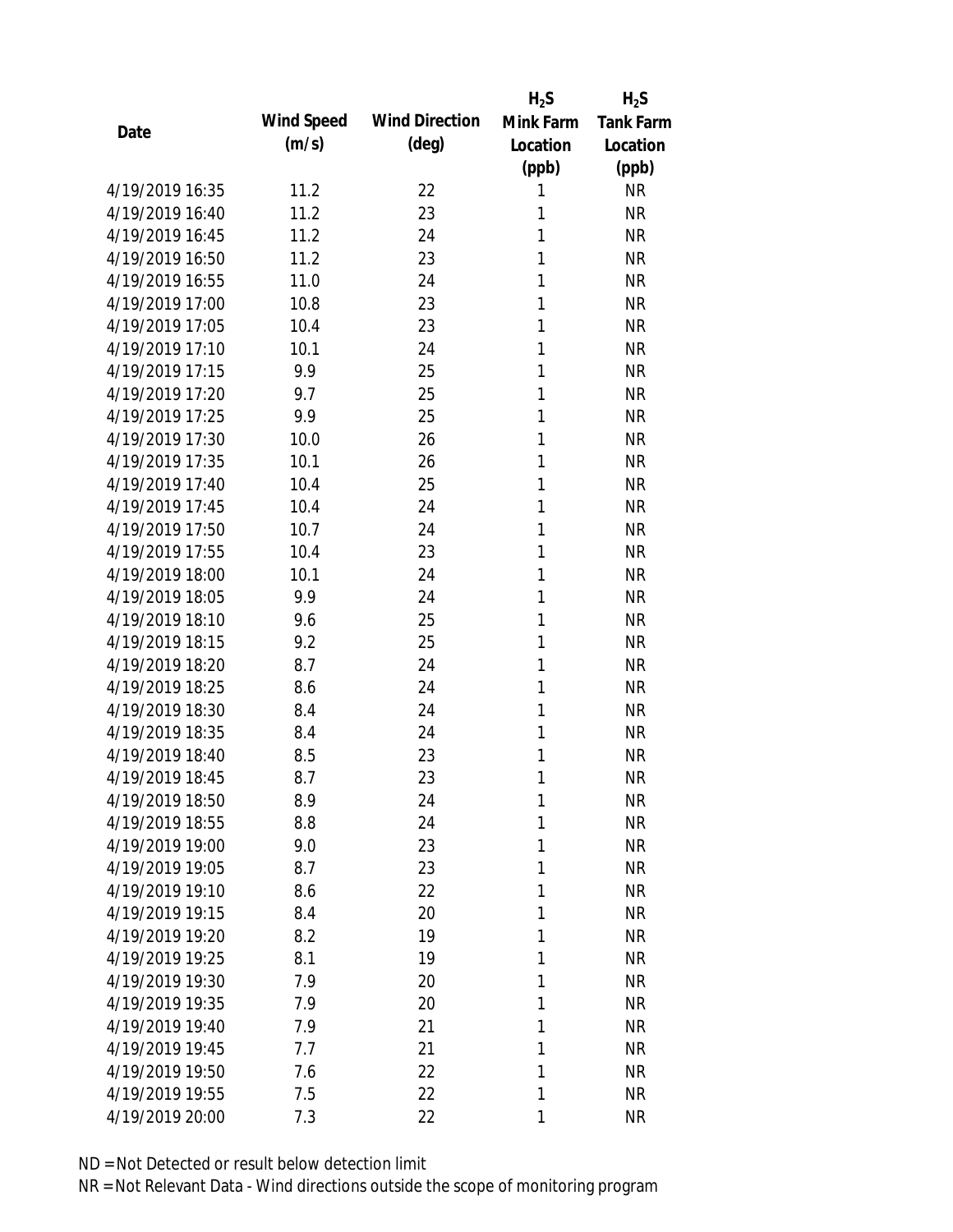| Date | Wind Speed (m/s) | Wind Direction (deg) | $H_2S$ Mink Farm Location (ppb) | $H_2S$ Tank Farm Location (ppb) |
|---|---|---|---|---|
| 4/19/2019 16:35 | 11.2 | 22 | 1 | NR |
| 4/19/2019 16:40 | 11.2 | 23 | 1 | NR |
| 4/19/2019 16:45 | 11.2 | 24 | 1 | NR |
| 4/19/2019 16:50 | 11.2 | 23 | 1 | NR |
| 4/19/2019 16:55 | 11.0 | 24 | 1 | NR |
| 4/19/2019 17:00 | 10.8 | 23 | 1 | NR |
| 4/19/2019 17:05 | 10.4 | 23 | 1 | NR |
| 4/19/2019 17:10 | 10.1 | 24 | 1 | NR |
| 4/19/2019 17:15 | 9.9 | 25 | 1 | NR |
| 4/19/2019 17:20 | 9.7 | 25 | 1 | NR |
| 4/19/2019 17:25 | 9.9 | 25 | 1 | NR |
| 4/19/2019 17:30 | 10.0 | 26 | 1 | NR |
| 4/19/2019 17:35 | 10.1 | 26 | 1 | NR |
| 4/19/2019 17:40 | 10.4 | 25 | 1 | NR |
| 4/19/2019 17:45 | 10.4 | 24 | 1 | NR |
| 4/19/2019 17:50 | 10.7 | 24 | 1 | NR |
| 4/19/2019 17:55 | 10.4 | 23 | 1 | NR |
| 4/19/2019 18:00 | 10.1 | 24 | 1 | NR |
| 4/19/2019 18:05 | 9.9 | 24 | 1 | NR |
| 4/19/2019 18:10 | 9.6 | 25 | 1 | NR |
| 4/19/2019 18:15 | 9.2 | 25 | 1 | NR |
| 4/19/2019 18:20 | 8.7 | 24 | 1 | NR |
| 4/19/2019 18:25 | 8.6 | 24 | 1 | NR |
| 4/19/2019 18:30 | 8.4 | 24 | 1 | NR |
| 4/19/2019 18:35 | 8.4 | 24 | 1 | NR |
| 4/19/2019 18:40 | 8.5 | 23 | 1 | NR |
| 4/19/2019 18:45 | 8.7 | 23 | 1 | NR |
| 4/19/2019 18:50 | 8.9 | 24 | 1 | NR |
| 4/19/2019 18:55 | 8.8 | 24 | 1 | NR |
| 4/19/2019 19:00 | 9.0 | 23 | 1 | NR |
| 4/19/2019 19:05 | 8.7 | 23 | 1 | NR |
| 4/19/2019 19:10 | 8.6 | 22 | 1 | NR |
| 4/19/2019 19:15 | 8.4 | 20 | 1 | NR |
| 4/19/2019 19:20 | 8.2 | 19 | 1 | NR |
| 4/19/2019 19:25 | 8.1 | 19 | 1 | NR |
| 4/19/2019 19:30 | 7.9 | 20 | 1 | NR |
| 4/19/2019 19:35 | 7.9 | 20 | 1 | NR |
| 4/19/2019 19:40 | 7.9 | 21 | 1 | NR |
| 4/19/2019 19:45 | 7.7 | 21 | 1 | NR |
| 4/19/2019 19:50 | 7.6 | 22 | 1 | NR |
| 4/19/2019 19:55 | 7.5 | 22 | 1 | NR |
| 4/19/2019 20:00 | 7.3 | 22 | 1 | NR |

ND = Not Detected or result below detection limit

NR = Not Relevant Data - Wind directions outside the scope of monitoring program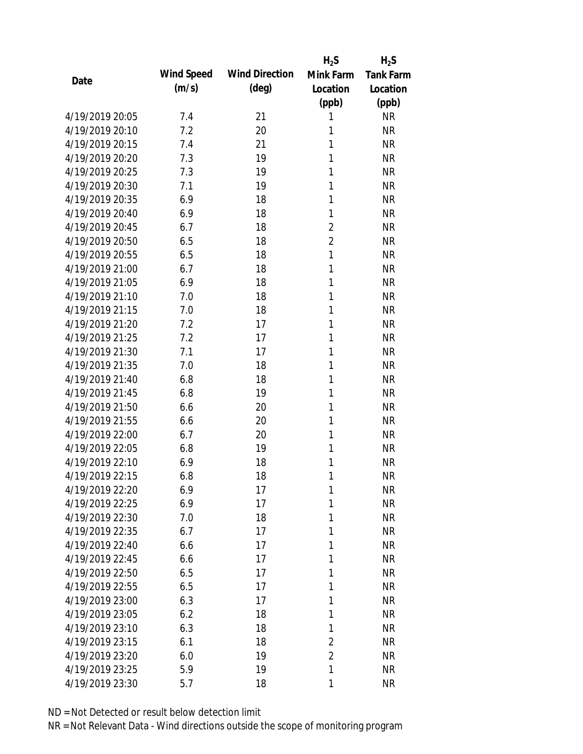| Date | Wind Speed (m/s) | Wind Direction (deg) | $H_2S$ Mink Farm Location (ppb) | $H_2S$ Tank Farm Location (ppb) |
|---|---|---|---|---|
| 4/19/2019 20:05 | 7.4 | 21 | 1 | NR |
| 4/19/2019 20:10 | 7.2 | 20 | 1 | NR |
| 4/19/2019 20:15 | 7.4 | 21 | 1 | NR |
| 4/19/2019 20:20 | 7.3 | 19 | 1 | NR |
| 4/19/2019 20:25 | 7.3 | 19 | 1 | NR |
| 4/19/2019 20:30 | 7.1 | 19 | 1 | NR |
| 4/19/2019 20:35 | 6.9 | 18 | 1 | NR |
| 4/19/2019 20:40 | 6.9 | 18 | 1 | NR |
| 4/19/2019 20:45 | 6.7 | 18 | 2 | NR |
| 4/19/2019 20:50 | 6.5 | 18 | 2 | NR |
| 4/19/2019 20:55 | 6.5 | 18 | 1 | NR |
| 4/19/2019 21:00 | 6.7 | 18 | 1 | NR |
| 4/19/2019 21:05 | 6.9 | 18 | 1 | NR |
| 4/19/2019 21:10 | 7.0 | 18 | 1 | NR |
| 4/19/2019 21:15 | 7.0 | 18 | 1 | NR |
| 4/19/2019 21:20 | 7.2 | 17 | 1 | NR |
| 4/19/2019 21:25 | 7.2 | 17 | 1 | NR |
| 4/19/2019 21:30 | 7.1 | 17 | 1 | NR |
| 4/19/2019 21:35 | 7.0 | 18 | 1 | NR |
| 4/19/2019 21:40 | 6.8 | 18 | 1 | NR |
| 4/19/2019 21:45 | 6.8 | 19 | 1 | NR |
| 4/19/2019 21:50 | 6.6 | 20 | 1 | NR |
| 4/19/2019 21:55 | 6.6 | 20 | 1 | NR |
| 4/19/2019 22:00 | 6.7 | 20 | 1 | NR |
| 4/19/2019 22:05 | 6.8 | 19 | 1 | NR |
| 4/19/2019 22:10 | 6.9 | 18 | 1 | NR |
| 4/19/2019 22:15 | 6.8 | 18 | 1 | NR |
| 4/19/2019 22:20 | 6.9 | 17 | 1 | NR |
| 4/19/2019 22:25 | 6.9 | 17 | 1 | NR |
| 4/19/2019 22:30 | 7.0 | 18 | 1 | NR |
| 4/19/2019 22:35 | 6.7 | 17 | 1 | NR |
| 4/19/2019 22:40 | 6.6 | 17 | 1 | NR |
| 4/19/2019 22:45 | 6.6 | 17 | 1 | NR |
| 4/19/2019 22:50 | 6.5 | 17 | 1 | NR |
| 4/19/2019 22:55 | 6.5 | 17 | 1 | NR |
| 4/19/2019 23:00 | 6.3 | 17 | 1 | NR |
| 4/19/2019 23:05 | 6.2 | 18 | 1 | NR |
| 4/19/2019 23:10 | 6.3 | 18 | 1 | NR |
| 4/19/2019 23:15 | 6.1 | 18 | 2 | NR |
| 4/19/2019 23:20 | 6.0 | 19 | 2 | NR |
| 4/19/2019 23:25 | 5.9 | 19 | 1 | NR |
| 4/19/2019 23:30 | 5.7 | 18 | 1 | NR |

ND = Not Detected or result below detection limit

NR = Not Relevant Data - Wind directions outside the scope of monitoring program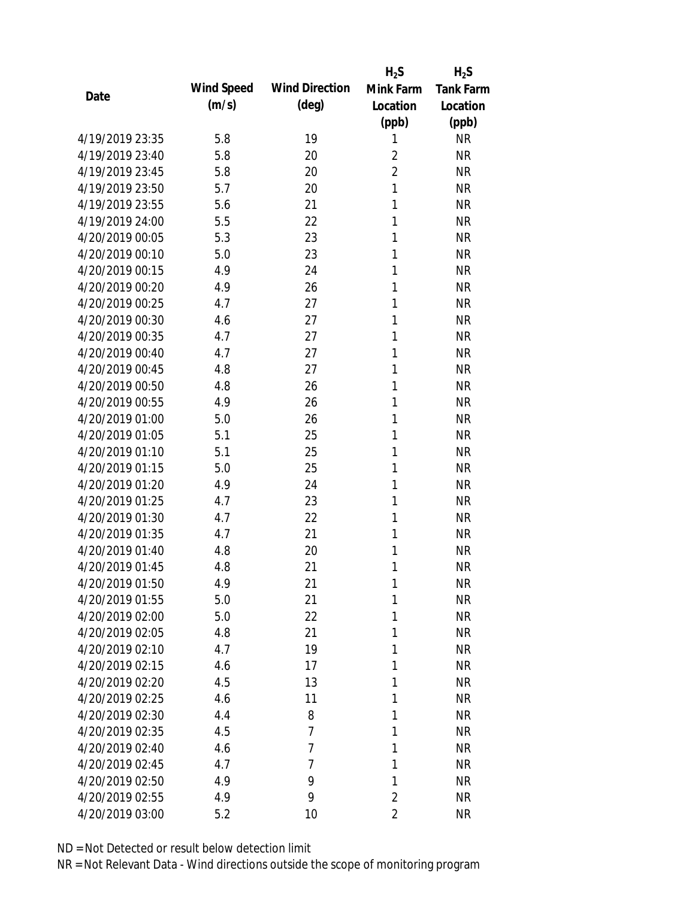| Date | Wind Speed (m/s) | Wind Direction (deg) | $H_2S$ Mink Farm Location (ppb) | $H_2S$ Tank Farm Location (ppb) |
|---|---|---|---|---|
| 4/19/2019 23:35 | 5.8 | 19 | 1 | NR |
| 4/19/2019 23:40 | 5.8 | 20 | 2 | NR |
| 4/19/2019 23:45 | 5.8 | 20 | 2 | NR |
| 4/19/2019 23:50 | 5.7 | 20 | 1 | NR |
| 4/19/2019 23:55 | 5.6 | 21 | 1 | NR |
| 4/19/2019 24:00 | 5.5 | 22 | 1 | NR |
| 4/20/2019 00:05 | 5.3 | 23 | 1 | NR |
| 4/20/2019 00:10 | 5.0 | 23 | 1 | NR |
| 4/20/2019 00:15 | 4.9 | 24 | 1 | NR |
| 4/20/2019 00:20 | 4.9 | 26 | 1 | NR |
| 4/20/2019 00:25 | 4.7 | 27 | 1 | NR |
| 4/20/2019 00:30 | 4.6 | 27 | 1 | NR |
| 4/20/2019 00:35 | 4.7 | 27 | 1 | NR |
| 4/20/2019 00:40 | 4.7 | 27 | 1 | NR |
| 4/20/2019 00:45 | 4.8 | 27 | 1 | NR |
| 4/20/2019 00:50 | 4.8 | 26 | 1 | NR |
| 4/20/2019 00:55 | 4.9 | 26 | 1 | NR |
| 4/20/2019 01:00 | 5.0 | 26 | 1 | NR |
| 4/20/2019 01:05 | 5.1 | 25 | 1 | NR |
| 4/20/2019 01:10 | 5.1 | 25 | 1 | NR |
| 4/20/2019 01:15 | 5.0 | 25 | 1 | NR |
| 4/20/2019 01:20 | 4.9 | 24 | 1 | NR |
| 4/20/2019 01:25 | 4.7 | 23 | 1 | NR |
| 4/20/2019 01:30 | 4.7 | 22 | 1 | NR |
| 4/20/2019 01:35 | 4.7 | 21 | 1 | NR |
| 4/20/2019 01:40 | 4.8 | 20 | 1 | NR |
| 4/20/2019 01:45 | 4.8 | 21 | 1 | NR |
| 4/20/2019 01:50 | 4.9 | 21 | 1 | NR |
| 4/20/2019 01:55 | 5.0 | 21 | 1 | NR |
| 4/20/2019 02:00 | 5.0 | 22 | 1 | NR |
| 4/20/2019 02:05 | 4.8 | 21 | 1 | NR |
| 4/20/2019 02:10 | 4.7 | 19 | 1 | NR |
| 4/20/2019 02:15 | 4.6 | 17 | 1 | NR |
| 4/20/2019 02:20 | 4.5 | 13 | 1 | NR |
| 4/20/2019 02:25 | 4.6 | 11 | 1 | NR |
| 4/20/2019 02:30 | 4.4 | 8 | 1 | NR |
| 4/20/2019 02:35 | 4.5 | 7 | 1 | NR |
| 4/20/2019 02:40 | 4.6 | 7 | 1 | NR |
| 4/20/2019 02:45 | 4.7 | 7 | 1 | NR |
| 4/20/2019 02:50 | 4.9 | 9 | 1 | NR |
| 4/20/2019 02:55 | 4.9 | 9 | 2 | NR |
| 4/20/2019 03:00 | 5.2 | 10 | 2 | NR |

ND = Not Detected or result below detection limit
NR = Not Relevant Data - Wind directions outside the scope of monitoring program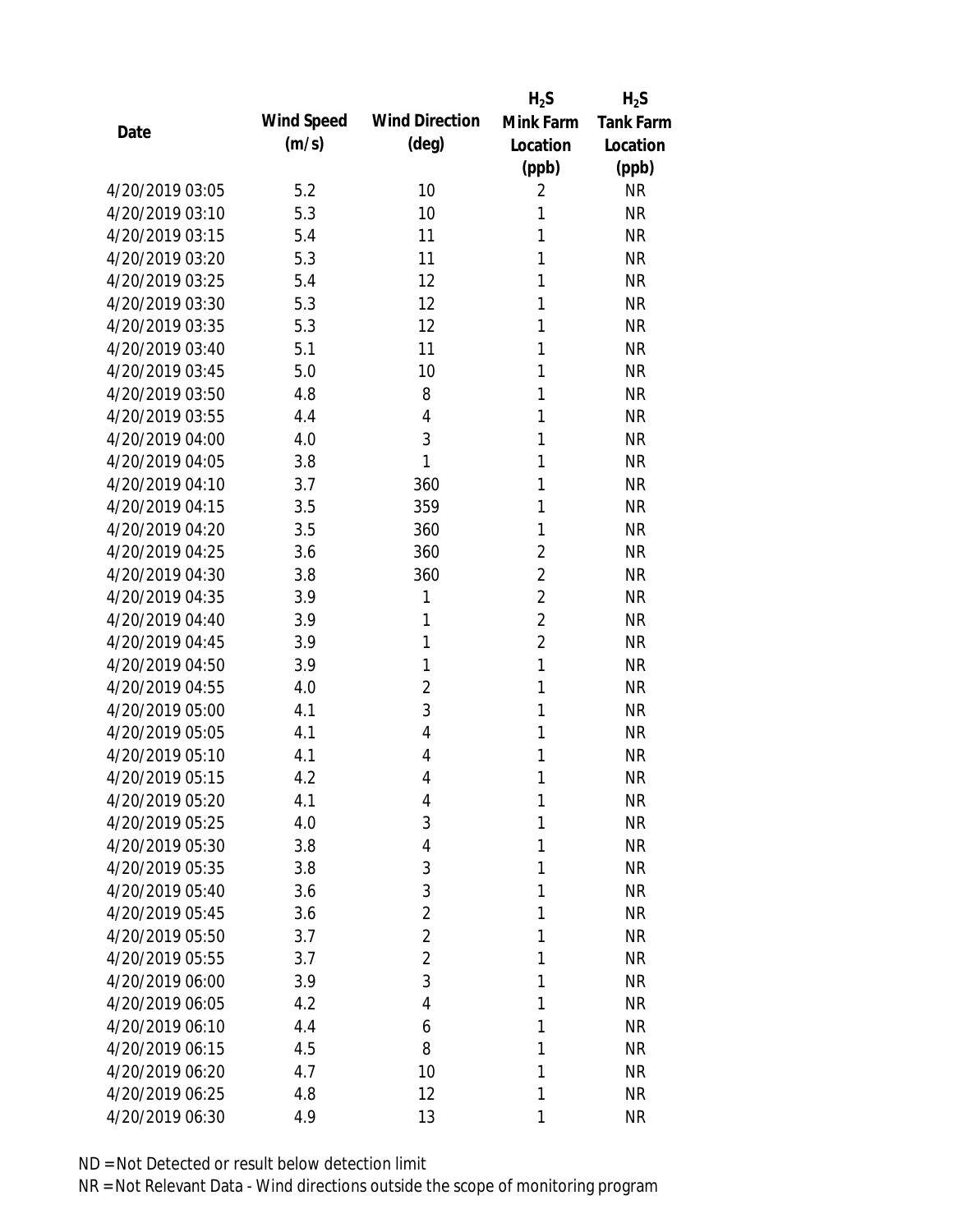| Date | Wind Speed (m/s) | Wind Direction (deg) | $H_2S$ Mink Farm Location (ppb) | $H_2S$ Tank Farm Location (ppb) |
|---|---|---|---|---|
| 4/20/2019 03:05 | 5.2 | 10 | 2 | NR |
| 4/20/2019 03:10 | 5.3 | 10 | 1 | NR |
| 4/20/2019 03:15 | 5.4 | 11 | 1 | NR |
| 4/20/2019 03:20 | 5.3 | 11 | 1 | NR |
| 4/20/2019 03:25 | 5.4 | 12 | 1 | NR |
| 4/20/2019 03:30 | 5.3 | 12 | 1 | NR |
| 4/20/2019 03:35 | 5.3 | 12 | 1 | NR |
| 4/20/2019 03:40 | 5.1 | 11 | 1 | NR |
| 4/20/2019 03:45 | 5.0 | 10 | 1 | NR |
| 4/20/2019 03:50 | 4.8 | 8 | 1 | NR |
| 4/20/2019 03:55 | 4.4 | 4 | 1 | NR |
| 4/20/2019 04:00 | 4.0 | 3 | 1 | NR |
| 4/20/2019 04:05 | 3.8 | 1 | 1 | NR |
| 4/20/2019 04:10 | 3.7 | 360 | 1 | NR |
| 4/20/2019 04:15 | 3.5 | 359 | 1 | NR |
| 4/20/2019 04:20 | 3.5 | 360 | 1 | NR |
| 4/20/2019 04:25 | 3.6 | 360 | 2 | NR |
| 4/20/2019 04:30 | 3.8 | 360 | 2 | NR |
| 4/20/2019 04:35 | 3.9 | 1 | 2 | NR |
| 4/20/2019 04:40 | 3.9 | 1 | 2 | NR |
| 4/20/2019 04:45 | 3.9 | 1 | 2 | NR |
| 4/20/2019 04:50 | 3.9 | 1 | 1 | NR |
| 4/20/2019 04:55 | 4.0 | 2 | 1 | NR |
| 4/20/2019 05:00 | 4.1 | 3 | 1 | NR |
| 4/20/2019 05:05 | 4.1 | 4 | 1 | NR |
| 4/20/2019 05:10 | 4.1 | 4 | 1 | NR |
| 4/20/2019 05:15 | 4.2 | 4 | 1 | NR |
| 4/20/2019 05:20 | 4.1 | 4 | 1 | NR |
| 4/20/2019 05:25 | 4.0 | 3 | 1 | NR |
| 4/20/2019 05:30 | 3.8 | 4 | 1 | NR |
| 4/20/2019 05:35 | 3.8 | 3 | 1 | NR |
| 4/20/2019 05:40 | 3.6 | 3 | 1 | NR |
| 4/20/2019 05:45 | 3.6 | 2 | 1 | NR |
| 4/20/2019 05:50 | 3.7 | 2 | 1 | NR |
| 4/20/2019 05:55 | 3.7 | 2 | 1 | NR |
| 4/20/2019 06:00 | 3.9 | 3 | 1 | NR |
| 4/20/2019 06:05 | 4.2 | 4 | 1 | NR |
| 4/20/2019 06:10 | 4.4 | 6 | 1 | NR |
| 4/20/2019 06:15 | 4.5 | 8 | 1 | NR |
| 4/20/2019 06:20 | 4.7 | 10 | 1 | NR |
| 4/20/2019 06:25 | 4.8 | 12 | 1 | NR |
| 4/20/2019 06:30 | 4.9 | 13 | 1 | NR |

ND = Not Detected or result below detection limit

NR = Not Relevant Data - Wind directions outside the scope of monitoring program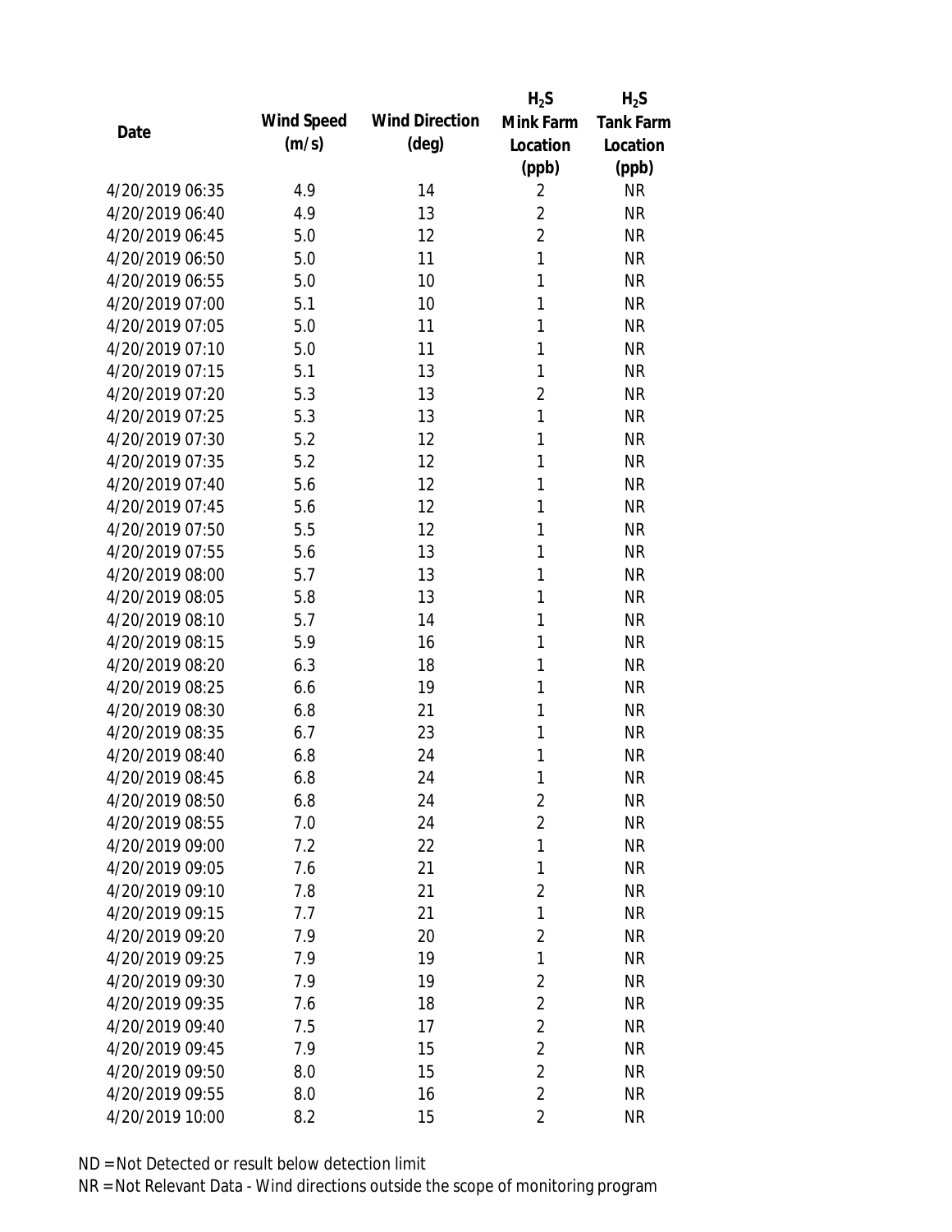| Date | Wind Speed (m/s) | Wind Direction (deg) | $H_2S$ Mink Farm Location (ppb) | $H_2S$ Tank Farm Location (ppb) |
|---|---|---|---|---|
| 4/20/2019 06:35 | 4.9 | 14 | 2 | NR |
| 4/20/2019 06:40 | 4.9 | 13 | 2 | NR |
| 4/20/2019 06:45 | 5.0 | 12 | 2 | NR |
| 4/20/2019 06:50 | 5.0 | 11 | 1 | NR |
| 4/20/2019 06:55 | 5.0 | 10 | 1 | NR |
| 4/20/2019 07:00 | 5.1 | 10 | 1 | NR |
| 4/20/2019 07:05 | 5.0 | 11 | 1 | NR |
| 4/20/2019 07:10 | 5.0 | 11 | 1 | NR |
| 4/20/2019 07:15 | 5.1 | 13 | 1 | NR |
| 4/20/2019 07:20 | 5.3 | 13 | 2 | NR |
| 4/20/2019 07:25 | 5.3 | 13 | 1 | NR |
| 4/20/2019 07:30 | 5.2 | 12 | 1 | NR |
| 4/20/2019 07:35 | 5.2 | 12 | 1 | NR |
| 4/20/2019 07:40 | 5.6 | 12 | 1 | NR |
| 4/20/2019 07:45 | 5.6 | 12 | 1 | NR |
| 4/20/2019 07:50 | 5.5 | 12 | 1 | NR |
| 4/20/2019 07:55 | 5.6 | 13 | 1 | NR |
| 4/20/2019 08:00 | 5.7 | 13 | 1 | NR |
| 4/20/2019 08:05 | 5.8 | 13 | 1 | NR |
| 4/20/2019 08:10 | 5.7 | 14 | 1 | NR |
| 4/20/2019 08:15 | 5.9 | 16 | 1 | NR |
| 4/20/2019 08:20 | 6.3 | 18 | 1 | NR |
| 4/20/2019 08:25 | 6.6 | 19 | 1 | NR |
| 4/20/2019 08:30 | 6.8 | 21 | 1 | NR |
| 4/20/2019 08:35 | 6.7 | 23 | 1 | NR |
| 4/20/2019 08:40 | 6.8 | 24 | 1 | NR |
| 4/20/2019 08:45 | 6.8 | 24 | 1 | NR |
| 4/20/2019 08:50 | 6.8 | 24 | 2 | NR |
| 4/20/2019 08:55 | 7.0 | 24 | 2 | NR |
| 4/20/2019 09:00 | 7.2 | 22 | 1 | NR |
| 4/20/2019 09:05 | 7.6 | 21 | 1 | NR |
| 4/20/2019 09:10 | 7.8 | 21 | 2 | NR |
| 4/20/2019 09:15 | 7.7 | 21 | 1 | NR |
| 4/20/2019 09:20 | 7.9 | 20 | 2 | NR |
| 4/20/2019 09:25 | 7.9 | 19 | 1 | NR |
| 4/20/2019 09:30 | 7.9 | 19 | 2 | NR |
| 4/20/2019 09:35 | 7.6 | 18 | 2 | NR |
| 4/20/2019 09:40 | 7.5 | 17 | 2 | NR |
| 4/20/2019 09:45 | 7.9 | 15 | 2 | NR |
| 4/20/2019 09:50 | 8.0 | 15 | 2 | NR |
| 4/20/2019 09:55 | 8.0 | 16 | 2 | NR |
| 4/20/2019 10:00 | 8.2 | 15 | 2 | NR |

ND = Not Detected or result below detection limit

NR = Not Relevant Data - Wind directions outside the scope of monitoring program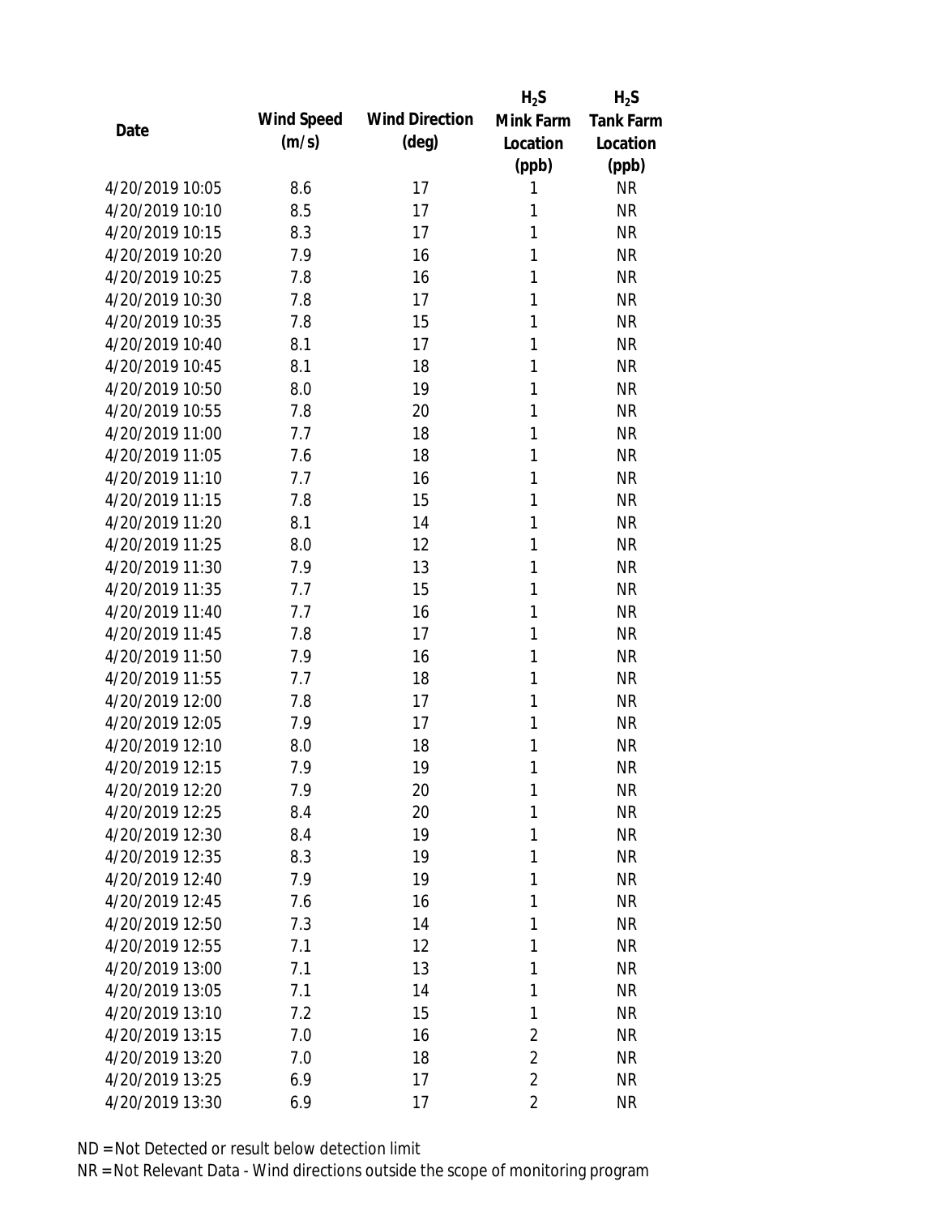| Date | Wind Speed (m/s) | Wind Direction (deg) | $H_2S$ Mink Farm Location (ppb) | $H_2S$ Tank Farm Location (ppb) |
|---|---|---|---|---|
| 4/20/2019 10:05 | 8.6 | 17 | 1 | NR |
| 4/20/2019 10:10 | 8.5 | 17 | 1 | NR |
| 4/20/2019 10:15 | 8.3 | 17 | 1 | NR |
| 4/20/2019 10:20 | 7.9 | 16 | 1 | NR |
| 4/20/2019 10:25 | 7.8 | 16 | 1 | NR |
| 4/20/2019 10:30 | 7.8 | 17 | 1 | NR |
| 4/20/2019 10:35 | 7.8 | 15 | 1 | NR |
| 4/20/2019 10:40 | 8.1 | 17 | 1 | NR |
| 4/20/2019 10:45 | 8.1 | 18 | 1 | NR |
| 4/20/2019 10:50 | 8.0 | 19 | 1 | NR |
| 4/20/2019 10:55 | 7.8 | 20 | 1 | NR |
| 4/20/2019 11:00 | 7.7 | 18 | 1 | NR |
| 4/20/2019 11:05 | 7.6 | 18 | 1 | NR |
| 4/20/2019 11:10 | 7.7 | 16 | 1 | NR |
| 4/20/2019 11:15 | 7.8 | 15 | 1 | NR |
| 4/20/2019 11:20 | 8.1 | 14 | 1 | NR |
| 4/20/2019 11:25 | 8.0 | 12 | 1 | NR |
| 4/20/2019 11:30 | 7.9 | 13 | 1 | NR |
| 4/20/2019 11:35 | 7.7 | 15 | 1 | NR |
| 4/20/2019 11:40 | 7.7 | 16 | 1 | NR |
| 4/20/2019 11:45 | 7.8 | 17 | 1 | NR |
| 4/20/2019 11:50 | 7.9 | 16 | 1 | NR |
| 4/20/2019 11:55 | 7.7 | 18 | 1 | NR |
| 4/20/2019 12:00 | 7.8 | 17 | 1 | NR |
| 4/20/2019 12:05 | 7.9 | 17 | 1 | NR |
| 4/20/2019 12:10 | 8.0 | 18 | 1 | NR |
| 4/20/2019 12:15 | 7.9 | 19 | 1 | NR |
| 4/20/2019 12:20 | 7.9 | 20 | 1 | NR |
| 4/20/2019 12:25 | 8.4 | 20 | 1 | NR |
| 4/20/2019 12:30 | 8.4 | 19 | 1 | NR |
| 4/20/2019 12:35 | 8.3 | 19 | 1 | NR |
| 4/20/2019 12:40 | 7.9 | 19 | 1 | NR |
| 4/20/2019 12:45 | 7.6 | 16 | 1 | NR |
| 4/20/2019 12:50 | 7.3 | 14 | 1 | NR |
| 4/20/2019 12:55 | 7.1 | 12 | 1 | NR |
| 4/20/2019 13:00 | 7.1 | 13 | 1 | NR |
| 4/20/2019 13:05 | 7.1 | 14 | 1 | NR |
| 4/20/2019 13:10 | 7.2 | 15 | 1 | NR |
| 4/20/2019 13:15 | 7.0 | 16 | 2 | NR |
| 4/20/2019 13:20 | 7.0 | 18 | 2 | NR |
| 4/20/2019 13:25 | 6.9 | 17 | 2 | NR |
| 4/20/2019 13:30 | 6.9 | 17 | 2 | NR |

ND = Not Detected or result below detection limit

NR = Not Relevant Data - Wind directions outside the scope of monitoring program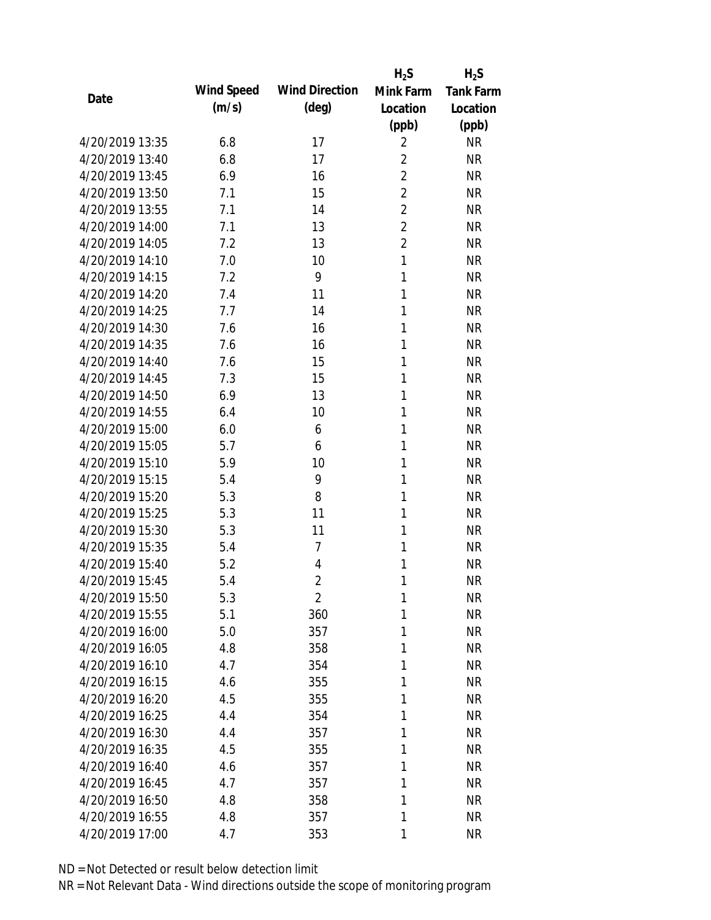| Date | Wind Speed (m/s) | Wind Direction (deg) | $H_2S$ Mink Farm Location (ppb) | $H_2S$ Tank Farm Location (ppb) |
|---|---|---|---|---|
| 4/20/2019 13:35 | 6.8 | 17 | 2 | NR |
| 4/20/2019 13:40 | 6.8 | 17 | 2 | NR |
| 4/20/2019 13:45 | 6.9 | 16 | 2 | NR |
| 4/20/2019 13:50 | 7.1 | 15 | 2 | NR |
| 4/20/2019 13:55 | 7.1 | 14 | 2 | NR |
| 4/20/2019 14:00 | 7.1 | 13 | 2 | NR |
| 4/20/2019 14:05 | 7.2 | 13 | 2 | NR |
| 4/20/2019 14:10 | 7.0 | 10 | 1 | NR |
| 4/20/2019 14:15 | 7.2 | 9 | 1 | NR |
| 4/20/2019 14:20 | 7.4 | 11 | 1 | NR |
| 4/20/2019 14:25 | 7.7 | 14 | 1 | NR |
| 4/20/2019 14:30 | 7.6 | 16 | 1 | NR |
| 4/20/2019 14:35 | 7.6 | 16 | 1 | NR |
| 4/20/2019 14:40 | 7.6 | 15 | 1 | NR |
| 4/20/2019 14:45 | 7.3 | 15 | 1 | NR |
| 4/20/2019 14:50 | 6.9 | 13 | 1 | NR |
| 4/20/2019 14:55 | 6.4 | 10 | 1 | NR |
| 4/20/2019 15:00 | 6.0 | 6 | 1 | NR |
| 4/20/2019 15:05 | 5.7 | 6 | 1 | NR |
| 4/20/2019 15:10 | 5.9 | 10 | 1 | NR |
| 4/20/2019 15:15 | 5.4 | 9 | 1 | NR |
| 4/20/2019 15:20 | 5.3 | 8 | 1 | NR |
| 4/20/2019 15:25 | 5.3 | 11 | 1 | NR |
| 4/20/2019 15:30 | 5.3 | 11 | 1 | NR |
| 4/20/2019 15:35 | 5.4 | 7 | 1 | NR |
| 4/20/2019 15:40 | 5.2 | 4 | 1 | NR |
| 4/20/2019 15:45 | 5.4 | 2 | 1 | NR |
| 4/20/2019 15:50 | 5.3 | 2 | 1 | NR |
| 4/20/2019 15:55 | 5.1 | 360 | 1 | NR |
| 4/20/2019 16:00 | 5.0 | 357 | 1 | NR |
| 4/20/2019 16:05 | 4.8 | 358 | 1 | NR |
| 4/20/2019 16:10 | 4.7 | 354 | 1 | NR |
| 4/20/2019 16:15 | 4.6 | 355 | 1 | NR |
| 4/20/2019 16:20 | 4.5 | 355 | 1 | NR |
| 4/20/2019 16:25 | 4.4 | 354 | 1 | NR |
| 4/20/2019 16:30 | 4.4 | 357 | 1 | NR |
| 4/20/2019 16:35 | 4.5 | 355 | 1 | NR |
| 4/20/2019 16:40 | 4.6 | 357 | 1 | NR |
| 4/20/2019 16:45 | 4.7 | 357 | 1 | NR |
| 4/20/2019 16:50 | 4.8 | 358 | 1 | NR |
| 4/20/2019 16:55 | 4.8 | 357 | 1 | NR |
| 4/20/2019 17:00 | 4.7 | 353 | 1 | NR |

ND = Not Detected or result below detection limit

NR = Not Relevant Data - Wind directions outside the scope of monitoring program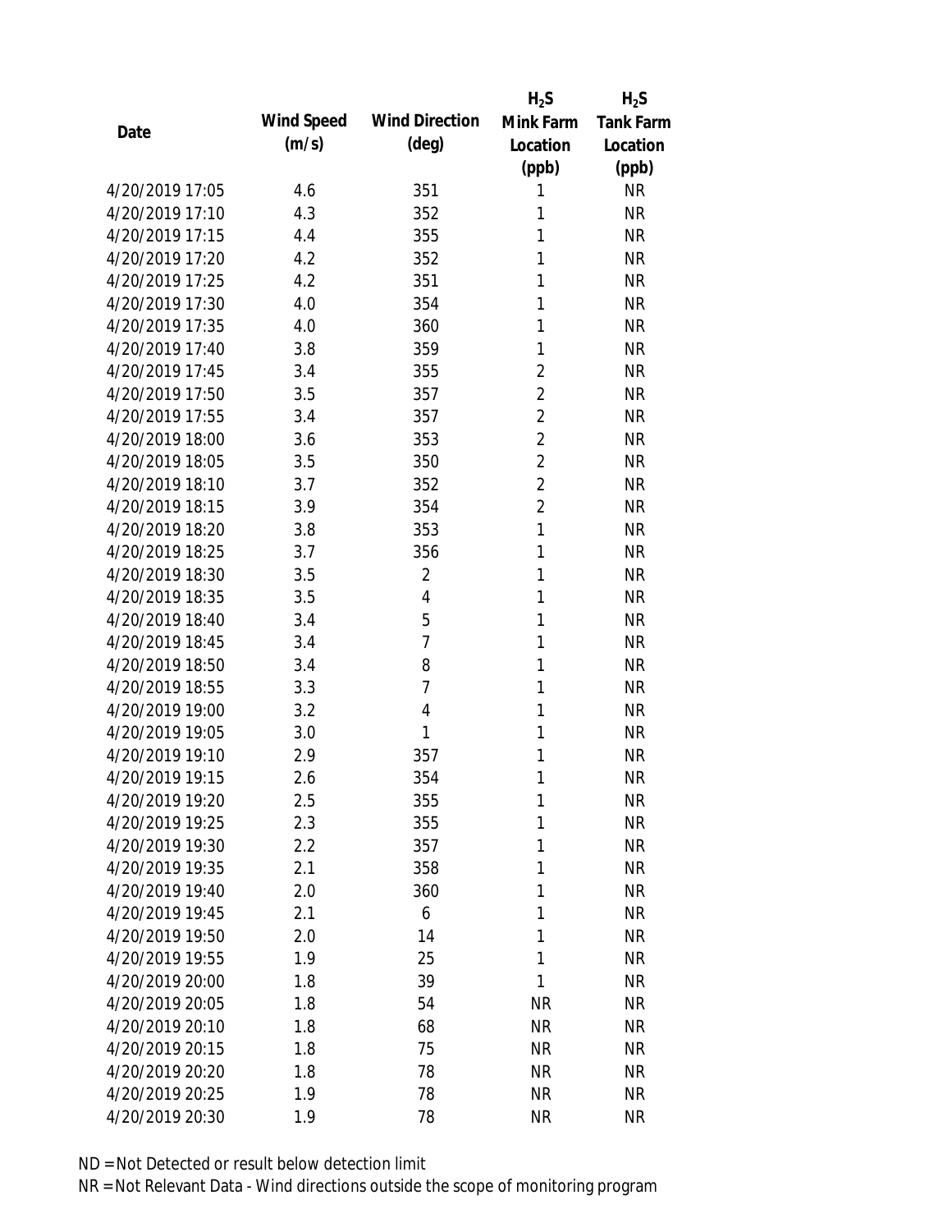| Date | Wind Speed (m/s) | Wind Direction (deg) | $H_2S$ Mink Farm Location (ppb) | $H_2S$ Tank Farm Location (ppb) |
|---|---|---|---|---|
| 4/20/2019 17:05 | 4.6 | 351 | 1 | NR |
| 4/20/2019 17:10 | 4.3 | 352 | 1 | NR |
| 4/20/2019 17:15 | 4.4 | 355 | 1 | NR |
| 4/20/2019 17:20 | 4.2 | 352 | 1 | NR |
| 4/20/2019 17:25 | 4.2 | 351 | 1 | NR |
| 4/20/2019 17:30 | 4.0 | 354 | 1 | NR |
| 4/20/2019 17:35 | 4.0 | 360 | 1 | NR |
| 4/20/2019 17:40 | 3.8 | 359 | 1 | NR |
| 4/20/2019 17:45 | 3.4 | 355 | 2 | NR |
| 4/20/2019 17:50 | 3.5 | 357 | 2 | NR |
| 4/20/2019 17:55 | 3.4 | 357 | 2 | NR |
| 4/20/2019 18:00 | 3.6 | 353 | 2 | NR |
| 4/20/2019 18:05 | 3.5 | 350 | 2 | NR |
| 4/20/2019 18:10 | 3.7 | 352 | 2 | NR |
| 4/20/2019 18:15 | 3.9 | 354 | 2 | NR |
| 4/20/2019 18:20 | 3.8 | 353 | 1 | NR |
| 4/20/2019 18:25 | 3.7 | 356 | 1 | NR |
| 4/20/2019 18:30 | 3.5 | 2 | 1 | NR |
| 4/20/2019 18:35 | 3.5 | 4 | 1 | NR |
| 4/20/2019 18:40 | 3.4 | 5 | 1 | NR |
| 4/20/2019 18:45 | 3.4 | 7 | 1 | NR |
| 4/20/2019 18:50 | 3.4 | 8 | 1 | NR |
| 4/20/2019 18:55 | 3.3 | 7 | 1 | NR |
| 4/20/2019 19:00 | 3.2 | 4 | 1 | NR |
| 4/20/2019 19:05 | 3.0 | 1 | 1 | NR |
| 4/20/2019 19:10 | 2.9 | 357 | 1 | NR |
| 4/20/2019 19:15 | 2.6 | 354 | 1 | NR |
| 4/20/2019 19:20 | 2.5 | 355 | 1 | NR |
| 4/20/2019 19:25 | 2.3 | 355 | 1 | NR |
| 4/20/2019 19:30 | 2.2 | 357 | 1 | NR |
| 4/20/2019 19:35 | 2.1 | 358 | 1 | NR |
| 4/20/2019 19:40 | 2.0 | 360 | 1 | NR |
| 4/20/2019 19:45 | 2.1 | 6 | 1 | NR |
| 4/20/2019 19:50 | 2.0 | 14 | 1 | NR |
| 4/20/2019 19:55 | 1.9 | 25 | 1 | NR |
| 4/20/2019 20:00 | 1.8 | 39 | 1 | NR |
| 4/20/2019 20:05 | 1.8 | 54 | NR | NR |
| 4/20/2019 20:10 | 1.8 | 68 | NR | NR |
| 4/20/2019 20:15 | 1.8 | 75 | NR | NR |
| 4/20/2019 20:20 | 1.8 | 78 | NR | NR |
| 4/20/2019 20:25 | 1.9 | 78 | NR | NR |
| 4/20/2019 20:30 | 1.9 | 78 | NR | NR |

ND = Not Detected or result below detection limit

NR = Not Relevant Data - Wind directions outside the scope of monitoring program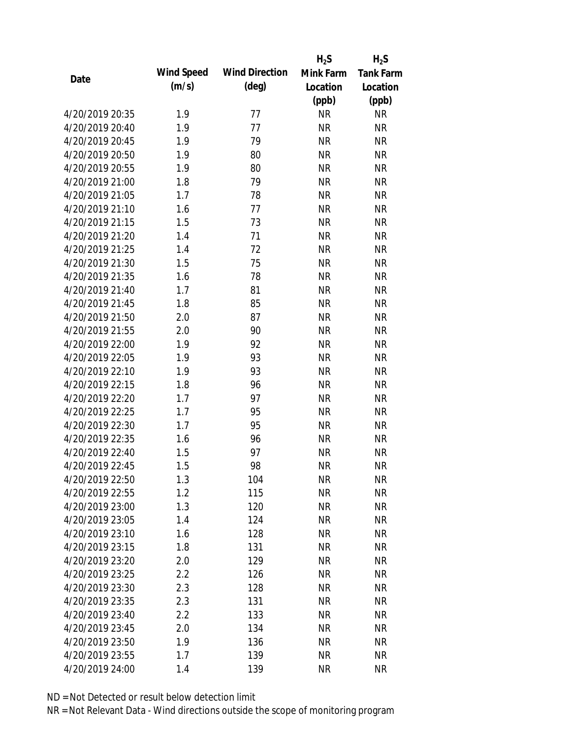| Date | Wind Speed (m/s) | Wind Direction (deg) | $H_2S$ Mink Farm Location (ppb) | $H_2S$ Tank Farm Location (ppb) |
|---|---|---|---|---|
| 4/20/2019 20:35 | 1.9 | 77 | NR | NR |
| 4/20/2019 20:40 | 1.9 | 77 | NR | NR |
| 4/20/2019 20:45 | 1.9 | 79 | NR | NR |
| 4/20/2019 20:50 | 1.9 | 80 | NR | NR |
| 4/20/2019 20:55 | 1.9 | 80 | NR | NR |
| 4/20/2019 21:00 | 1.8 | 79 | NR | NR |
| 4/20/2019 21:05 | 1.7 | 78 | NR | NR |
| 4/20/2019 21:10 | 1.6 | 77 | NR | NR |
| 4/20/2019 21:15 | 1.5 | 73 | NR | NR |
| 4/20/2019 21:20 | 1.4 | 71 | NR | NR |
| 4/20/2019 21:25 | 1.4 | 72 | NR | NR |
| 4/20/2019 21:30 | 1.5 | 75 | NR | NR |
| 4/20/2019 21:35 | 1.6 | 78 | NR | NR |
| 4/20/2019 21:40 | 1.7 | 81 | NR | NR |
| 4/20/2019 21:45 | 1.8 | 85 | NR | NR |
| 4/20/2019 21:50 | 2.0 | 87 | NR | NR |
| 4/20/2019 21:55 | 2.0 | 90 | NR | NR |
| 4/20/2019 22:00 | 1.9 | 92 | NR | NR |
| 4/20/2019 22:05 | 1.9 | 93 | NR | NR |
| 4/20/2019 22:10 | 1.9 | 93 | NR | NR |
| 4/20/2019 22:15 | 1.8 | 96 | NR | NR |
| 4/20/2019 22:20 | 1.7 | 97 | NR | NR |
| 4/20/2019 22:25 | 1.7 | 95 | NR | NR |
| 4/20/2019 22:30 | 1.7 | 95 | NR | NR |
| 4/20/2019 22:35 | 1.6 | 96 | NR | NR |
| 4/20/2019 22:40 | 1.5 | 97 | NR | NR |
| 4/20/2019 22:45 | 1.5 | 98 | NR | NR |
| 4/20/2019 22:50 | 1.3 | 104 | NR | NR |
| 4/20/2019 22:55 | 1.2 | 115 | NR | NR |
| 4/20/2019 23:00 | 1.3 | 120 | NR | NR |
| 4/20/2019 23:05 | 1.4 | 124 | NR | NR |
| 4/20/2019 23:10 | 1.6 | 128 | NR | NR |
| 4/20/2019 23:15 | 1.8 | 131 | NR | NR |
| 4/20/2019 23:20 | 2.0 | 129 | NR | NR |
| 4/20/2019 23:25 | 2.2 | 126 | NR | NR |
| 4/20/2019 23:30 | 2.3 | 128 | NR | NR |
| 4/20/2019 23:35 | 2.3 | 131 | NR | NR |
| 4/20/2019 23:40 | 2.2 | 133 | NR | NR |
| 4/20/2019 23:45 | 2.0 | 134 | NR | NR |
| 4/20/2019 23:50 | 1.9 | 136 | NR | NR |
| 4/20/2019 23:55 | 1.7 | 139 | NR | NR |
| 4/20/2019 24:00 | 1.4 | 139 | NR | NR |

ND = Not Detected or result below detection limit

NR = Not Relevant Data - Wind directions outside the scope of monitoring program